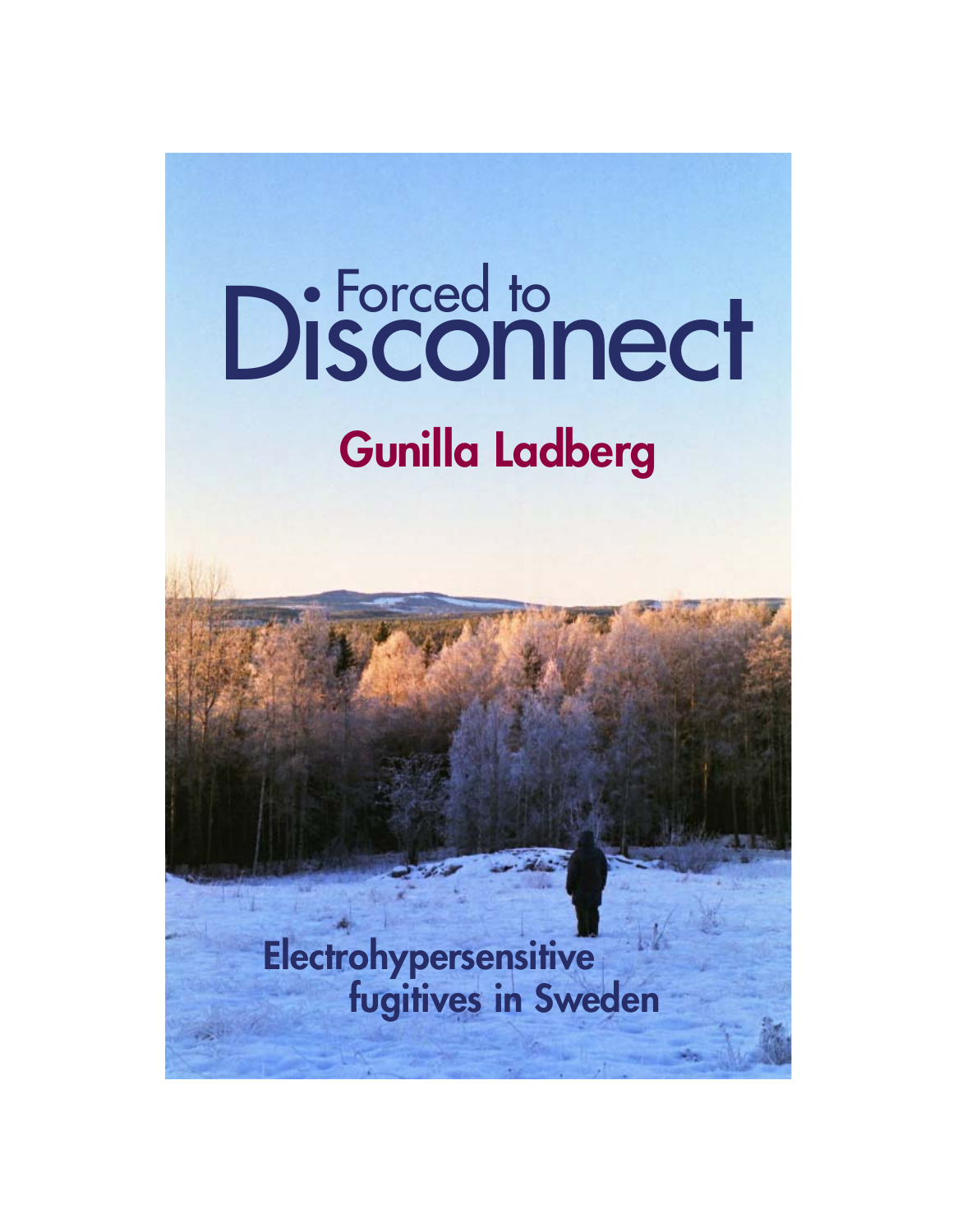# Forced to Disconnect

## Gunilla Ladberg

**Electrohypersensitive fugitives in Sweden**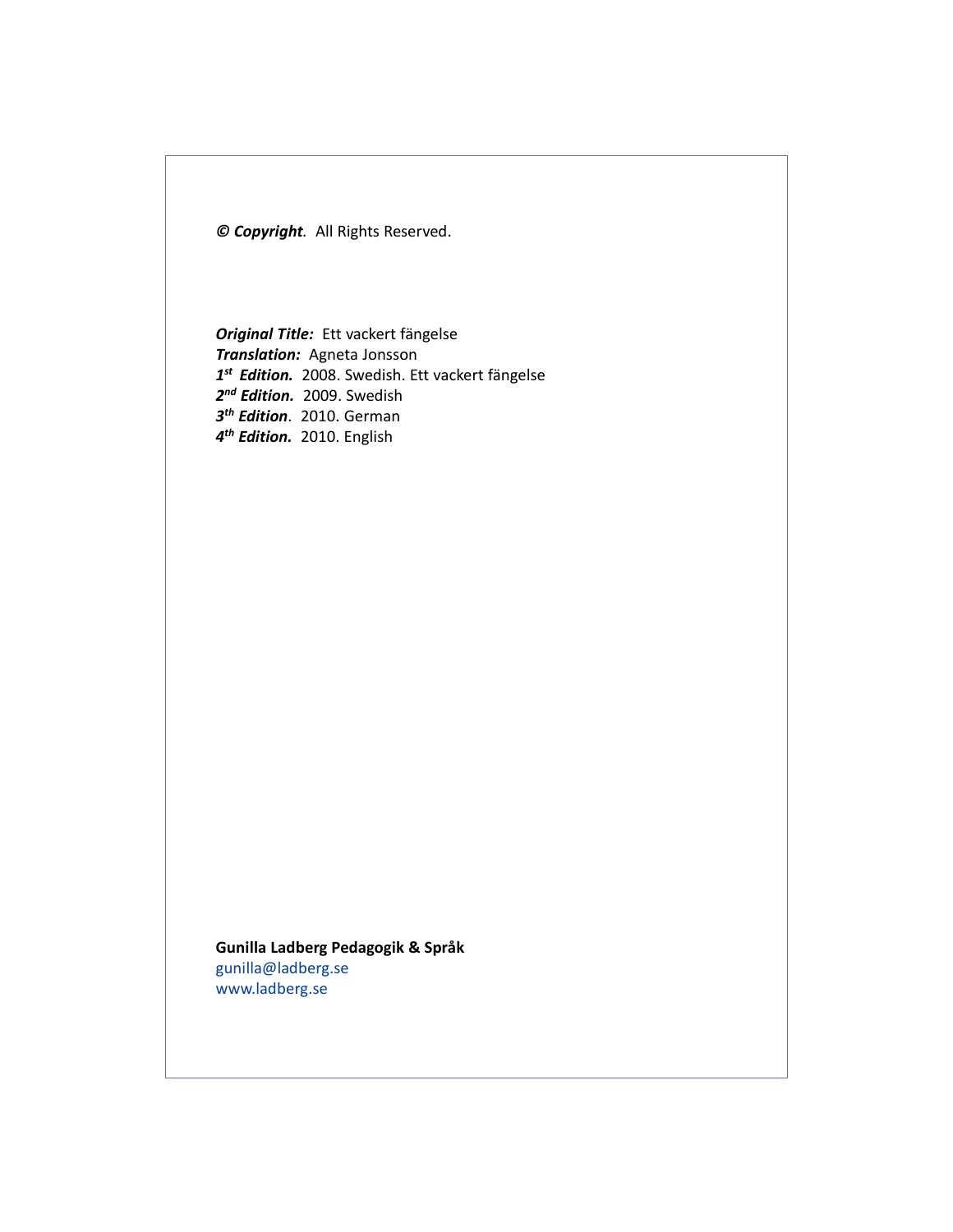***© Copyright**.* All Rights Reserved.

***Original Title:*** Ett vackert fängelse
***Translation:*** Agneta Jonsson
***1st Edition.*** 2008. Swedish. Ett vackert fängelse
***2nd Edition.*** 2009. Swedish
***3th Edition***. 2010. German
***4th Edition.*** 2010. English

**Gunilla Ladberg Pedagogik & Språk**
gunilla@ladberg.se
www.ladberg.se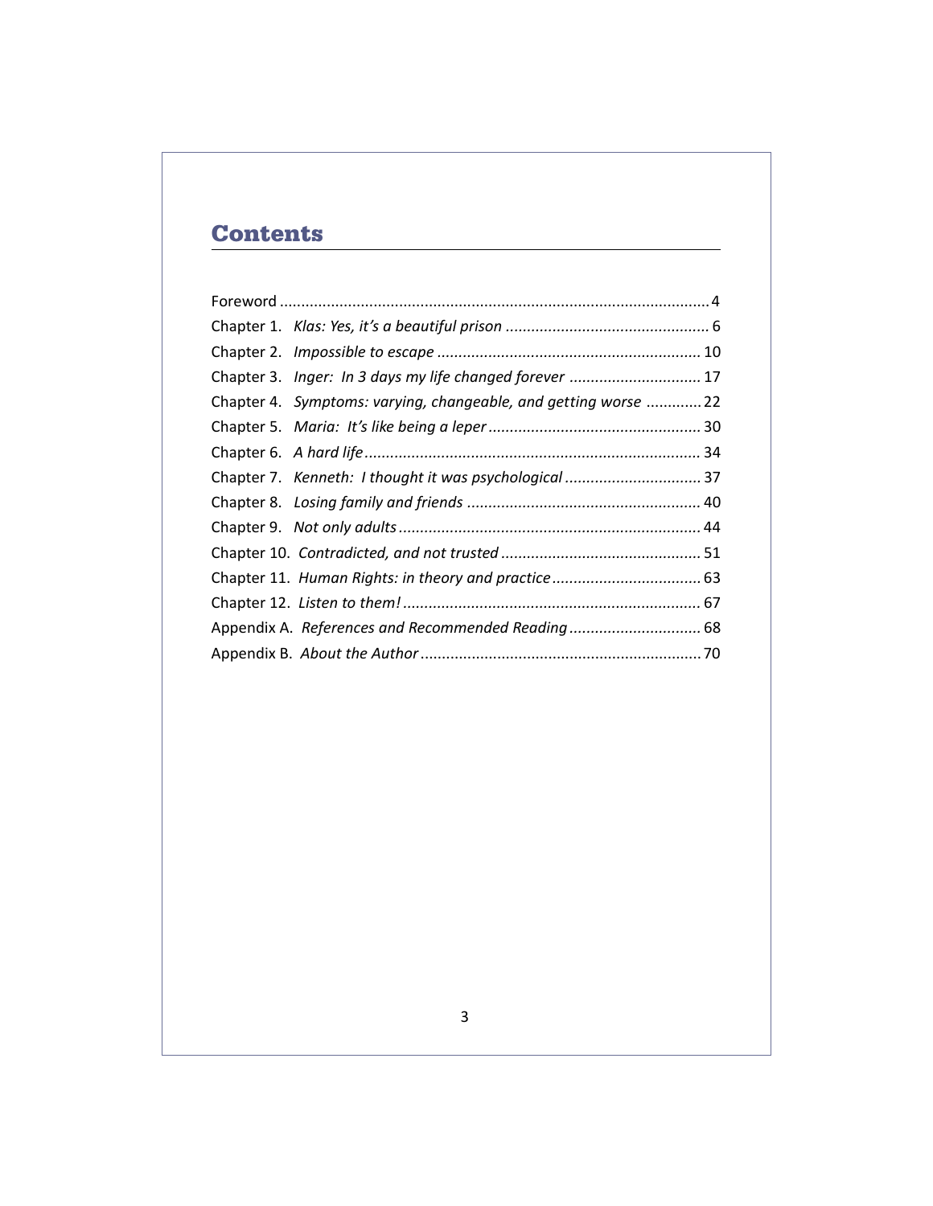## Contents

Foreword .................................................................................................... 4
Chapter 1. *Klas: Yes, it's a beautiful prison* ................................................ 6
Chapter 2. *Impossible to escape* ............................................................. 10
Chapter 3. *Inger: In 3 days my life changed forever* ............................... 17
Chapter 4. *Symptoms: varying, changeable, and getting worse* ............. 22
Chapter 5. *Maria: It's like being a leper* .................................................. 30
Chapter 6. *A hard life* ............................................................................... 34
Chapter 7. *Kenneth: I thought it was psychological* ................................ 37
Chapter 8. *Losing family and friends* ....................................................... 40
Chapter 9. *Not only adults* ....................................................................... 44
Chapter 10. *Contradicted, and not trusted* ............................................... 51
Chapter 11. *Human Rights: in theory and practice* ................................... 63
Chapter 12. *Listen to them!* ..................................................................... 67
Appendix A. *References and Recommended Reading* ............................... 68
Appendix B. *About the Author* ................................................................. 70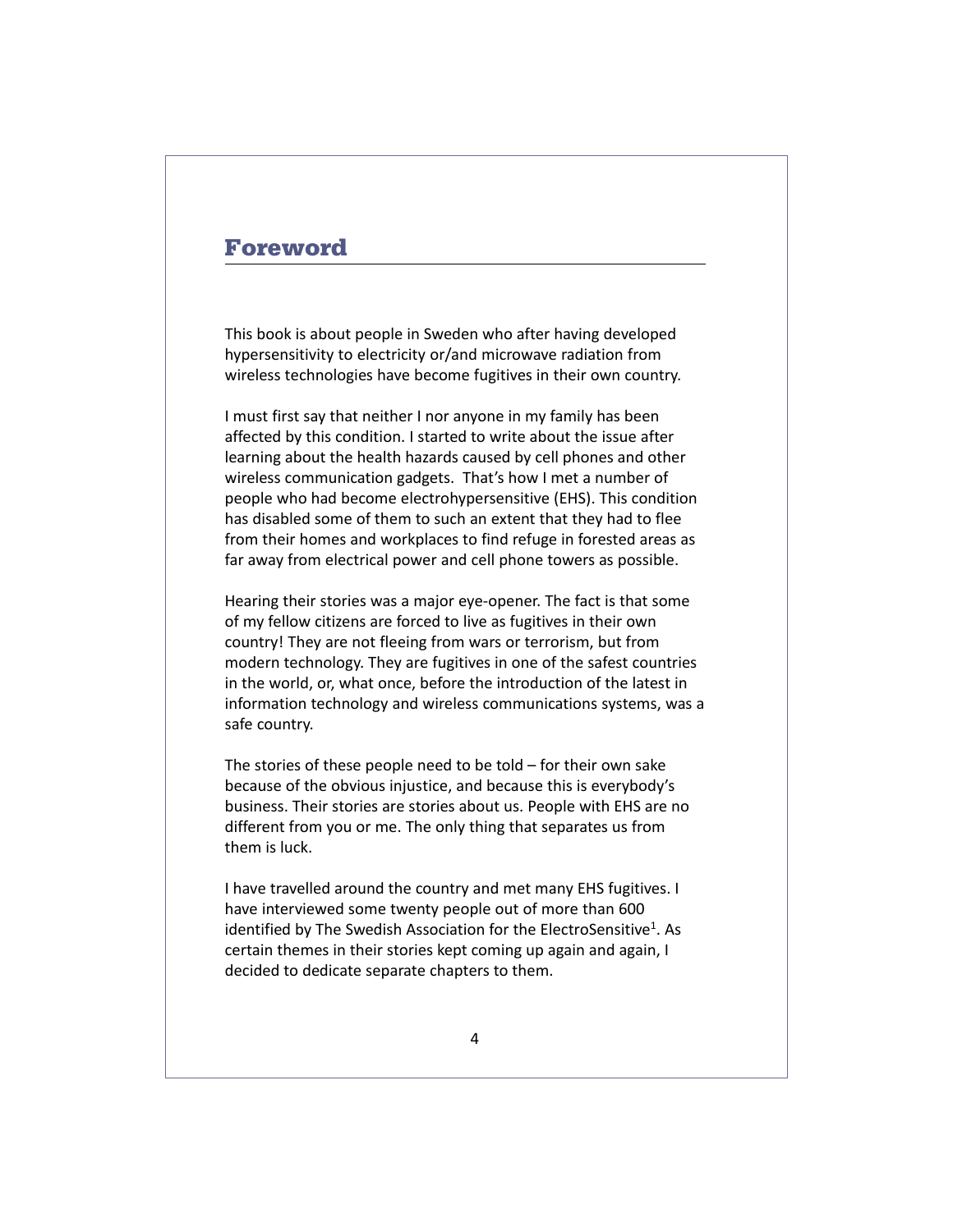# Foreword

This book is about people in Sweden who after having developed hypersensitivity to electricity or/and microwave radiation from wireless technologies have become fugitives in their own country.

I must first say that neither I nor anyone in my family has been affected by this condition. I started to write about the issue after learning about the health hazards caused by cell phones and other wireless communication gadgets. That's how I met a number of people who had become electrohypersensitive (EHS). This condition has disabled some of them to such an extent that they had to flee from their homes and workplaces to find refuge in forested areas as far away from electrical power and cell phone towers as possible.

Hearing their stories was a major eye-opener. The fact is that some of my fellow citizens are forced to live as fugitives in their own country! They are not fleeing from wars or terrorism, but from modern technology. They are fugitives in one of the safest countries in the world, or, what once, before the introduction of the latest in information technology and wireless communications systems, was a safe country.

The stories of these people need to be told – for their own sake because of the obvious injustice, and because this is everybody's business. Their stories are stories about us. People with EHS are no different from you or me. The only thing that separates us from them is luck.

I have travelled around the country and met many EHS fugitives. I have interviewed some twenty people out of more than 600 identified by The Swedish Association for the ElectroSensitive[1]. As certain themes in their stories kept coming up again and again, I decided to dedicate separate chapters to them.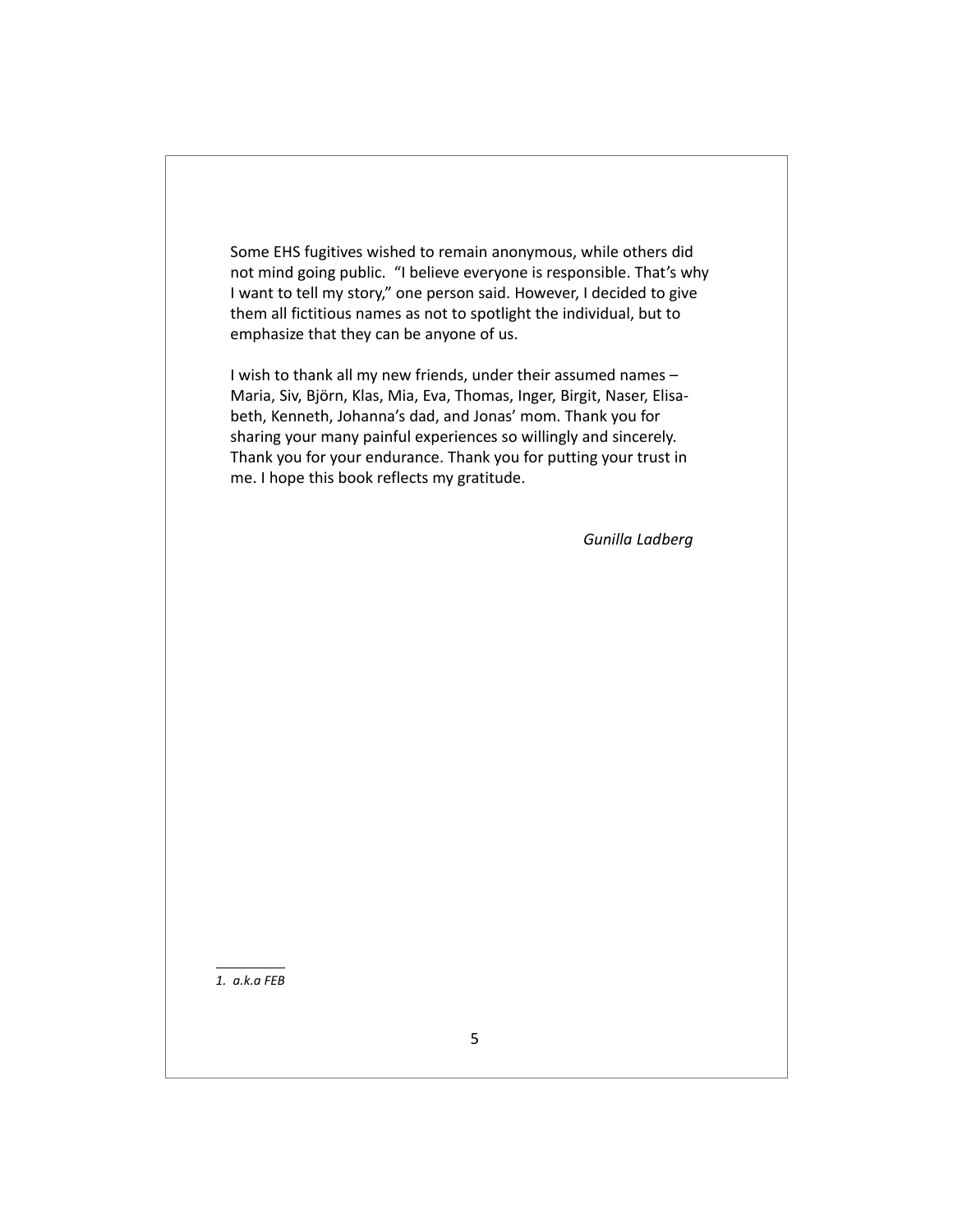Some EHS fugitives wished to remain anonymous, while others did not mind going public. "I believe everyone is responsible. That's why I want to tell my story," one person said. However, I decided to give them all fictitious names as not to spotlight the individual, but to emphasize that they can be anyone of us.

I wish to thank all my new friends, under their assumed names – Maria, Siv, Björn, Klas, Mia, Eva, Thomas, Inger, Birgit, Naser, Elisabeth, Kenneth, Johanna's dad, and Jonas' mom. Thank you for sharing your many painful experiences so willingly and sincerely. Thank you for your endurance. Thank you for putting your trust in me. I hope this book reflects my gratitude.

*Gunilla Ladberg*

---

*1. a.k.a FEB*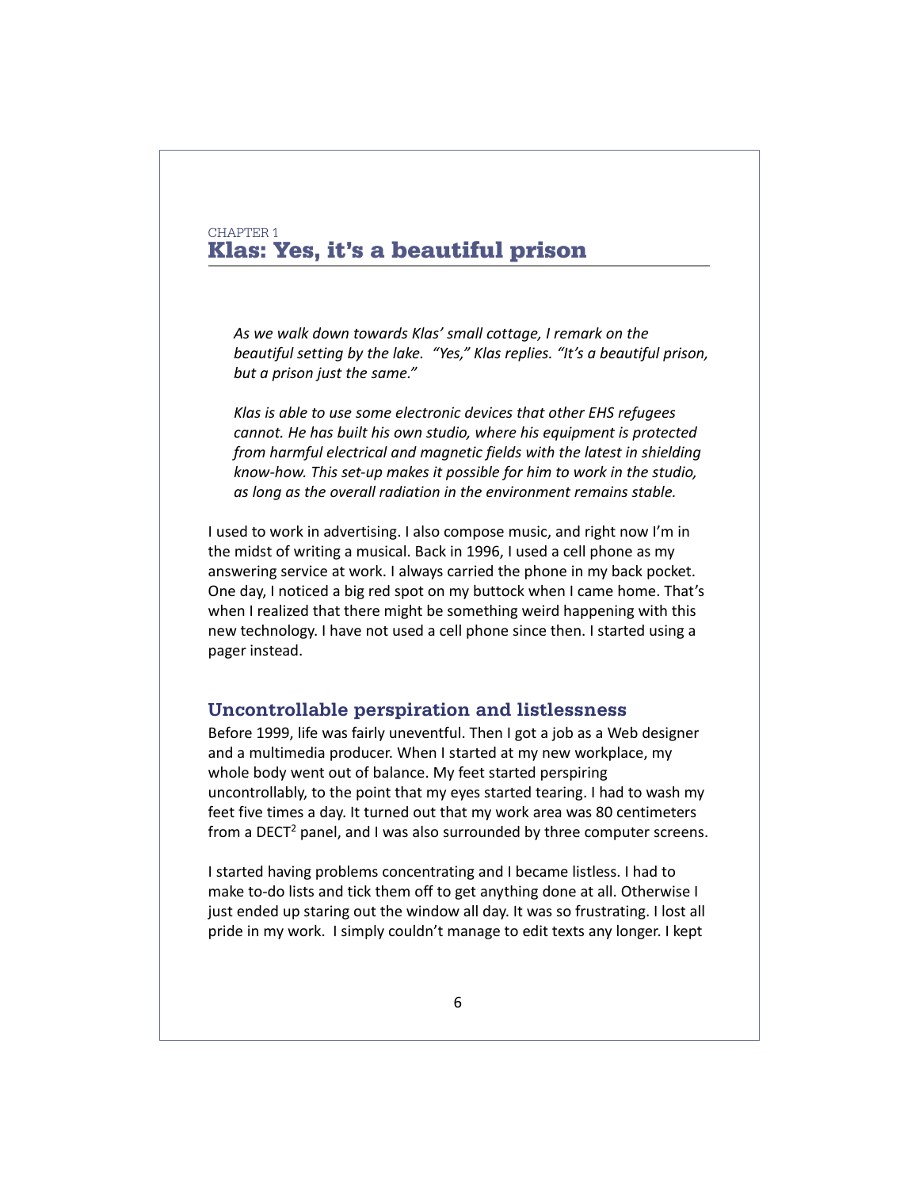CHAPTER 1

# Klas: Yes, it's a beautiful prison

*As we walk down towards Klas' small cottage, I remark on the beautiful setting by the lake. "Yes," Klas replies. "It's a beautiful prison, but a prison just the same."*

*Klas is able to use some electronic devices that other EHS refugees cannot. He has built his own studio, where his equipment is protected from harmful electrical and magnetic fields with the latest in shielding know-how. This set-up makes it possible for him to work in the studio, as long as the overall radiation in the environment remains stable.*

I used to work in advertising. I also compose music, and right now I'm in the midst of writing a musical. Back in 1996, I used a cell phone as my answering service at work. I always carried the phone in my back pocket. One day, I noticed a big red spot on my buttock when I came home. That's when I realized that there might be something weird happening with this new technology. I have not used a cell phone since then. I started using a pager instead.

## Uncontrollable perspiration and listlessness

Before 1999, life was fairly uneventful. Then I got a job as a Web designer and a multimedia producer. When I started at my new workplace, my whole body went out of balance. My feet started perspiring uncontrollably, to the point that my eyes started tearing. I had to wash my feet five times a day. It turned out that my work area was 80 centimeters from a DECT[2] panel, and I was also surrounded by three computer screens.

I started having problems concentrating and I became listless. I had to make to-do lists and tick them off to get anything done at all. Otherwise I just ended up staring out the window all day. It was so frustrating. I lost all pride in my work. I simply couldn't manage to edit texts any longer. I kept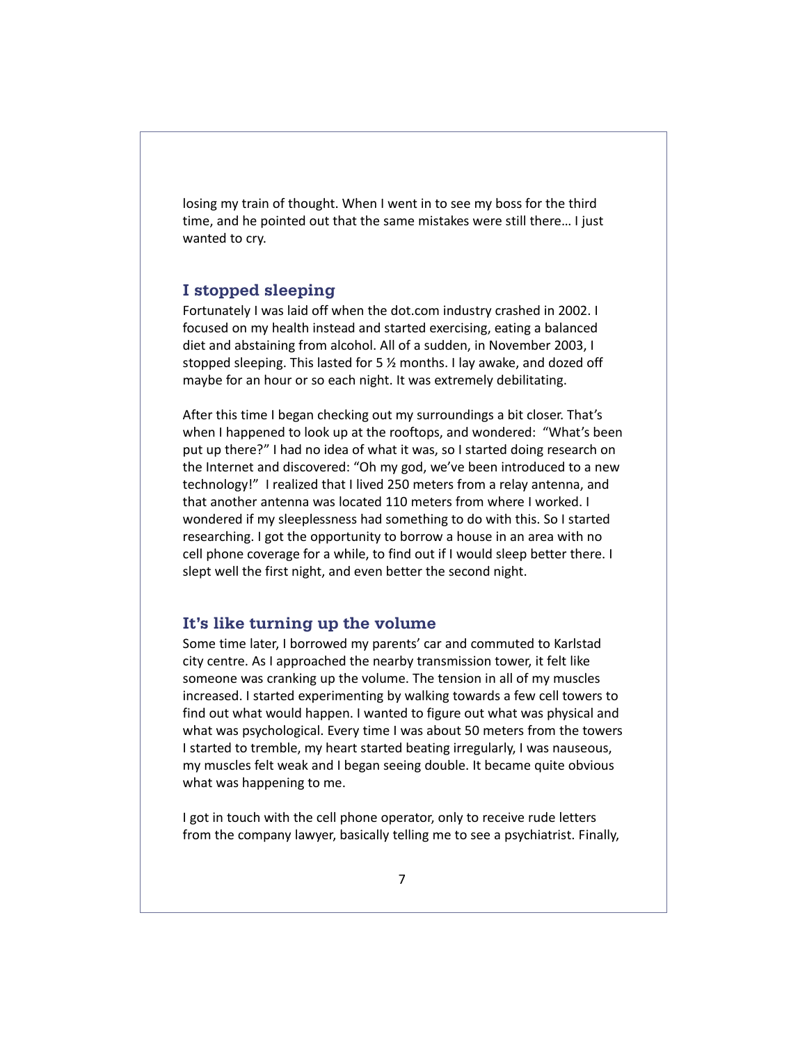losing my train of thought. When I went in to see my boss for the third time, and he pointed out that the same mistakes were still there… I just wanted to cry.

## I stopped sleeping

Fortunately I was laid off when the dot.com industry crashed in 2002. I focused on my health instead and started exercising, eating a balanced diet and abstaining from alcohol. All of a sudden, in November 2003, I stopped sleeping. This lasted for 5 ½ months. I lay awake, and dozed off maybe for an hour or so each night. It was extremely debilitating.

After this time I began checking out my surroundings a bit closer. That's when I happened to look up at the rooftops, and wondered: "What's been put up there?" I had no idea of what it was, so I started doing research on the Internet and discovered: "Oh my god, we've been introduced to a new technology!" I realized that I lived 250 meters from a relay antenna, and that another antenna was located 110 meters from where I worked. I wondered if my sleeplessness had something to do with this. So I started researching. I got the opportunity to borrow a house in an area with no cell phone coverage for a while, to find out if I would sleep better there. I slept well the first night, and even better the second night.

## It's like turning up the volume

Some time later, I borrowed my parents' car and commuted to Karlstad city centre. As I approached the nearby transmission tower, it felt like someone was cranking up the volume. The tension in all of my muscles increased. I started experimenting by walking towards a few cell towers to find out what would happen. I wanted to figure out what was physical and what was psychological. Every time I was about 50 meters from the towers I started to tremble, my heart started beating irregularly, I was nauseous, my muscles felt weak and I began seeing double. It became quite obvious what was happening to me.

I got in touch with the cell phone operator, only to receive rude letters from the company lawyer, basically telling me to see a psychiatrist. Finally,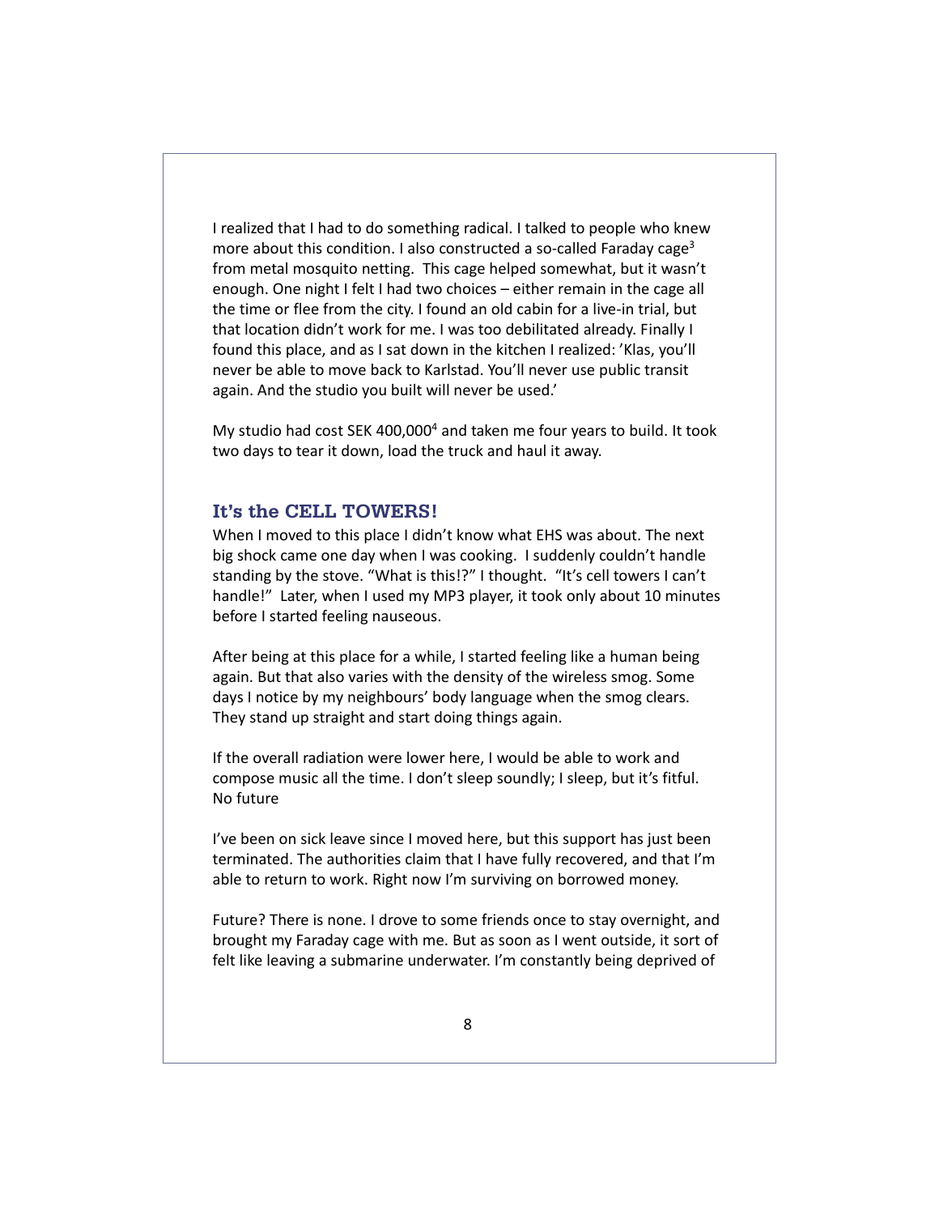I realized that I had to do something radical. I talked to people who knew more about this condition. I also constructed a so-called Faraday cage[3] from metal mosquito netting. This cage helped somewhat, but it wasn't enough. One night I felt I had two choices – either remain in the cage all the time or flee from the city. I found an old cabin for a live-in trial, but that location didn't work for me. I was too debilitated already. Finally I found this place, and as I sat down in the kitchen I realized: 'Klas, you'll never be able to move back to Karlstad. You'll never use public transit again. And the studio you built will never be used.'

My studio had cost SEK 400,000[4] and taken me four years to build. It took two days to tear it down, load the truck and haul it away.

## It's the CELL TOWERS!

When I moved to this place I didn't know what EHS was about. The next big shock came one day when I was cooking. I suddenly couldn't handle standing by the stove. "What is this!?" I thought. "It's cell towers I can't handle!" Later, when I used my MP3 player, it took only about 10 minutes before I started feeling nauseous.

After being at this place for a while, I started feeling like a human being again. But that also varies with the density of the wireless smog. Some days I notice by my neighbours' body language when the smog clears. They stand up straight and start doing things again.

If the overall radiation were lower here, I would be able to work and compose music all the time. I don't sleep soundly; I sleep, but it's fitful.
No future

I've been on sick leave since I moved here, but this support has just been terminated. The authorities claim that I have fully recovered, and that I'm able to return to work. Right now I'm surviving on borrowed money.

Future? There is none. I drove to some friends once to stay overnight, and brought my Faraday cage with me. But as soon as I went outside, it sort of felt like leaving a submarine underwater. I'm constantly being deprived of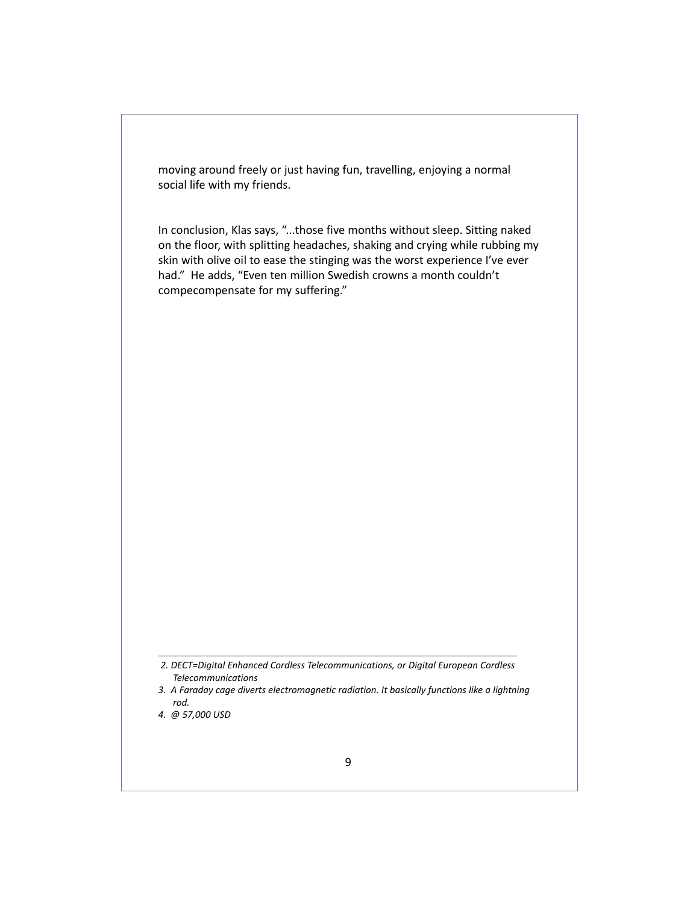moving around freely or just having fun, travelling, enjoying a normal social life with my friends.

In conclusion, Klas says, "...those five months without sleep. Sitting naked on the floor, with splitting headaches, shaking and crying while rubbing my skin with olive oil to ease the stinging was the worst experience I've ever had." He adds, "Even ten million Swedish crowns a month couldn't compecompensate for my suffering."

---

*2. DECT=Digital Enhanced Cordless Telecommunications, or Digital European Cordless Telecommunications*

*3. A Faraday cage diverts electromagnetic radiation. It basically functions like a lightning rod.*

*4. @ 57,000 USD*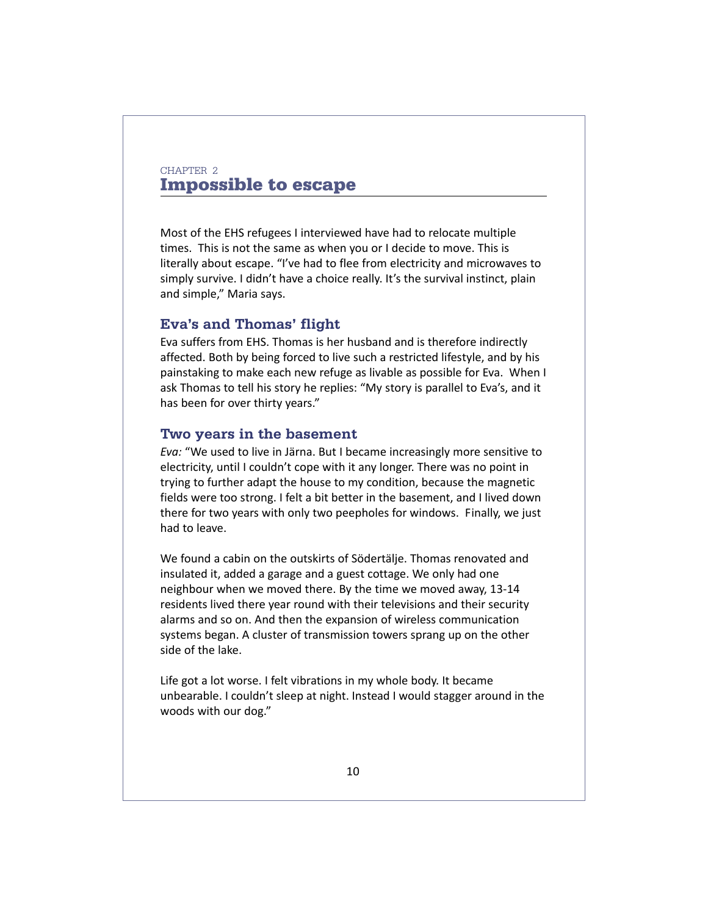CHAPTER 2

# Impossible to escape

Most of the EHS refugees I interviewed have had to relocate multiple times. This is not the same as when you or I decide to move. This is literally about escape. "I've had to flee from electricity and microwaves to simply survive. I didn't have a choice really. It's the survival instinct, plain and simple," Maria says.

## Eva's and Thomas' flight

Eva suffers from EHS. Thomas is her husband and is therefore indirectly affected. Both by being forced to live such a restricted lifestyle, and by his painstaking to make each new refuge as livable as possible for Eva. When I ask Thomas to tell his story he replies: "My story is parallel to Eva's, and it has been for over thirty years."

## Two years in the basement

*Eva:* "We used to live in Järna. But I became increasingly more sensitive to electricity, until I couldn't cope with it any longer. There was no point in trying to further adapt the house to my condition, because the magnetic fields were too strong. I felt a bit better in the basement, and I lived down there for two years with only two peepholes for windows. Finally, we just had to leave.

We found a cabin on the outskirts of Södertälje. Thomas renovated and insulated it, added a garage and a guest cottage. We only had one neighbour when we moved there. By the time we moved away, 13-14 residents lived there year round with their televisions and their security alarms and so on. And then the expansion of wireless communication systems began. A cluster of transmission towers sprang up on the other side of the lake.

Life got a lot worse. I felt vibrations in my whole body. It became unbearable. I couldn't sleep at night. Instead I would stagger around in the woods with our dog."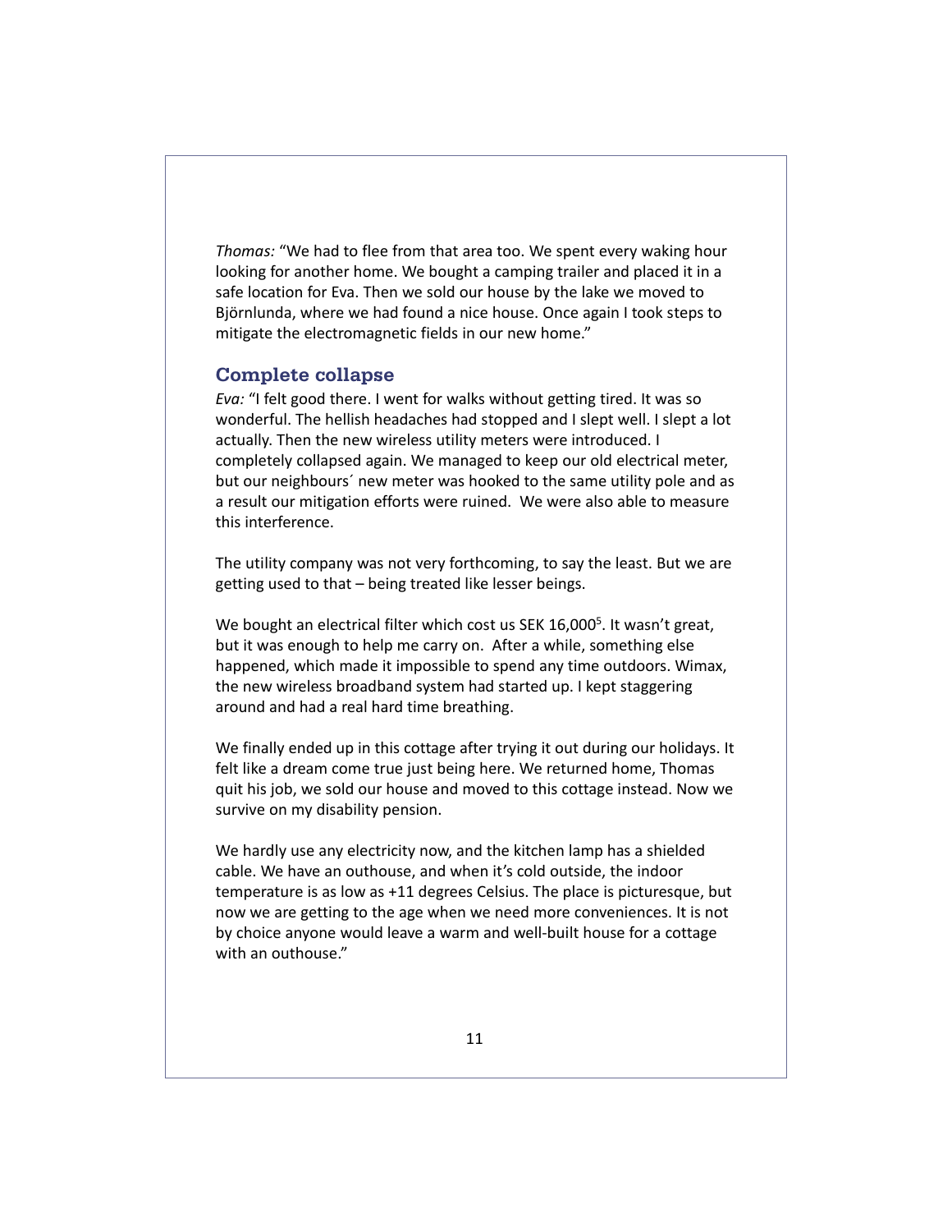*Thomas:* "We had to flee from that area too. We spent every waking hour looking for another home. We bought a camping trailer and placed it in a safe location for Eva. Then we sold our house by the lake we moved to Björnlunda, where we had found a nice house. Once again I took steps to mitigate the electromagnetic fields in our new home."

## Complete collapse

*Eva:* "I felt good there. I went for walks without getting tired. It was so wonderful. The hellish headaches had stopped and I slept well. I slept a lot actually. Then the new wireless utility meters were introduced. I completely collapsed again. We managed to keep our old electrical meter, but our neighbours´ new meter was hooked to the same utility pole and as a result our mitigation efforts were ruined. We were also able to measure this interference.

The utility company was not very forthcoming, to say the least. But we are getting used to that – being treated like lesser beings.

We bought an electrical filter which cost us SEK 16,000[5]. It wasn't great, but it was enough to help me carry on. After a while, something else happened, which made it impossible to spend any time outdoors. Wimax, the new wireless broadband system had started up. I kept staggering around and had a real hard time breathing.

We finally ended up in this cottage after trying it out during our holidays. It felt like a dream come true just being here. We returned home, Thomas quit his job, we sold our house and moved to this cottage instead. Now we survive on my disability pension.

We hardly use any electricity now, and the kitchen lamp has a shielded cable. We have an outhouse, and when it's cold outside, the indoor temperature is as low as +11 degrees Celsius. The place is picturesque, but now we are getting to the age when we need more conveniences. It is not by choice anyone would leave a warm and well-built house for a cottage with an outhouse."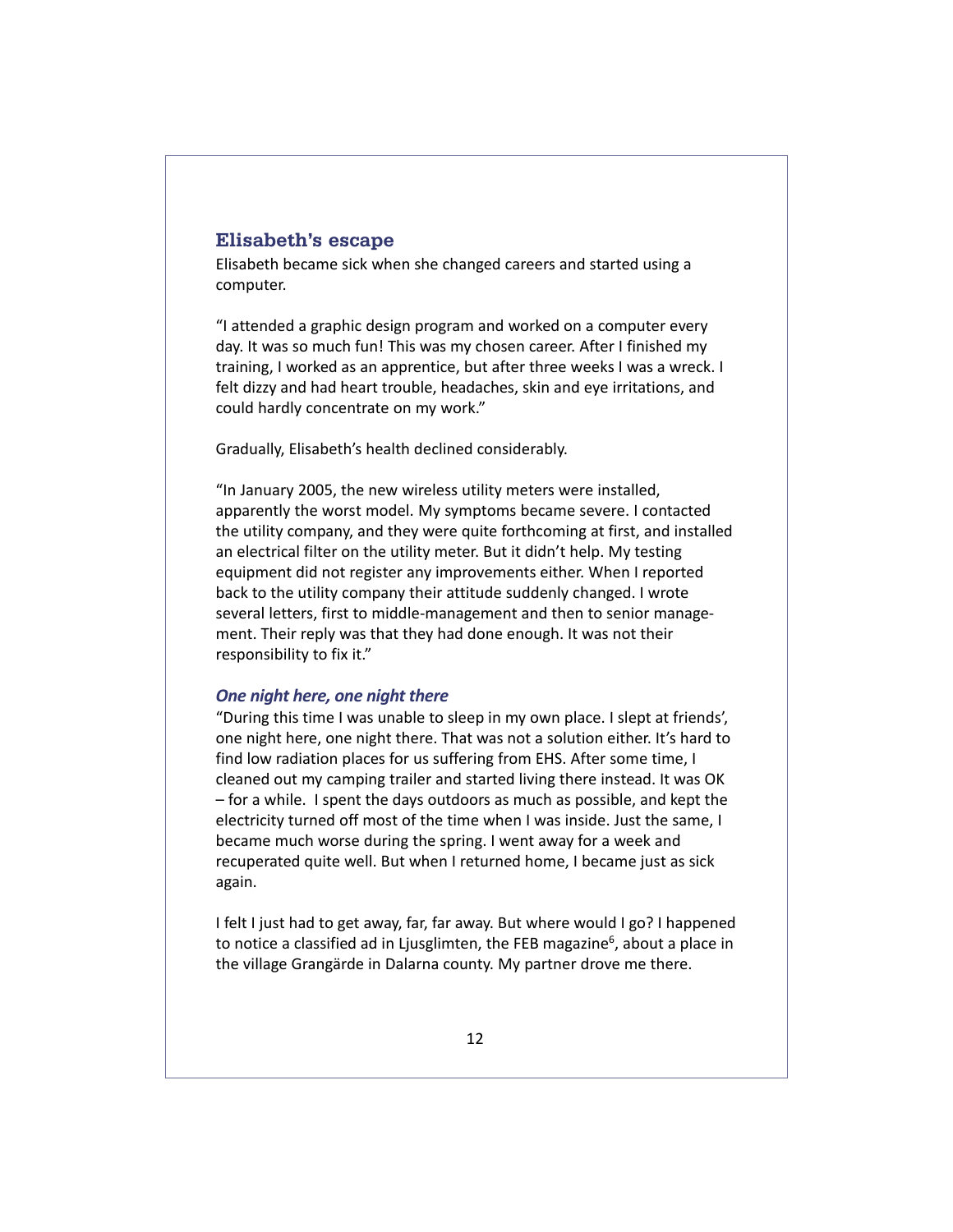## Elisabeth's escape

Elisabeth became sick when she changed careers and started using a computer.

"I attended a graphic design program and worked on a computer every day. It was so much fun! This was my chosen career. After I finished my training, I worked as an apprentice, but after three weeks I was a wreck. I felt dizzy and had heart trouble, headaches, skin and eye irritations, and could hardly concentrate on my work."

Gradually, Elisabeth's health declined considerably.

"In January 2005, the new wireless utility meters were installed, apparently the worst model. My symptoms became severe. I contacted the utility company, and they were quite forthcoming at first, and installed an electrical filter on the utility meter. But it didn't help. My testing equipment did not register any improvements either. When I reported back to the utility company their attitude suddenly changed. I wrote several letters, first to middle-management and then to senior management. Their reply was that they had done enough. It was not their responsibility to fix it."

### *One night here, one night there*

"During this time I was unable to sleep in my own place. I slept at friends', one night here, one night there. That was not a solution either. It's hard to find low radiation places for us suffering from EHS. After some time, I cleaned out my camping trailer and started living there instead. It was OK – for a while. I spent the days outdoors as much as possible, and kept the electricity turned off most of the time when I was inside. Just the same, I became much worse during the spring. I went away for a week and recuperated quite well. But when I returned home, I became just as sick again.

I felt I just had to get away, far, far away. But where would I go? I happened to notice a classified ad in Ljusglimten, the FEB magazine[6], about a place in the village Grangärde in Dalarna county. My partner drove me there.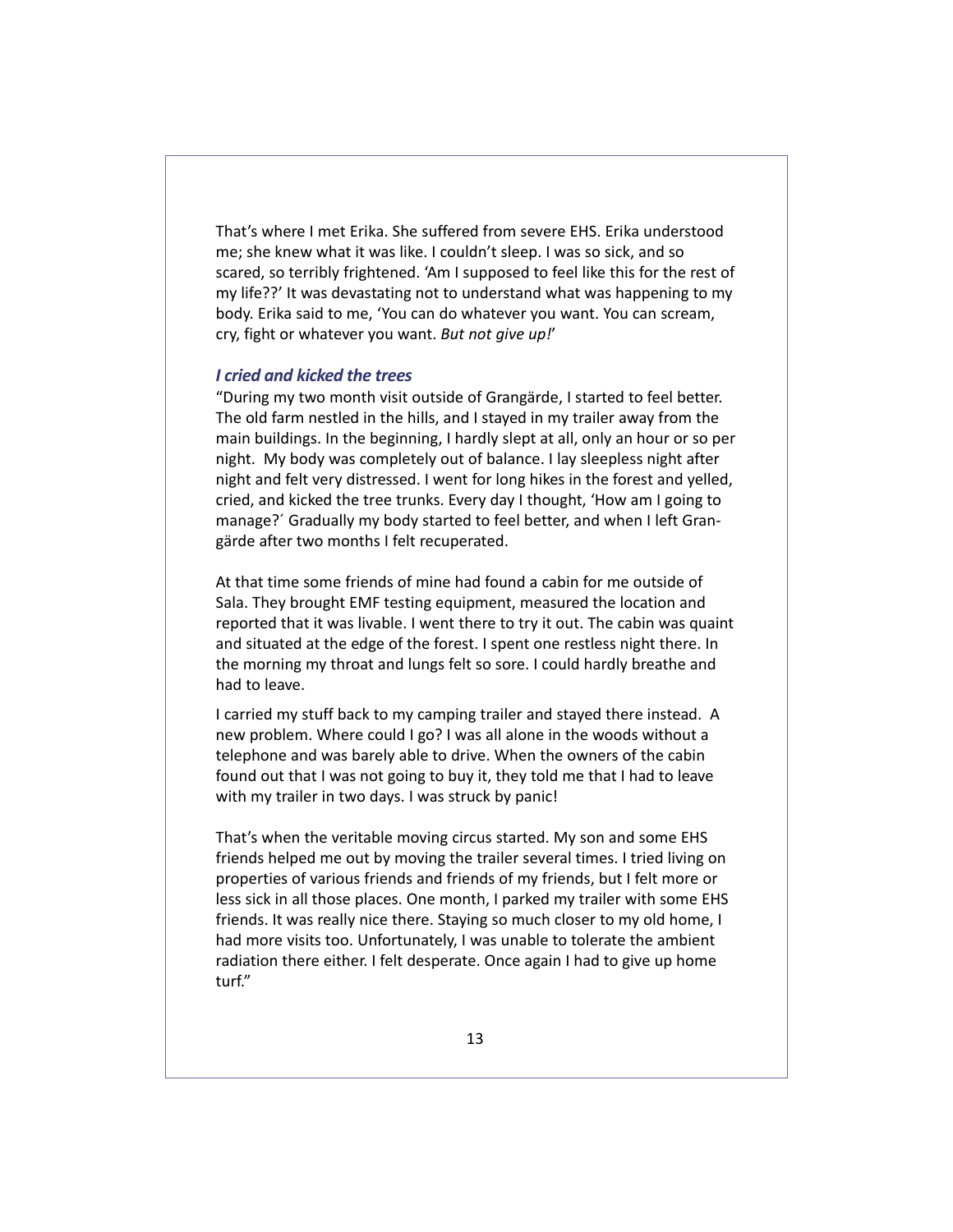That's where I met Erika. She suffered from severe EHS. Erika understood me; she knew what it was like. I couldn't sleep. I was so sick, and so scared, so terribly frightened. 'Am I supposed to feel like this for the rest of my life??' It was devastating not to understand what was happening to my body. Erika said to me, 'You can do whatever you want. You can scream, cry, fight or whatever you want. *But not give up!*'

### *I cried and kicked the trees*

"During my two month visit outside of Grangärde, I started to feel better. The old farm nestled in the hills, and I stayed in my trailer away from the main buildings. In the beginning, I hardly slept at all, only an hour or so per night. My body was completely out of balance. I lay sleepless night after night and felt very distressed. I went for long hikes in the forest and yelled, cried, and kicked the tree trunks. Every day I thought, 'How am I going to manage?´ Gradually my body started to feel better, and when I left Grangärde after two months I felt recuperated.

At that time some friends of mine had found a cabin for me outside of Sala. They brought EMF testing equipment, measured the location and reported that it was livable. I went there to try it out. The cabin was quaint and situated at the edge of the forest. I spent one restless night there. In the morning my throat and lungs felt so sore. I could hardly breathe and had to leave.

I carried my stuff back to my camping trailer and stayed there instead. A new problem. Where could I go? I was all alone in the woods without a telephone and was barely able to drive. When the owners of the cabin found out that I was not going to buy it, they told me that I had to leave with my trailer in two days. I was struck by panic!

That's when the veritable moving circus started. My son and some EHS friends helped me out by moving the trailer several times. I tried living on properties of various friends and friends of my friends, but I felt more or less sick in all those places. One month, I parked my trailer with some EHS friends. It was really nice there. Staying so much closer to my old home, I had more visits too. Unfortunately, I was unable to tolerate the ambient radiation there either. I felt desperate. Once again I had to give up home turf."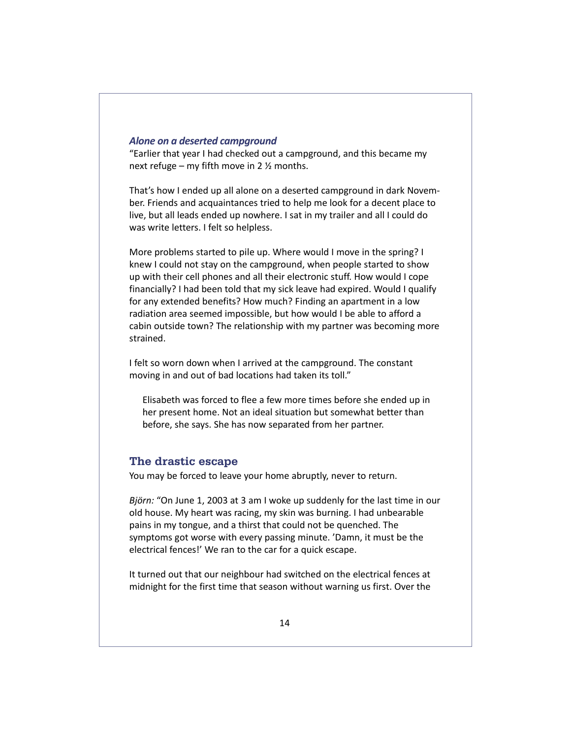### *Alone on a deserted campground*

"Earlier that year I had checked out a campground, and this became my next refuge – my fifth move in 2 ½ months.

That's how I ended up all alone on a deserted campground in dark November. Friends and acquaintances tried to help me look for a decent place to live, but all leads ended up nowhere. I sat in my trailer and all I could do was write letters. I felt so helpless.

More problems started to pile up. Where would I move in the spring? I knew I could not stay on the campground, when people started to show up with their cell phones and all their electronic stuff. How would I cope financially? I had been told that my sick leave had expired. Would I qualify for any extended benefits? How much? Finding an apartment in a low radiation area seemed impossible, but how would I be able to afford a cabin outside town? The relationship with my partner was becoming more strained.

I felt so worn down when I arrived at the campground. The constant moving in and out of bad locations had taken its toll."

> Elisabeth was forced to flee a few more times before she ended up in her present home. Not an ideal situation but somewhat better than before, she says. She has now separated from her partner.

## The drastic escape

You may be forced to leave your home abruptly, never to return.

*Björn:* "On June 1, 2003 at 3 am I woke up suddenly for the last time in our old house. My heart was racing, my skin was burning. I had unbearable pains in my tongue, and a thirst that could not be quenched. The symptoms got worse with every passing minute. 'Damn, it must be the electrical fences!' We ran to the car for a quick escape.

It turned out that our neighbour had switched on the electrical fences at midnight for the first time that season without warning us first. Over the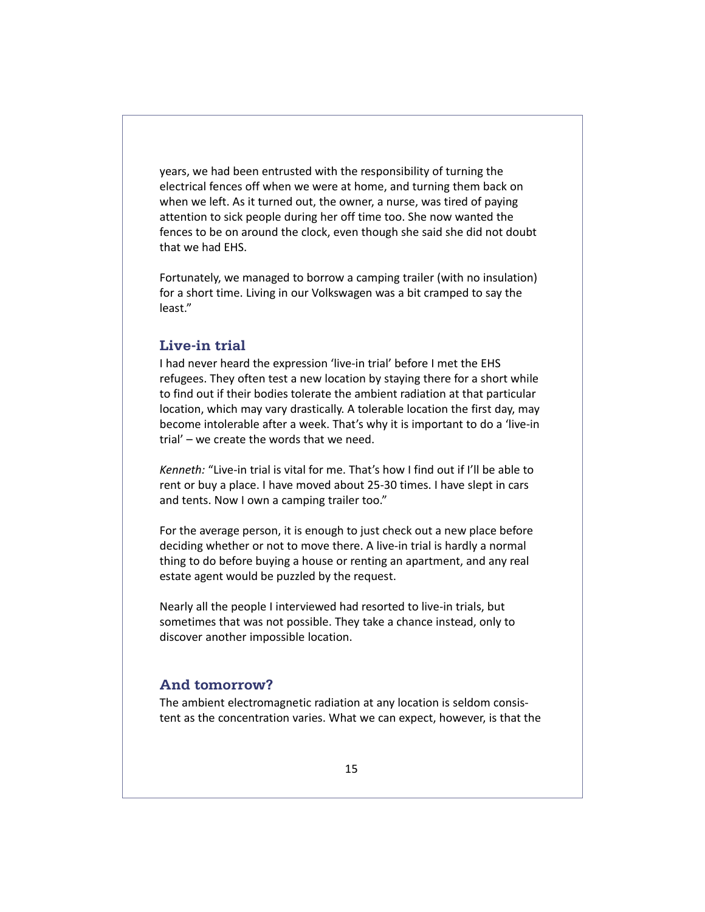years, we had been entrusted with the responsibility of turning the electrical fences off when we were at home, and turning them back on when we left. As it turned out, the owner, a nurse, was tired of paying attention to sick people during her off time too. She now wanted the fences to be on around the clock, even though she said she did not doubt that we had EHS.

Fortunately, we managed to borrow a camping trailer (with no insulation) for a short time. Living in our Volkswagen was a bit cramped to say the least."

## Live-in trial

I had never heard the expression 'live-in trial' before I met the EHS refugees. They often test a new location by staying there for a short while to find out if their bodies tolerate the ambient radiation at that particular location, which may vary drastically. A tolerable location the first day, may become intolerable after a week. That's why it is important to do a 'live-in trial' – we create the words that we need.

*Kenneth:* "Live-in trial is vital for me. That's how I find out if I'll be able to rent or buy a place. I have moved about 25-30 times. I have slept in cars and tents. Now I own a camping trailer too."

For the average person, it is enough to just check out a new place before deciding whether or not to move there. A live-in trial is hardly a normal thing to do before buying a house or renting an apartment, and any real estate agent would be puzzled by the request.

Nearly all the people I interviewed had resorted to live-in trials, but sometimes that was not possible. They take a chance instead, only to discover another impossible location.

## And tomorrow?

The ambient electromagnetic radiation at any location is seldom consistent as the concentration varies. What we can expect, however, is that the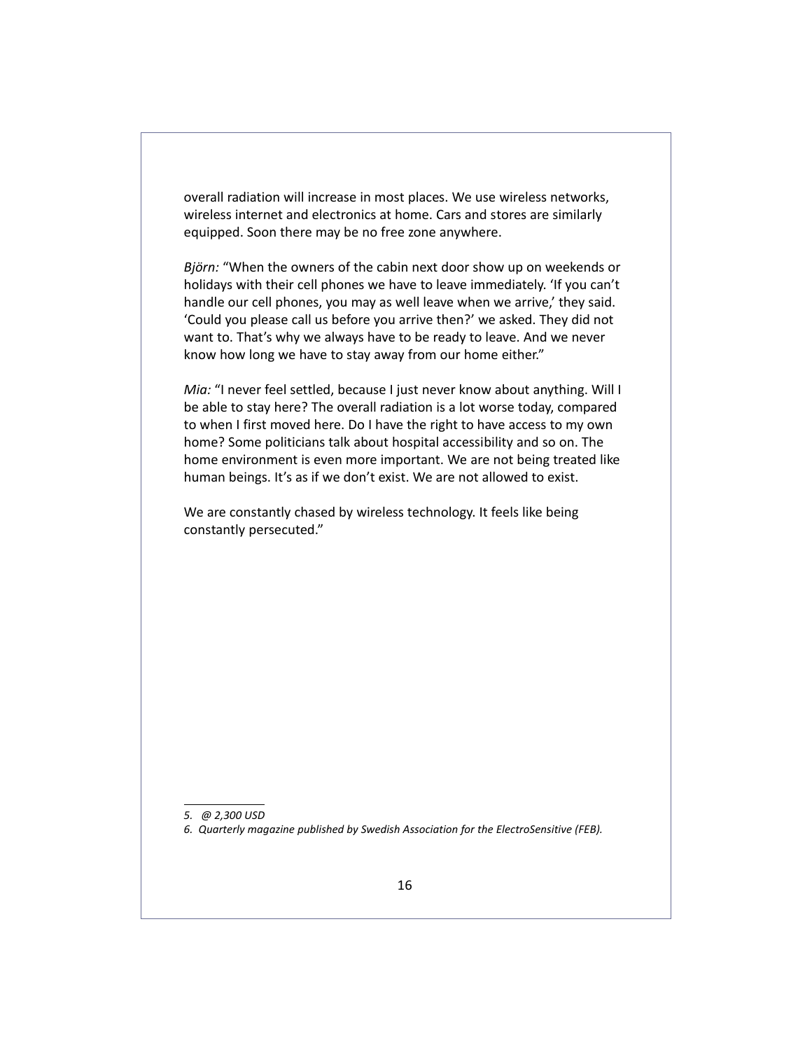overall radiation will increase in most places. We use wireless networks, wireless internet and electronics at home. Cars and stores are similarly equipped. Soon there may be no free zone anywhere.

*Björn:* "When the owners of the cabin next door show up on weekends or holidays with their cell phones we have to leave immediately. 'If you can't handle our cell phones, you may as well leave when we arrive,' they said. 'Could you please call us before you arrive then?' we asked. They did not want to. That's why we always have to be ready to leave. And we never know how long we have to stay away from our home either."

*Mia:* "I never feel settled, because I just never know about anything. Will I be able to stay here? The overall radiation is a lot worse today, compared to when I first moved here. Do I have the right to have access to my own home? Some politicians talk about hospital accessibility and so on. The home environment is even more important. We are not being treated like human beings. It's as if we don't exist. We are not allowed to exist.

We are constantly chased by wireless technology. It feels like being constantly persecuted."

---

*5. @ 2,300 USD*

*6. Quarterly magazine published by Swedish Association for the ElectroSensitive (FEB).*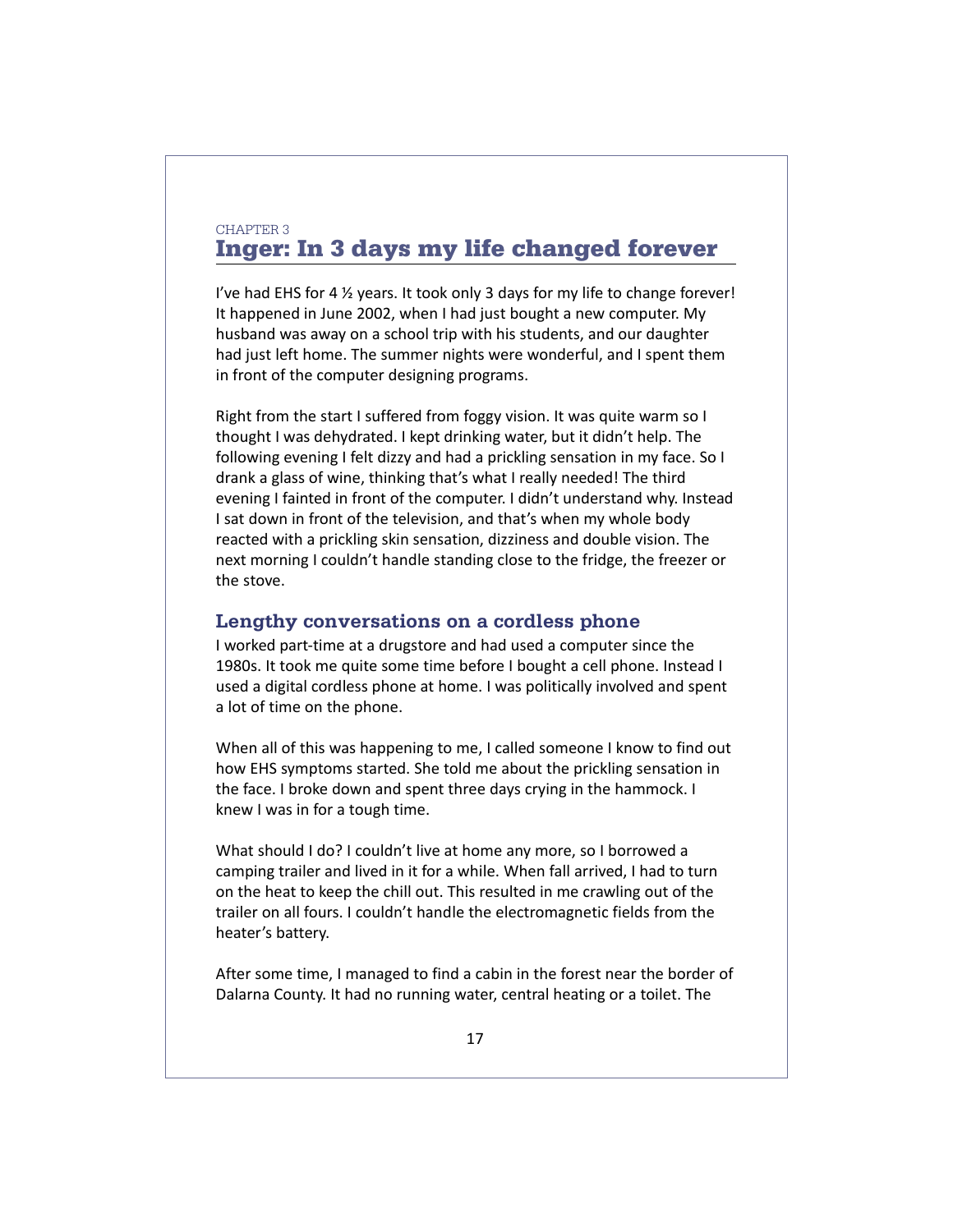CHAPTER 3

# Inger: In 3 days my life changed forever

I've had EHS for 4 ½ years. It took only 3 days for my life to change forever! It happened in June 2002, when I had just bought a new computer. My husband was away on a school trip with his students, and our daughter had just left home. The summer nights were wonderful, and I spent them in front of the computer designing programs.

Right from the start I suffered from foggy vision. It was quite warm so I thought I was dehydrated. I kept drinking water, but it didn't help. The following evening I felt dizzy and had a prickling sensation in my face. So I drank a glass of wine, thinking that's what I really needed! The third evening I fainted in front of the computer. I didn't understand why. Instead I sat down in front of the television, and that's when my whole body reacted with a prickling skin sensation, dizziness and double vision. The next morning I couldn't handle standing close to the fridge, the freezer or the stove.

## Lengthy conversations on a cordless phone

I worked part-time at a drugstore and had used a computer since the 1980s. It took me quite some time before I bought a cell phone. Instead I used a digital cordless phone at home. I was politically involved and spent a lot of time on the phone.

When all of this was happening to me, I called someone I know to find out how EHS symptoms started. She told me about the prickling sensation in the face. I broke down and spent three days crying in the hammock. I knew I was in for a tough time.

What should I do? I couldn't live at home any more, so I borrowed a camping trailer and lived in it for a while. When fall arrived, I had to turn on the heat to keep the chill out. This resulted in me crawling out of the trailer on all fours. I couldn't handle the electromagnetic fields from the heater's battery.

After some time, I managed to find a cabin in the forest near the border of Dalarna County. It had no running water, central heating or a toilet. The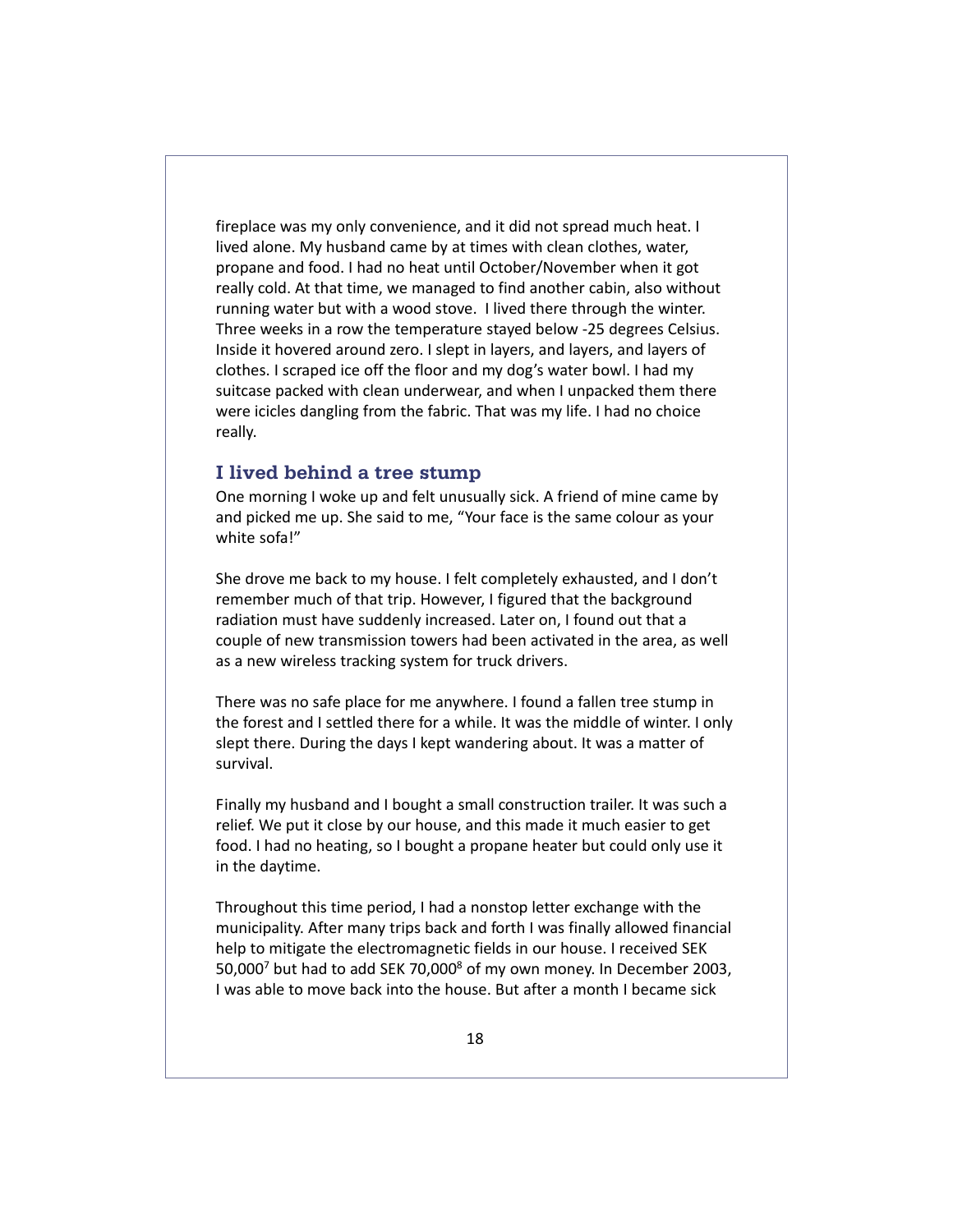fireplace was my only convenience, and it did not spread much heat. I lived alone. My husband came by at times with clean clothes, water, propane and food. I had no heat until October/November when it got really cold. At that time, we managed to find another cabin, also without running water but with a wood stove. I lived there through the winter. Three weeks in a row the temperature stayed below -25 degrees Celsius. Inside it hovered around zero. I slept in layers, and layers, and layers of clothes. I scraped ice off the floor and my dog's water bowl. I had my suitcase packed with clean underwear, and when I unpacked them there were icicles dangling from the fabric. That was my life. I had no choice really.

## I lived behind a tree stump

One morning I woke up and felt unusually sick. A friend of mine came by and picked me up. She said to me, "Your face is the same colour as your white sofa!"

She drove me back to my house. I felt completely exhausted, and I don't remember much of that trip. However, I figured that the background radiation must have suddenly increased. Later on, I found out that a couple of new transmission towers had been activated in the area, as well as a new wireless tracking system for truck drivers.

There was no safe place for me anywhere. I found a fallen tree stump in the forest and I settled there for a while. It was the middle of winter. I only slept there. During the days I kept wandering about. It was a matter of survival.

Finally my husband and I bought a small construction trailer. It was such a relief. We put it close by our house, and this made it much easier to get food. I had no heating, so I bought a propane heater but could only use it in the daytime.

Throughout this time period, I had a nonstop letter exchange with the municipality. After many trips back and forth I was finally allowed financial help to mitigate the electromagnetic fields in our house. I received SEK 50,000[7] but had to add SEK 70,000[8] of my own money. In December 2003, I was able to move back into the house. But after a month I became sick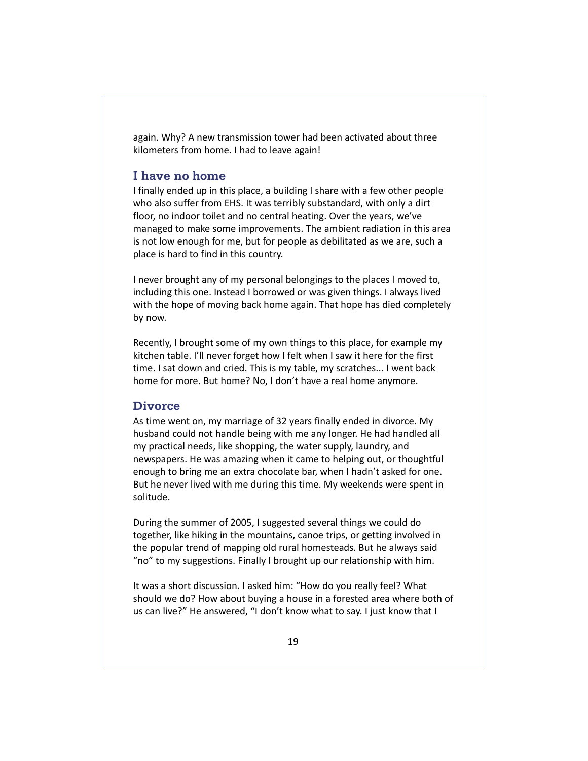again. Why? A new transmission tower had been activated about three kilometers from home. I had to leave again!

## I have no home

I finally ended up in this place, a building I share with a few other people who also suffer from EHS. It was terribly substandard, with only a dirt floor, no indoor toilet and no central heating. Over the years, we've managed to make some improvements. The ambient radiation in this area is not low enough for me, but for people as debilitated as we are, such a place is hard to find in this country.

I never brought any of my personal belongings to the places I moved to, including this one. Instead I borrowed or was given things. I always lived with the hope of moving back home again. That hope has died completely by now.

Recently, I brought some of my own things to this place, for example my kitchen table. I'll never forget how I felt when I saw it here for the first time. I sat down and cried. This is my table, my scratches... I went back home for more. But home? No, I don't have a real home anymore.

## Divorce

As time went on, my marriage of 32 years finally ended in divorce. My husband could not handle being with me any longer. He had handled all my practical needs, like shopping, the water supply, laundry, and newspapers. He was amazing when it came to helping out, or thoughtful enough to bring me an extra chocolate bar, when I hadn't asked for one. But he never lived with me during this time. My weekends were spent in solitude.

During the summer of 2005, I suggested several things we could do together, like hiking in the mountains, canoe trips, or getting involved in the popular trend of mapping old rural homesteads. But he always said "no" to my suggestions. Finally I brought up our relationship with him.

It was a short discussion. I asked him: "How do you really feel? What should we do? How about buying a house in a forested area where both of us can live?" He answered, "I don't know what to say. I just know that I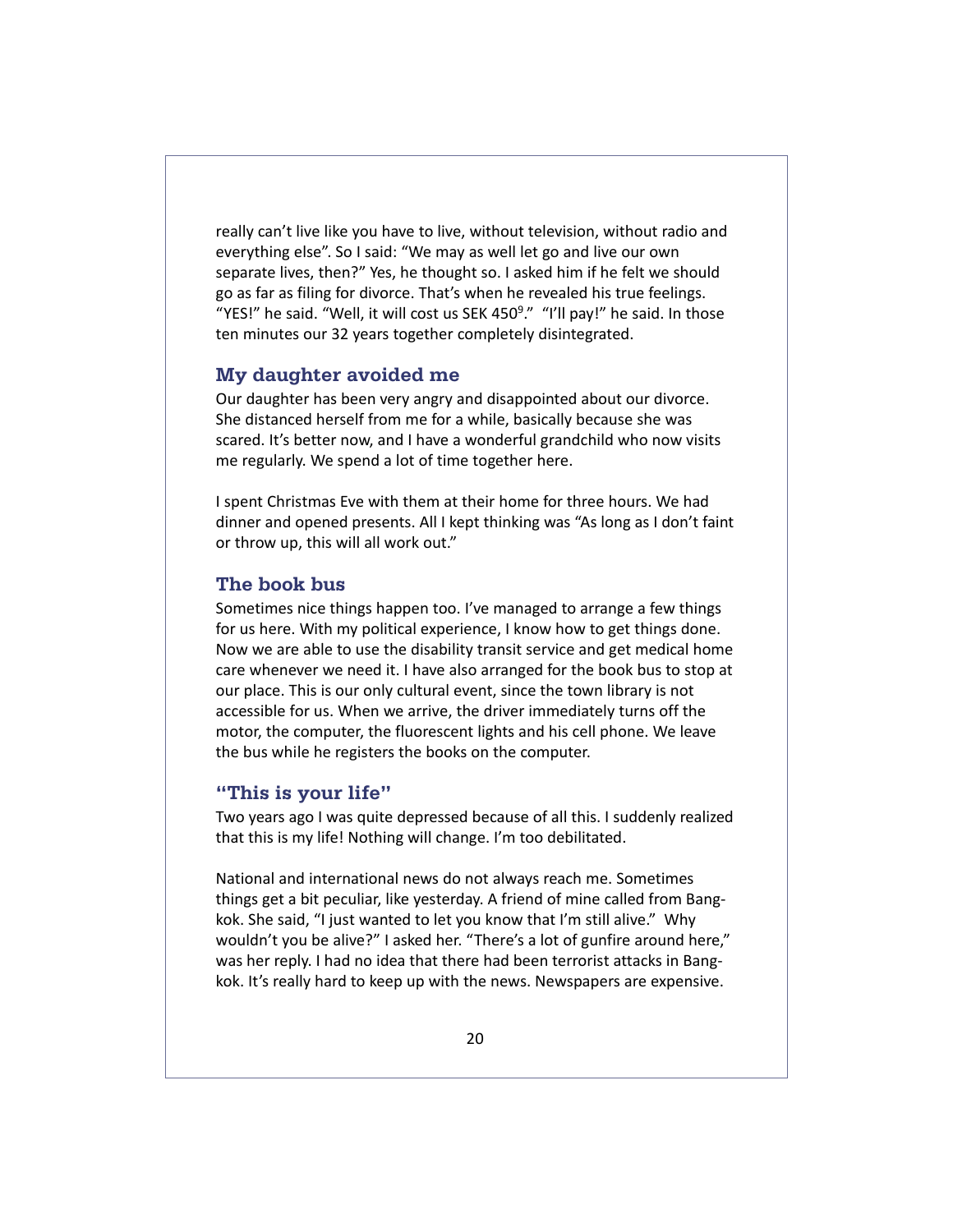really can't live like you have to live, without television, without radio and everything else". So I said: "We may as well let go and live our own separate lives, then?" Yes, he thought so. I asked him if he felt we should go as far as filing for divorce. That's when he revealed his true feelings. "YES!" he said. "Well, it will cost us SEK 450[9]." "I'll pay!" he said. In those ten minutes our 32 years together completely disintegrated.

## My daughter avoided me

Our daughter has been very angry and disappointed about our divorce. She distanced herself from me for a while, basically because she was scared. It's better now, and I have a wonderful grandchild who now visits me regularly. We spend a lot of time together here.

I spent Christmas Eve with them at their home for three hours. We had dinner and opened presents. All I kept thinking was "As long as I don't faint or throw up, this will all work out."

## The book bus

Sometimes nice things happen too. I've managed to arrange a few things for us here. With my political experience, I know how to get things done. Now we are able to use the disability transit service and get medical home care whenever we need it. I have also arranged for the book bus to stop at our place. This is our only cultural event, since the town library is not accessible for us. When we arrive, the driver immediately turns off the motor, the computer, the fluorescent lights and his cell phone. We leave the bus while he registers the books on the computer.

## "This is your life"

Two years ago I was quite depressed because of all this. I suddenly realized that this is my life! Nothing will change. I'm too debilitated.

National and international news do not always reach me. Sometimes things get a bit peculiar, like yesterday. A friend of mine called from Bangkok. She said, "I just wanted to let you know that I'm still alive." Why wouldn't you be alive?" I asked her. "There's a lot of gunfire around here," was her reply. I had no idea that there had been terrorist attacks in Bangkok. It's really hard to keep up with the news. Newspapers are expensive.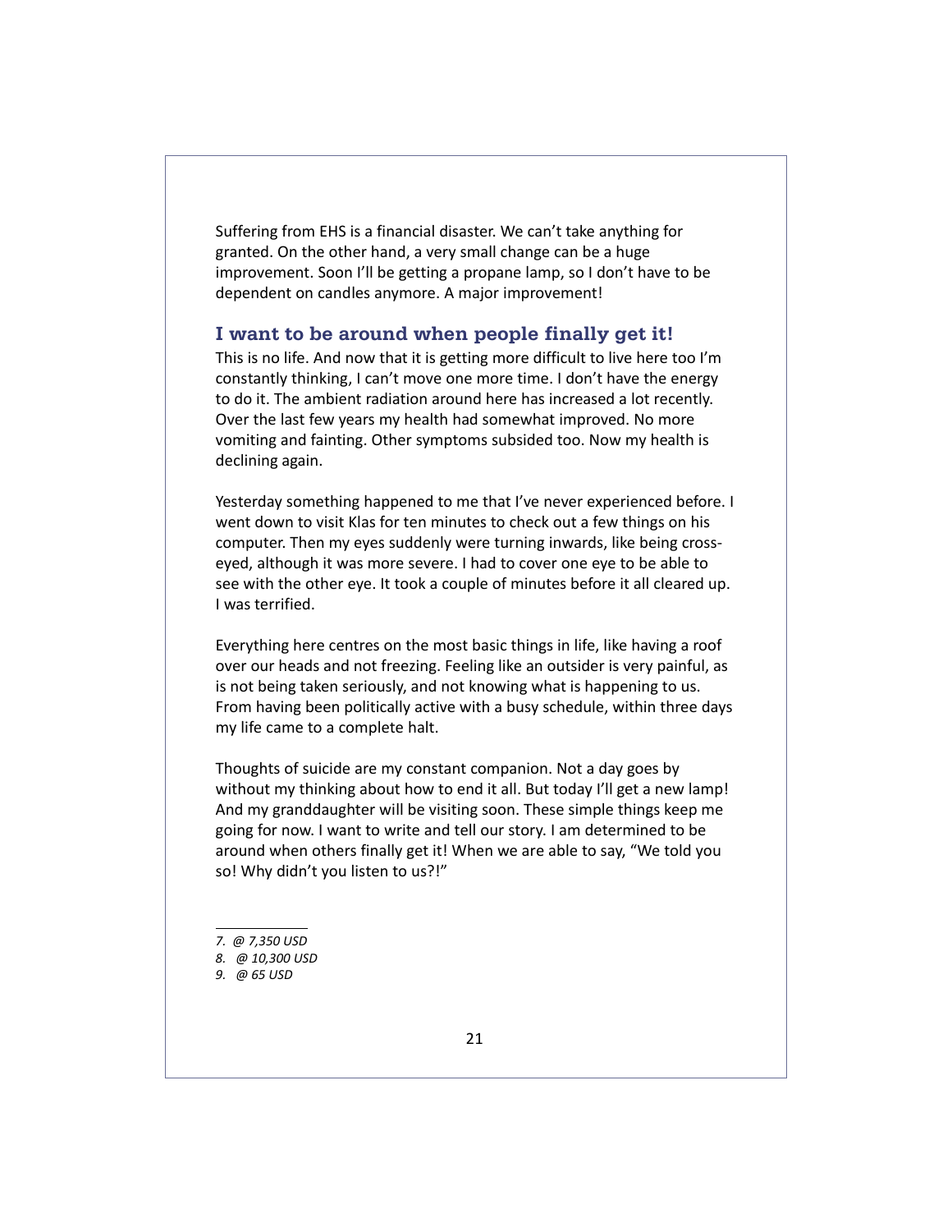Suffering from EHS is a financial disaster. We can't take anything for granted. On the other hand, a very small change can be a huge improvement. Soon I'll be getting a propane lamp, so I don't have to be dependent on candles anymore. A major improvement!

## I want to be around when people finally get it!

This is no life. And now that it is getting more difficult to live here too I'm constantly thinking, I can't move one more time. I don't have the energy to do it. The ambient radiation around here has increased a lot recently. Over the last few years my health had somewhat improved. No more vomiting and fainting. Other symptoms subsided too. Now my health is declining again.

Yesterday something happened to me that I've never experienced before. I went down to visit Klas for ten minutes to check out a few things on his computer. Then my eyes suddenly were turning inwards, like being cross-eyed, although it was more severe. I had to cover one eye to be able to see with the other eye. It took a couple of minutes before it all cleared up. I was terrified.

Everything here centres on the most basic things in life, like having a roof over our heads and not freezing. Feeling like an outsider is very painful, as is not being taken seriously, and not knowing what is happening to us. From having been politically active with a busy schedule, within three days my life came to a complete halt.

Thoughts of suicide are my constant companion. Not a day goes by without my thinking about how to end it all. But today I'll get a new lamp! And my granddaughter will be visiting soon. These simple things keep me going for now. I want to write and tell our story. I am determined to be around when others finally get it! When we are able to say, "We told you so! Why didn't you listen to us?!"

---

*7. @ 7,350 USD*

*8. @ 10,300 USD*

*9. @ 65 USD*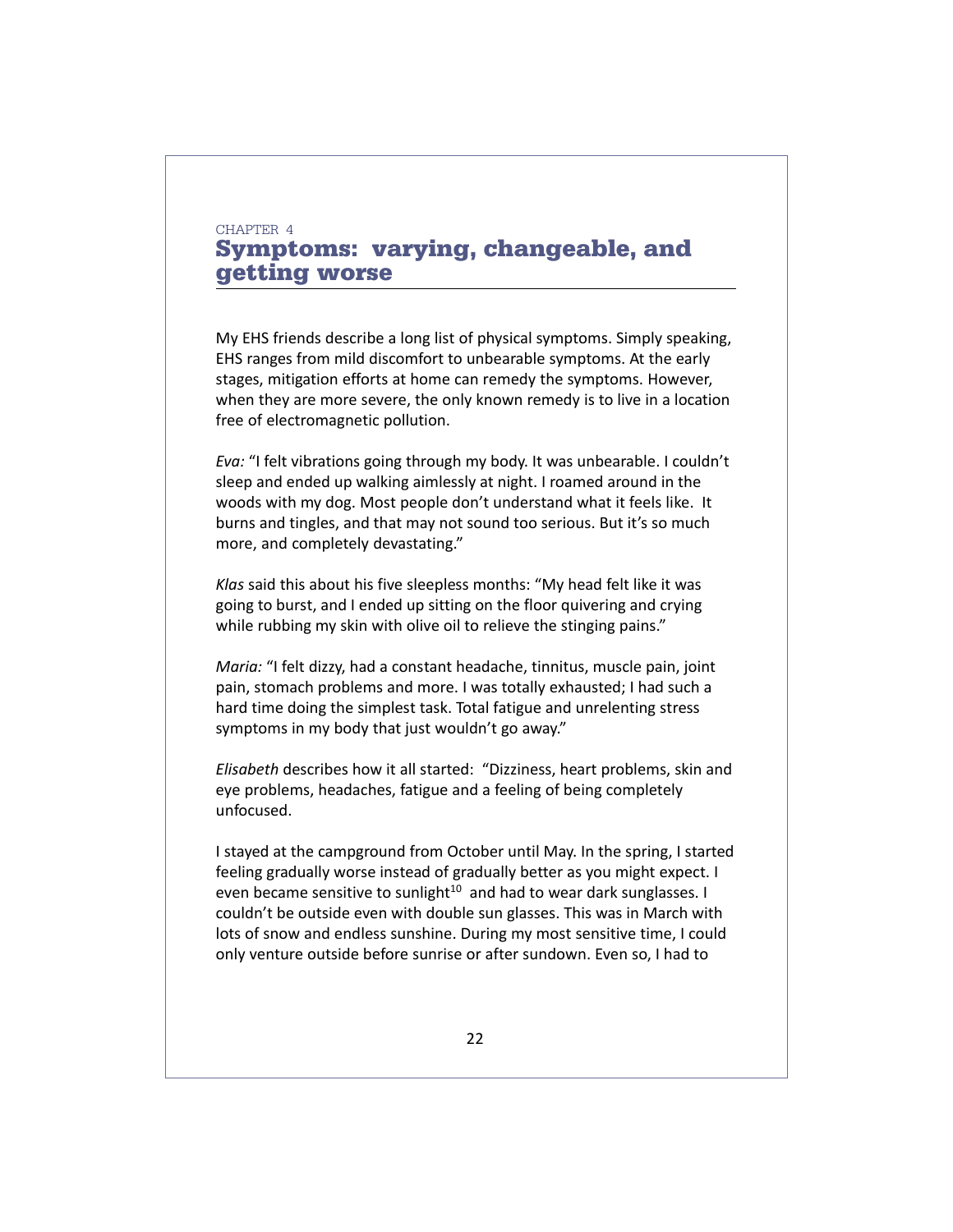CHAPTER 4

# Symptoms: varying, changeable, and getting worse

My EHS friends describe a long list of physical symptoms. Simply speaking, EHS ranges from mild discomfort to unbearable symptoms. At the early stages, mitigation efforts at home can remedy the symptoms. However, when they are more severe, the only known remedy is to live in a location free of electromagnetic pollution.

*Eva:* "I felt vibrations going through my body. It was unbearable. I couldn't sleep and ended up walking aimlessly at night. I roamed around in the woods with my dog. Most people don't understand what it feels like. It burns and tingles, and that may not sound too serious. But it's so much more, and completely devastating."

*Klas* said this about his five sleepless months: "My head felt like it was going to burst, and I ended up sitting on the floor quivering and crying while rubbing my skin with olive oil to relieve the stinging pains."

*Maria:* "I felt dizzy, had a constant headache, tinnitus, muscle pain, joint pain, stomach problems and more. I was totally exhausted; I had such a hard time doing the simplest task. Total fatigue and unrelenting stress symptoms in my body that just wouldn't go away."

*Elisabeth* describes how it all started: "Dizziness, heart problems, skin and eye problems, headaches, fatigue and a feeling of being completely unfocused.

I stayed at the campground from October until May. In the spring, I started feeling gradually worse instead of gradually better as you might expect. I even became sensitive to sunlight[10] and had to wear dark sunglasses. I couldn't be outside even with double sun glasses. This was in March with lots of snow and endless sunshine. During my most sensitive time, I could only venture outside before sunrise or after sundown. Even so, I had to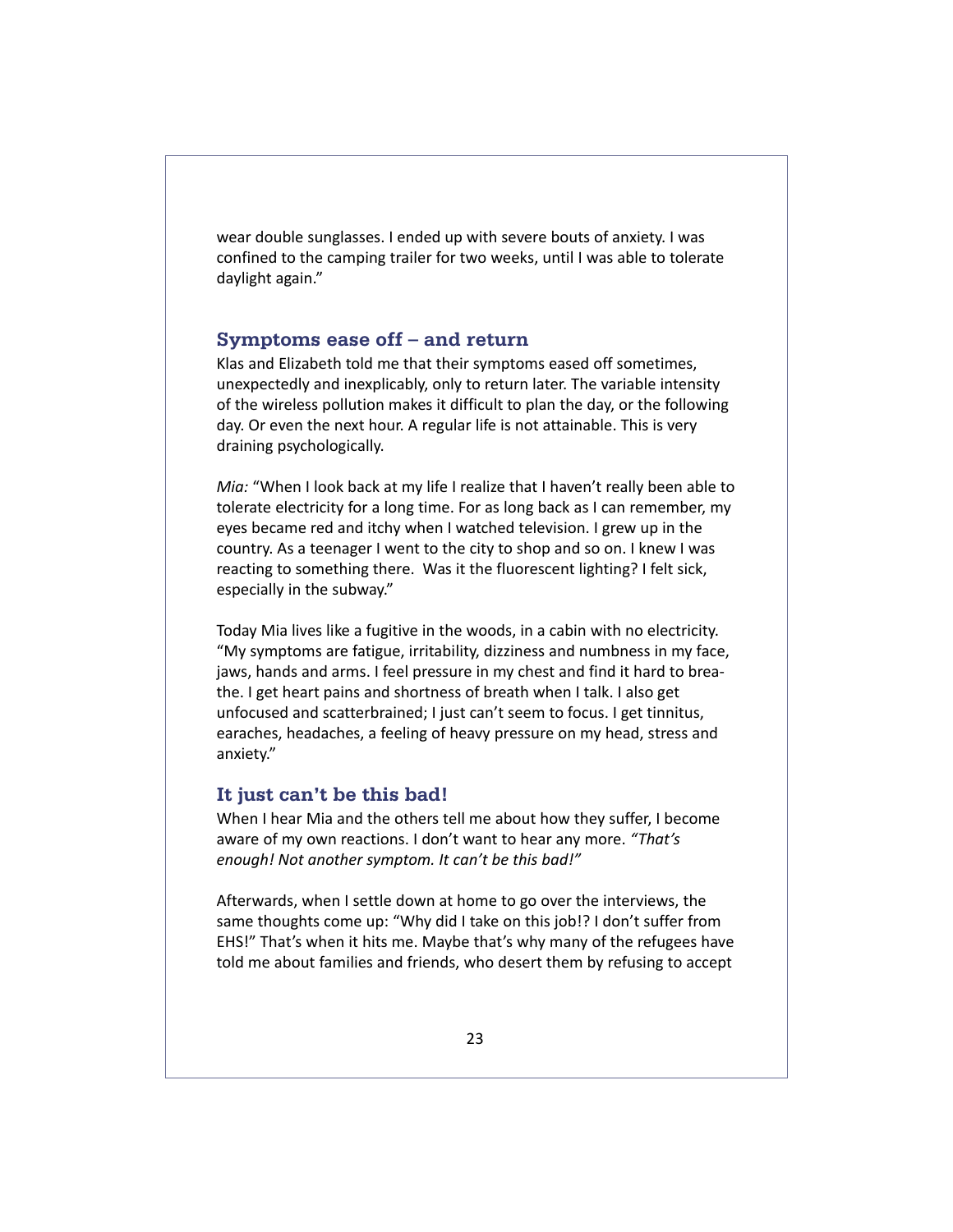wear double sunglasses. I ended up with severe bouts of anxiety. I was confined to the camping trailer for two weeks, until I was able to tolerate daylight again."

## Symptoms ease off – and return

Klas and Elizabeth told me that their symptoms eased off sometimes, unexpectedly and inexplicably, only to return later. The variable intensity of the wireless pollution makes it difficult to plan the day, or the following day. Or even the next hour. A regular life is not attainable. This is very draining psychologically.

*Mia:* "When I look back at my life I realize that I haven't really been able to tolerate electricity for a long time. For as long back as I can remember, my eyes became red and itchy when I watched television. I grew up in the country. As a teenager I went to the city to shop and so on. I knew I was reacting to something there.  Was it the fluorescent lighting? I felt sick, especially in the subway."

Today Mia lives like a fugitive in the woods, in a cabin with no electricity. "My symptoms are fatigue, irritability, dizziness and numbness in my face, jaws, hands and arms. I feel pressure in my chest and find it hard to breathe. I get heart pains and shortness of breath when I talk. I also get unfocused and scatterbrained; I just can't seem to focus. I get tinnitus, earaches, headaches, a feeling of heavy pressure on my head, stress and anxiety."

## It just can't be this bad!

When I hear Mia and the others tell me about how they suffer, I become aware of my own reactions. I don't want to hear any more. *"That's enough! Not another symptom. It can't be this bad!"*

Afterwards, when I settle down at home to go over the interviews, the same thoughts come up: "Why did I take on this job!? I don't suffer from EHS!" That's when it hits me. Maybe that's why many of the refugees have told me about families and friends, who desert them by refusing to accept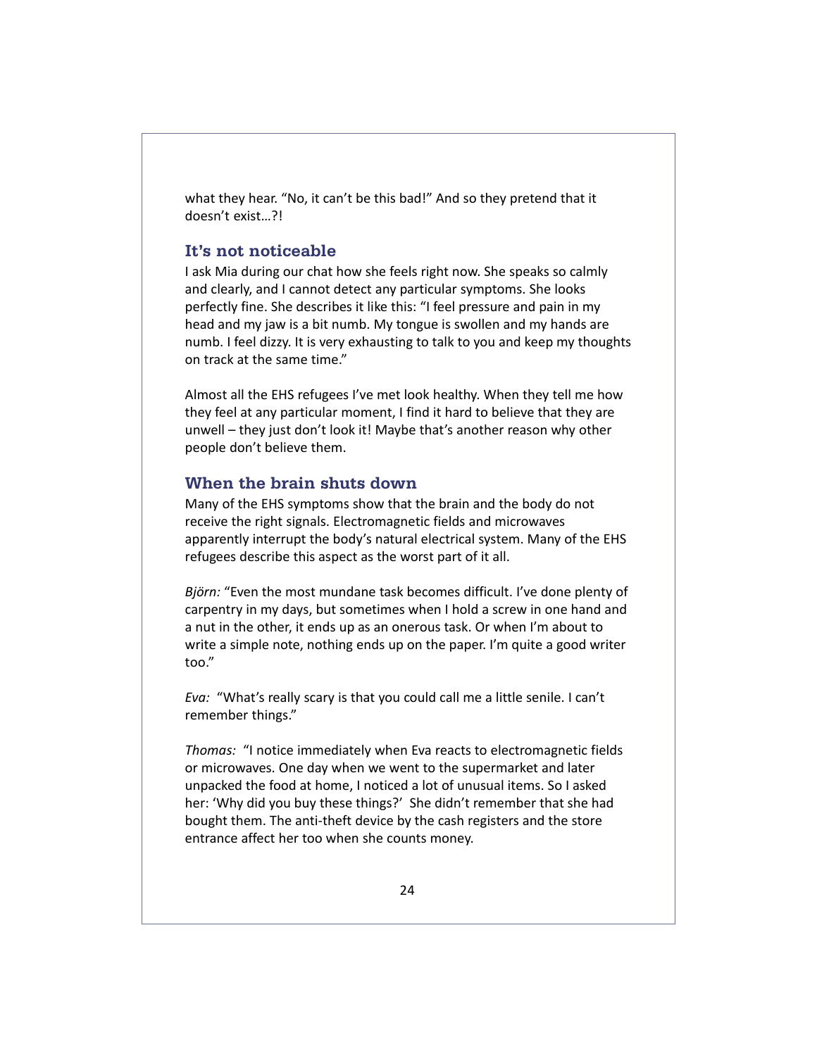what they hear. "No, it can't be this bad!" And so they pretend that it doesn't exist…?!

## It's not noticeable

I ask Mia during our chat how she feels right now. She speaks so calmly and clearly, and I cannot detect any particular symptoms. She looks perfectly fine. She describes it like this: "I feel pressure and pain in my head and my jaw is a bit numb. My tongue is swollen and my hands are numb. I feel dizzy. It is very exhausting to talk to you and keep my thoughts on track at the same time."

Almost all the EHS refugees I've met look healthy. When they tell me how they feel at any particular moment, I find it hard to believe that they are unwell – they just don't look it! Maybe that's another reason why other people don't believe them.

## When the brain shuts down

Many of the EHS symptoms show that the brain and the body do not receive the right signals. Electromagnetic fields and microwaves apparently interrupt the body's natural electrical system. Many of the EHS refugees describe this aspect as the worst part of it all.

*Björn:* "Even the most mundane task becomes difficult. I've done plenty of carpentry in my days, but sometimes when I hold a screw in one hand and a nut in the other, it ends up as an onerous task. Or when I'm about to write a simple note, nothing ends up on the paper. I'm quite a good writer too."

*Eva:* "What's really scary is that you could call me a little senile. I can't remember things."

*Thomas:* "I notice immediately when Eva reacts to electromagnetic fields or microwaves. One day when we went to the supermarket and later unpacked the food at home, I noticed a lot of unusual items. So I asked her: 'Why did you buy these things?' She didn't remember that she had bought them. The anti-theft device by the cash registers and the store entrance affect her too when she counts money.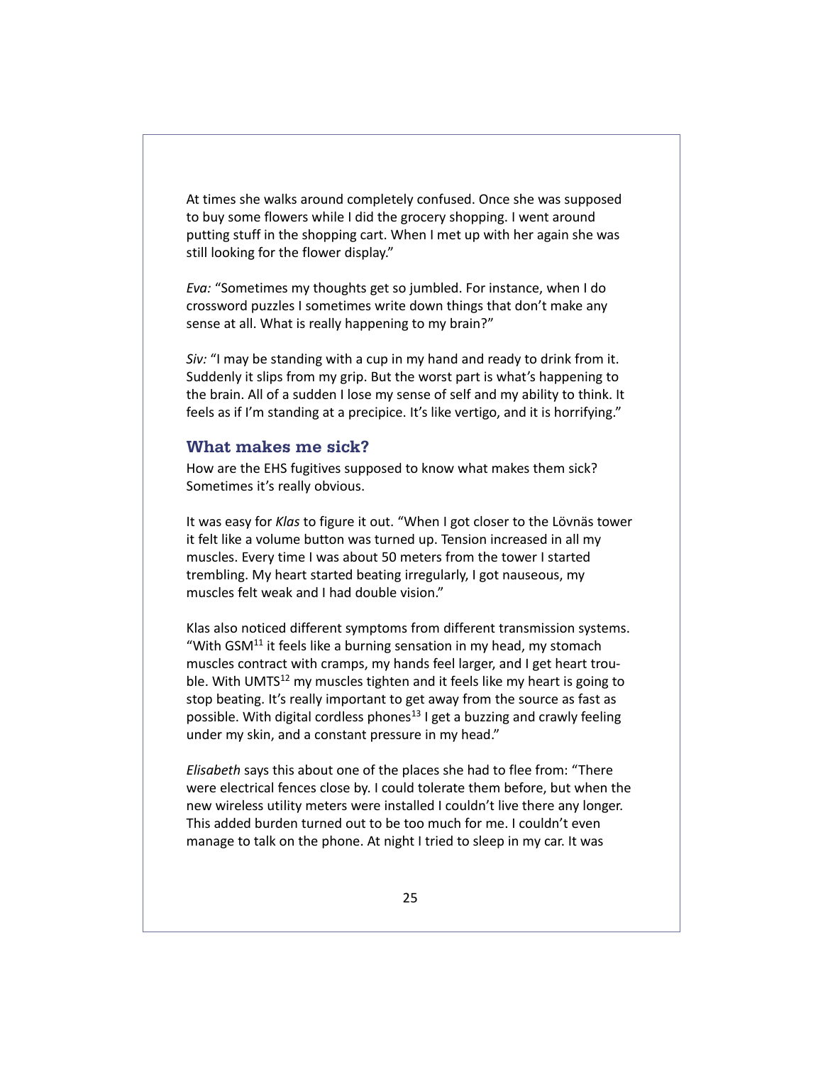At times she walks around completely confused. Once she was supposed to buy some flowers while I did the grocery shopping. I went around putting stuff in the shopping cart. When I met up with her again she was still looking for the flower display."

*Eva:* "Sometimes my thoughts get so jumbled. For instance, when I do crossword puzzles I sometimes write down things that don't make any sense at all. What is really happening to my brain?"

*Siv:* "I may be standing with a cup in my hand and ready to drink from it. Suddenly it slips from my grip. But the worst part is what's happening to the brain. All of a sudden I lose my sense of self and my ability to think. It feels as if I'm standing at a precipice. It's like vertigo, and it is horrifying."

## What makes me sick?

How are the EHS fugitives supposed to know what makes them sick? Sometimes it's really obvious.

It was easy for *Klas* to figure it out. "When I got closer to the Lövnäs tower it felt like a volume button was turned up. Tension increased in all my muscles. Every time I was about 50 meters from the tower I started trembling. My heart started beating irregularly, I got nauseous, my muscles felt weak and I had double vision."

Klas also noticed different symptoms from different transmission systems. "With GSM[11] it feels like a burning sensation in my head, my stomach muscles contract with cramps, my hands feel larger, and I get heart trouble. With UMTS[12] my muscles tighten and it feels like my heart is going to stop beating. It's really important to get away from the source as fast as possible. With digital cordless phones[13] I get a buzzing and crawly feeling under my skin, and a constant pressure in my head."

*Elisabeth* says this about one of the places she had to flee from: "There were electrical fences close by. I could tolerate them before, but when the new wireless utility meters were installed I couldn't live there any longer. This added burden turned out to be too much for me. I couldn't even manage to talk on the phone. At night I tried to sleep in my car. It was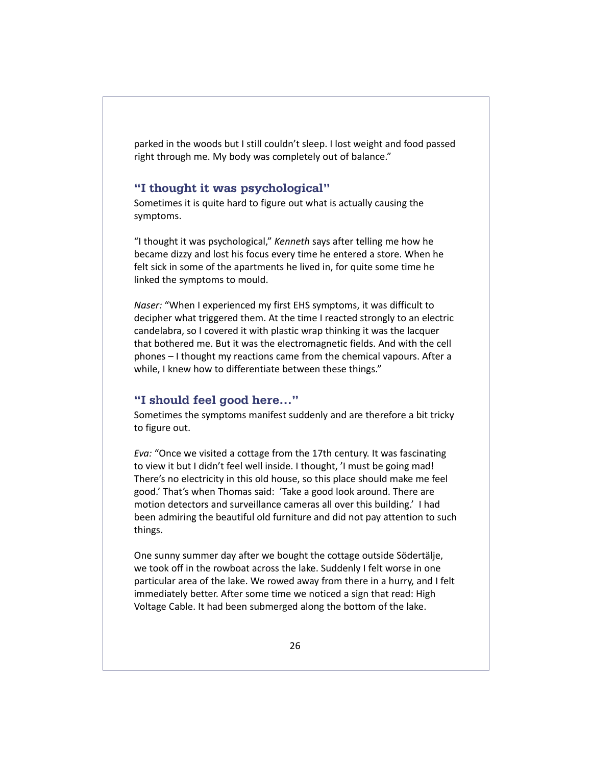parked in the woods but I still couldn't sleep. I lost weight and food passed right through me. My body was completely out of balance."

### "I thought it was psychological"

Sometimes it is quite hard to figure out what is actually causing the symptoms.

"I thought it was psychological," *Kenneth* says after telling me how he became dizzy and lost his focus every time he entered a store. When he felt sick in some of the apartments he lived in, for quite some time he linked the symptoms to mould.

*Naser:* "When I experienced my first EHS symptoms, it was difficult to decipher what triggered them. At the time I reacted strongly to an electric candelabra, so I covered it with plastic wrap thinking it was the lacquer that bothered me. But it was the electromagnetic fields. And with the cell phones – I thought my reactions came from the chemical vapours. After a while, I knew how to differentiate between these things."

### "I should feel good here..."

Sometimes the symptoms manifest suddenly and are therefore a bit tricky to figure out.

*Eva:* "Once we visited a cottage from the 17th century. It was fascinating to view it but I didn't feel well inside. I thought, 'I must be going mad! There's no electricity in this old house, so this place should make me feel good.' That's when Thomas said: 'Take a good look around. There are motion detectors and surveillance cameras all over this building.' I had been admiring the beautiful old furniture and did not pay attention to such things.

One sunny summer day after we bought the cottage outside Södertälje, we took off in the rowboat across the lake. Suddenly I felt worse in one particular area of the lake. We rowed away from there in a hurry, and I felt immediately better. After some time we noticed a sign that read: High Voltage Cable. It had been submerged along the bottom of the lake.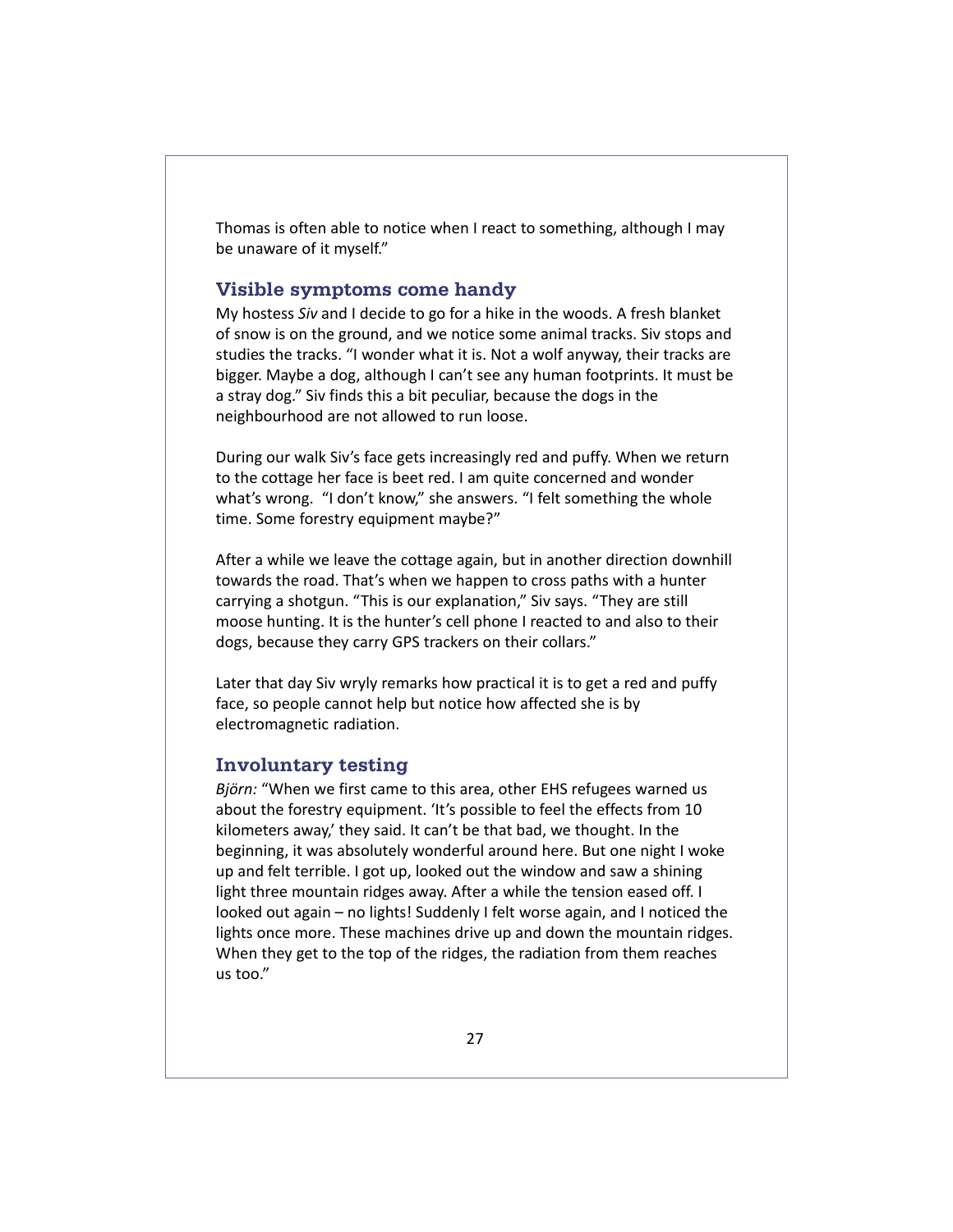Thomas is often able to notice when I react to something, although I may be unaware of it myself."

## Visible symptoms come handy

My hostess *Siv* and I decide to go for a hike in the woods. A fresh blanket of snow is on the ground, and we notice some animal tracks. Siv stops and studies the tracks. "I wonder what it is. Not a wolf anyway, their tracks are bigger. Maybe a dog, although I can't see any human footprints. It must be a stray dog." Siv finds this a bit peculiar, because the dogs in the neighbourhood are not allowed to run loose.

During our walk Siv's face gets increasingly red and puffy. When we return to the cottage her face is beet red. I am quite concerned and wonder what's wrong. "I don't know," she answers. "I felt something the whole time. Some forestry equipment maybe?"

After a while we leave the cottage again, but in another direction downhill towards the road. That's when we happen to cross paths with a hunter carrying a shotgun. "This is our explanation," Siv says. "They are still moose hunting. It is the hunter's cell phone I reacted to and also to their dogs, because they carry GPS trackers on their collars."

Later that day Siv wryly remarks how practical it is to get a red and puffy face, so people cannot help but notice how affected she is by electromagnetic radiation.

## Involuntary testing

*Björn:* "When we first came to this area, other EHS refugees warned us about the forestry equipment. 'It's possible to feel the effects from 10 kilometers away,' they said. It can't be that bad, we thought. In the beginning, it was absolutely wonderful around here. But one night I woke up and felt terrible. I got up, looked out the window and saw a shining light three mountain ridges away. After a while the tension eased off. I looked out again – no lights! Suddenly I felt worse again, and I noticed the lights once more. These machines drive up and down the mountain ridges. When they get to the top of the ridges, the radiation from them reaches us too."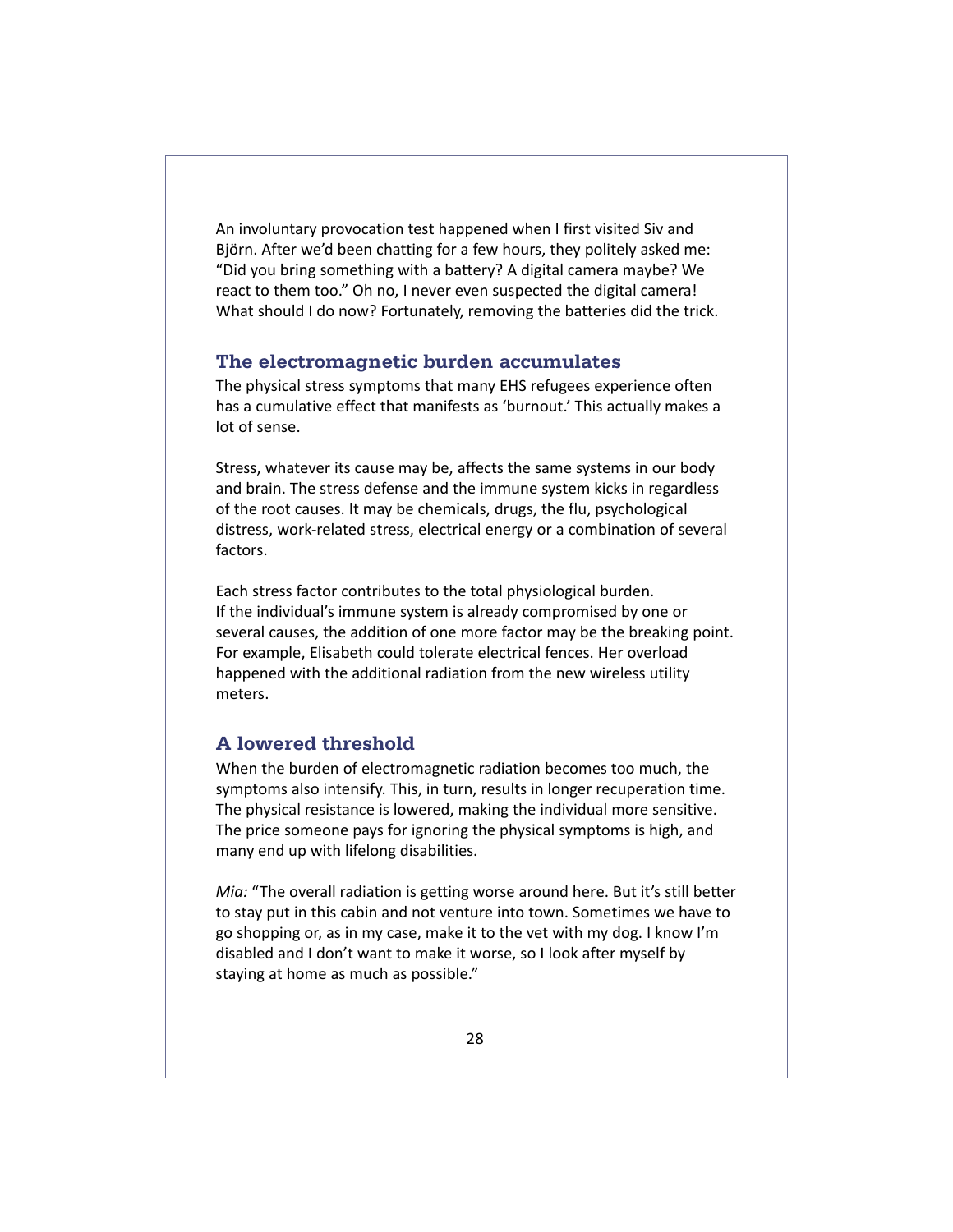An involuntary provocation test happened when I first visited Siv and Björn. After we'd been chatting for a few hours, they politely asked me: "Did you bring something with a battery? A digital camera maybe? We react to them too." Oh no, I never even suspected the digital camera! What should I do now? Fortunately, removing the batteries did the trick.

## The electromagnetic burden accumulates

The physical stress symptoms that many EHS refugees experience often has a cumulative effect that manifests as 'burnout.' This actually makes a lot of sense.

Stress, whatever its cause may be, affects the same systems in our body and brain. The stress defense and the immune system kicks in regardless of the root causes. It may be chemicals, drugs, the flu, psychological distress, work-related stress, electrical energy or a combination of several factors.

Each stress factor contributes to the total physiological burden. If the individual's immune system is already compromised by one or several causes, the addition of one more factor may be the breaking point. For example, Elisabeth could tolerate electrical fences. Her overload happened with the additional radiation from the new wireless utility meters.

## A lowered threshold

When the burden of electromagnetic radiation becomes too much, the symptoms also intensify. This, in turn, results in longer recuperation time. The physical resistance is lowered, making the individual more sensitive. The price someone pays for ignoring the physical symptoms is high, and many end up with lifelong disabilities.

*Mia:* "The overall radiation is getting worse around here. But it's still better to stay put in this cabin and not venture into town. Sometimes we have to go shopping or, as in my case, make it to the vet with my dog. I know I'm disabled and I don't want to make it worse, so I look after myself by staying at home as much as possible."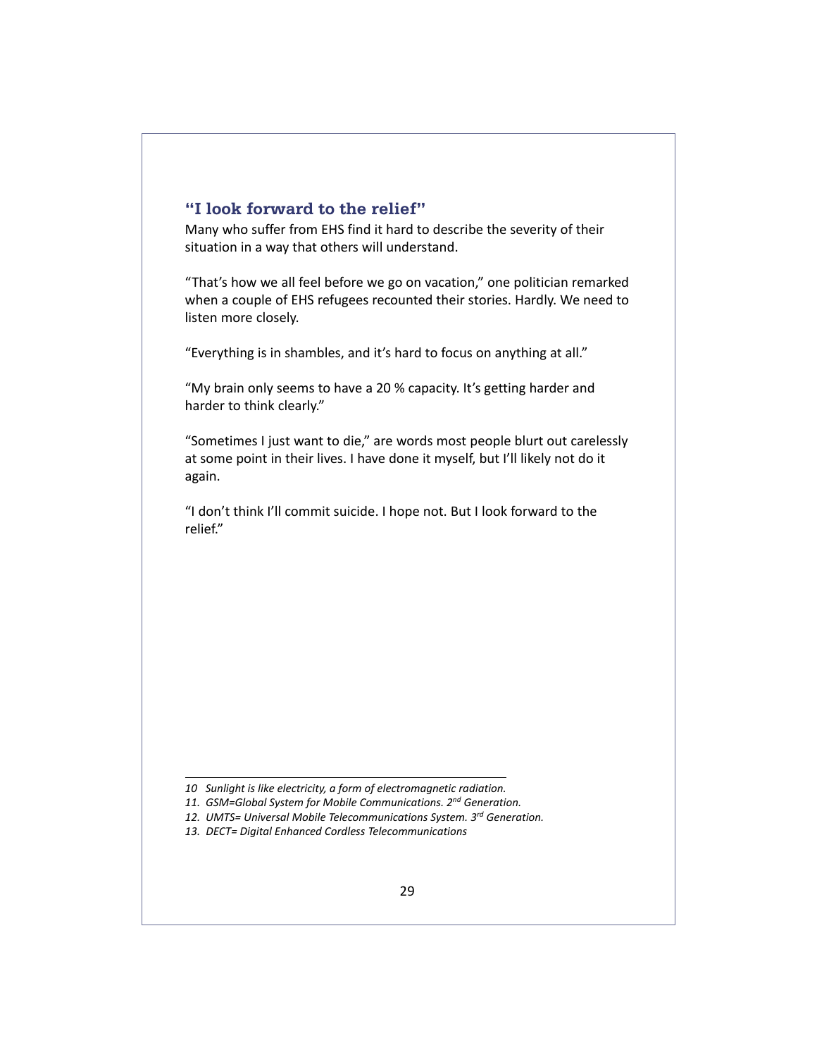## "I look forward to the relief"

Many who suffer from EHS find it hard to describe the severity of their situation in a way that others will understand.

"That's how we all feel before we go on vacation," one politician remarked when a couple of EHS refugees recounted their stories. Hardly. We need to listen more closely.

"Everything is in shambles, and it's hard to focus on anything at all."

"My brain only seems to have a 20 % capacity. It's getting harder and harder to think clearly."

"Sometimes I just want to die," are words most people blurt out carelessly at some point in their lives. I have done it myself, but I'll likely not do it again.

"I don't think I'll commit suicide. I hope not. But I look forward to the relief."

---

*10 Sunlight is like electricity, a form of electromagnetic radiation.*

*11. GSM=Global System for Mobile Communications. 2nd Generation.*

*12. UMTS= Universal Mobile Telecommunications System. 3rd Generation.*

*13. DECT= Digital Enhanced Cordless Telecommunications*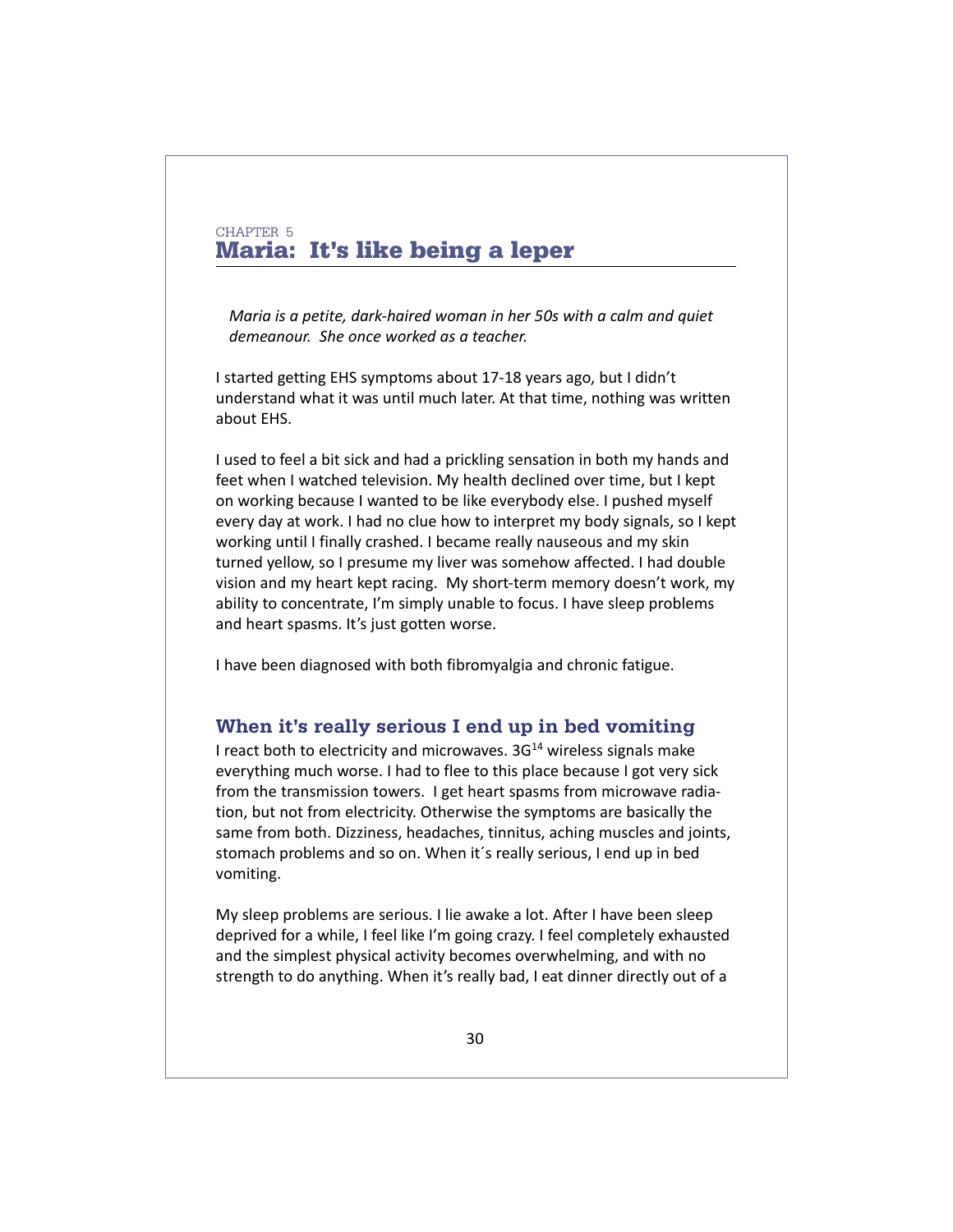CHAPTER 5

# Maria: It's like being a leper

*Maria is a petite, dark-haired woman in her 50s with a calm and quiet demeanour. She once worked as a teacher.*

I started getting EHS symptoms about 17-18 years ago, but I didn't understand what it was until much later. At that time, nothing was written about EHS.

I used to feel a bit sick and had a prickling sensation in both my hands and feet when I watched television. My health declined over time, but I kept on working because I wanted to be like everybody else. I pushed myself every day at work. I had no clue how to interpret my body signals, so I kept working until I finally crashed. I became really nauseous and my skin turned yellow, so I presume my liver was somehow affected. I had double vision and my heart kept racing. My short-term memory doesn't work, my ability to concentrate, I'm simply unable to focus. I have sleep problems and heart spasms. It's just gotten worse.

I have been diagnosed with both fibromyalgia and chronic fatigue.

## When it's really serious I end up in bed vomiting

I react both to electricity and microwaves. 3G[14] wireless signals make everything much worse. I had to flee to this place because I got very sick from the transmission towers. I get heart spasms from microwave radiation, but not from electricity. Otherwise the symptoms are basically the same from both. Dizziness, headaches, tinnitus, aching muscles and joints, stomach problems and so on. When it´s really serious, I end up in bed vomiting.

My sleep problems are serious. I lie awake a lot. After I have been sleep deprived for a while, I feel like I'm going crazy. I feel completely exhausted and the simplest physical activity becomes overwhelming, and with no strength to do anything. When it's really bad, I eat dinner directly out of a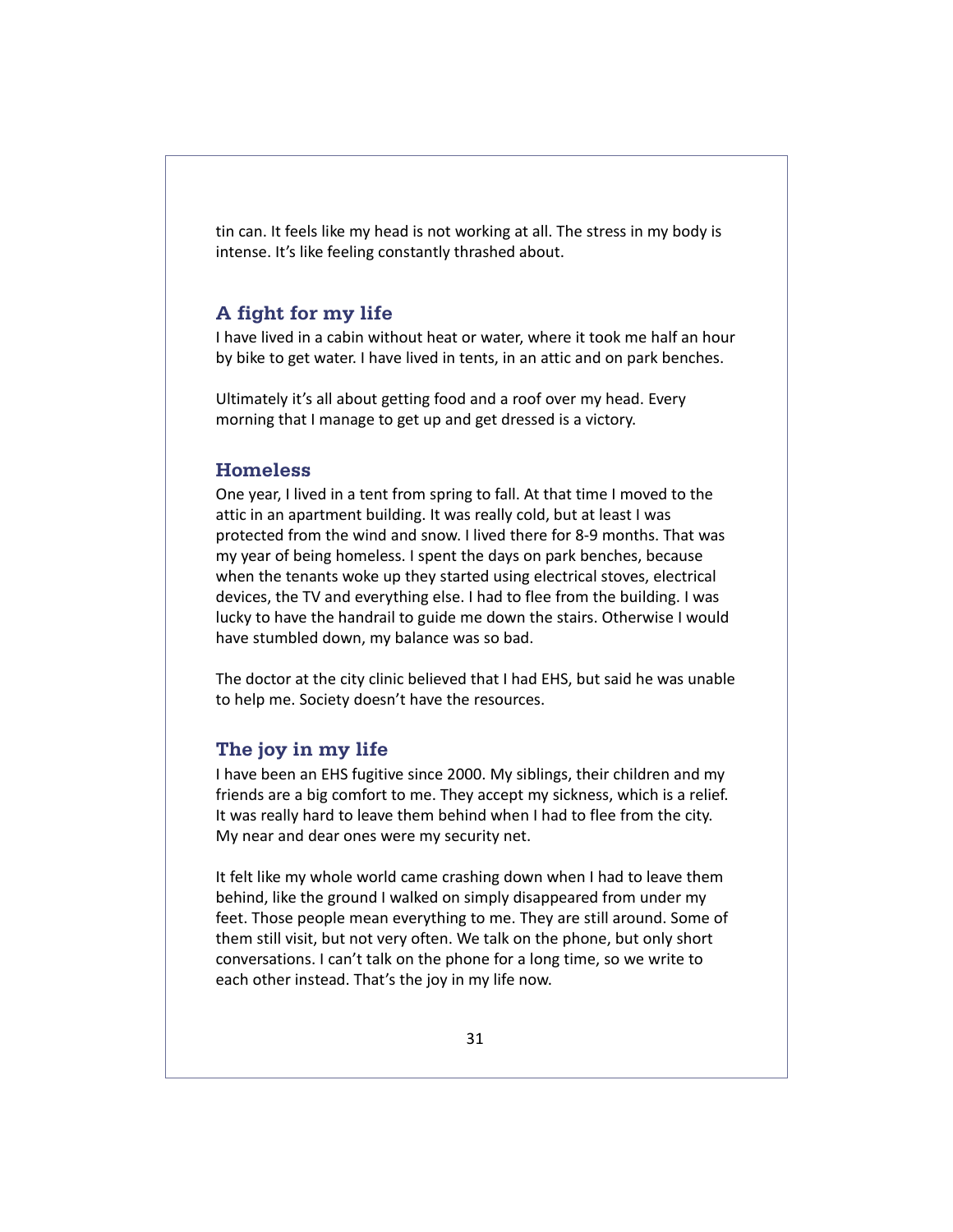tin can. It feels like my head is not working at all. The stress in my body is intense. It's like feeling constantly thrashed about.

## A fight for my life

I have lived in a cabin without heat or water, where it took me half an hour by bike to get water. I have lived in tents, in an attic and on park benches.

Ultimately it's all about getting food and a roof over my head. Every morning that I manage to get up and get dressed is a victory.

## Homeless

One year, I lived in a tent from spring to fall. At that time I moved to the attic in an apartment building. It was really cold, but at least I was protected from the wind and snow. I lived there for 8-9 months. That was my year of being homeless. I spent the days on park benches, because when the tenants woke up they started using electrical stoves, electrical devices, the TV and everything else. I had to flee from the building. I was lucky to have the handrail to guide me down the stairs. Otherwise I would have stumbled down, my balance was so bad.

The doctor at the city clinic believed that I had EHS, but said he was unable to help me. Society doesn't have the resources.

## The joy in my life

I have been an EHS fugitive since 2000. My siblings, their children and my friends are a big comfort to me. They accept my sickness, which is a relief. It was really hard to leave them behind when I had to flee from the city. My near and dear ones were my security net.

It felt like my whole world came crashing down when I had to leave them behind, like the ground I walked on simply disappeared from under my feet. Those people mean everything to me. They are still around. Some of them still visit, but not very often. We talk on the phone, but only short conversations. I can't talk on the phone for a long time, so we write to each other instead. That's the joy in my life now.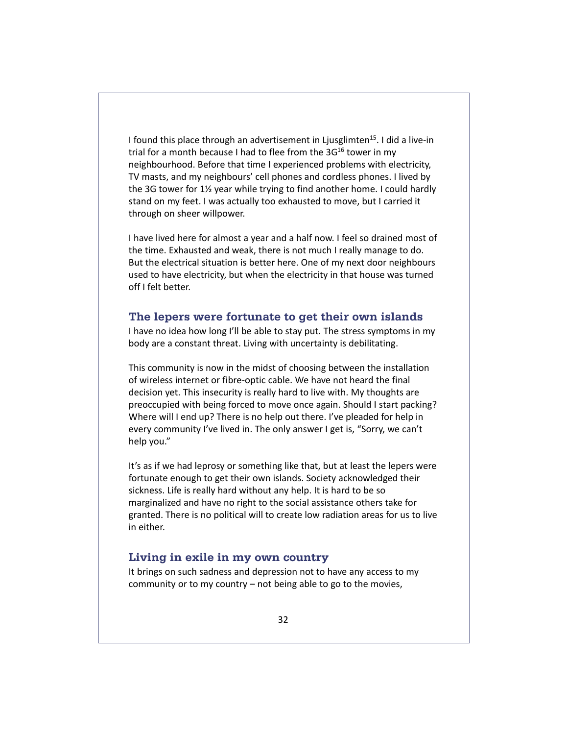I found this place through an advertisement in Ljusglimten[15]. I did a live-in trial for a month because I had to flee from the 3G[16] tower in my neighbourhood. Before that time I experienced problems with electricity, TV masts, and my neighbours' cell phones and cordless phones. I lived by the 3G tower for 1½ year while trying to find another home. I could hardly stand on my feet. I was actually too exhausted to move, but I carried it through on sheer willpower.

I have lived here for almost a year and a half now. I feel so drained most of the time. Exhausted and weak, there is not much I really manage to do. But the electrical situation is better here. One of my next door neighbours used to have electricity, but when the electricity in that house was turned off I felt better.

## The lepers were fortunate to get their own islands

I have no idea how long I'll be able to stay put. The stress symptoms in my body are a constant threat. Living with uncertainty is debilitating.

This community is now in the midst of choosing between the installation of wireless internet or fibre-optic cable. We have not heard the final decision yet. This insecurity is really hard to live with. My thoughts are preoccupied with being forced to move once again. Should I start packing? Where will I end up? There is no help out there. I've pleaded for help in every community I've lived in. The only answer I get is, "Sorry, we can't help you."

It's as if we had leprosy or something like that, but at least the lepers were fortunate enough to get their own islands. Society acknowledged their sickness. Life is really hard without any help. It is hard to be so marginalized and have no right to the social assistance others take for granted. There is no political will to create low radiation areas for us to live in either.

## Living in exile in my own country

It brings on such sadness and depression not to have any access to my community or to my country – not being able to go to the movies,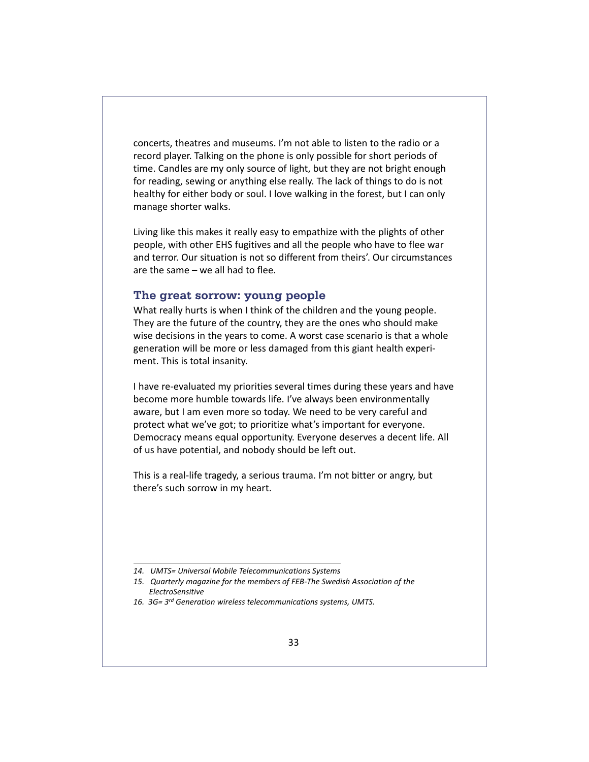concerts, theatres and museums. I'm not able to listen to the radio or a record player. Talking on the phone is only possible for short periods of time. Candles are my only source of light, but they are not bright enough for reading, sewing or anything else really. The lack of things to do is not healthy for either body or soul. I love walking in the forest, but I can only manage shorter walks.

Living like this makes it really easy to empathize with the plights of other people, with other EHS fugitives and all the people who have to flee war and terror. Our situation is not so different from theirs'. Our circumstances are the same – we all had to flee.

## The great sorrow: young people

What really hurts is when I think of the children and the young people. They are the future of the country, they are the ones who should make wise decisions in the years to come. A worst case scenario is that a whole generation will be more or less damaged from this giant health experiment. This is total insanity.

I have re-evaluated my priorities several times during these years and have become more humble towards life. I've always been environmentally aware, but I am even more so today. We need to be very careful and protect what we've got; to prioritize what's important for everyone. Democracy means equal opportunity. Everyone deserves a decent life. All of us have potential, and nobody should be left out.

This is a real-life tragedy, a serious trauma. I'm not bitter or angry, but there's such sorrow in my heart.

---

*14. UMTS= Universal Mobile Telecommunications Systems*

*15. Quarterly magazine for the members of FEB-The Swedish Association of the ElectroSensitive*

*16. 3G= 3rd Generation wireless telecommunications systems, UMTS.*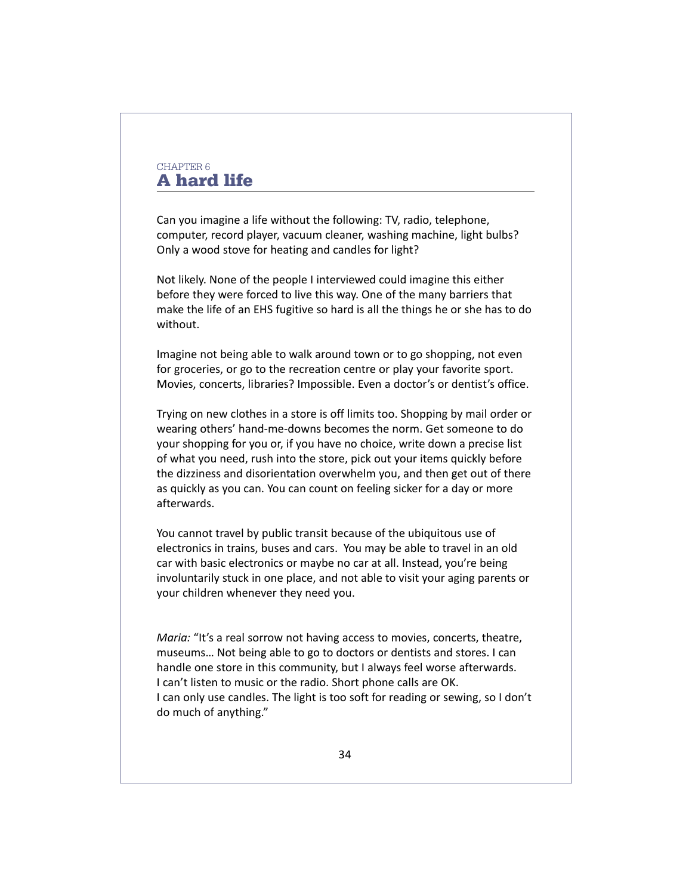CHAPTER 6

# A hard life

Can you imagine a life without the following: TV, radio, telephone, computer, record player, vacuum cleaner, washing machine, light bulbs? Only a wood stove for heating and candles for light?

Not likely. None of the people I interviewed could imagine this either before they were forced to live this way. One of the many barriers that make the life of an EHS fugitive so hard is all the things he or she has to do without.

Imagine not being able to walk around town or to go shopping, not even for groceries, or go to the recreation centre or play your favorite sport. Movies, concerts, libraries? Impossible. Even a doctor's or dentist's office.

Trying on new clothes in a store is off limits too. Shopping by mail order or wearing others' hand-me-downs becomes the norm. Get someone to do your shopping for you or, if you have no choice, write down a precise list of what you need, rush into the store, pick out your items quickly before the dizziness and disorientation overwhelm you, and then get out of there as quickly as you can. You can count on feeling sicker for a day or more afterwards.

You cannot travel by public transit because of the ubiquitous use of electronics in trains, buses and cars.  You may be able to travel in an old car with basic electronics or maybe no car at all. Instead, you're being involuntarily stuck in one place, and not able to visit your aging parents or your children whenever they need you.

*Maria:* "It's a real sorrow not having access to movies, concerts, theatre, museums… Not being able to go to doctors or dentists and stores. I can handle one store in this community, but I always feel worse afterwards.
I can't listen to music or the radio. Short phone calls are OK.
I can only use candles. The light is too soft for reading or sewing, so I don't do much of anything."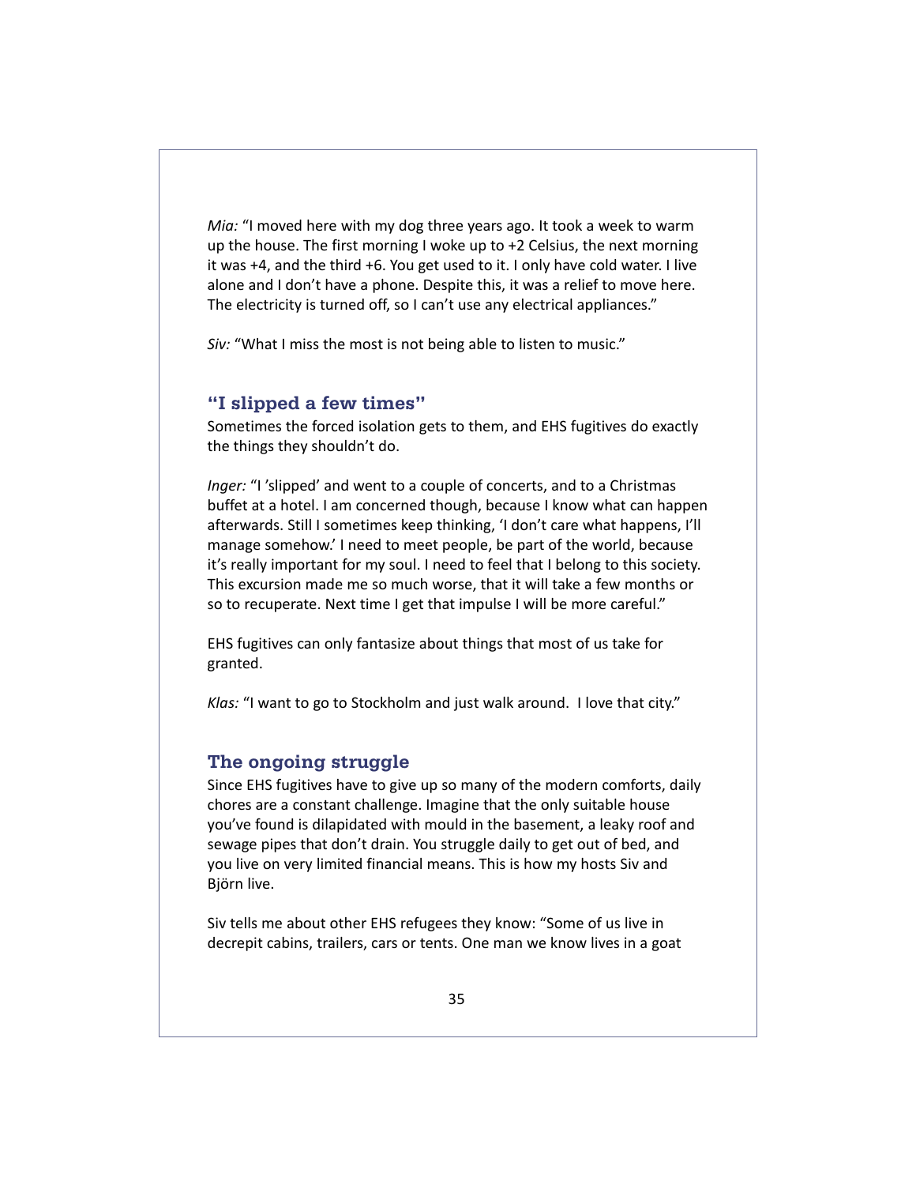*Mia:* "I moved here with my dog three years ago. It took a week to warm up the house. The first morning I woke up to +2 Celsius, the next morning it was +4, and the third +6. You get used to it. I only have cold water. I live alone and I don't have a phone. Despite this, it was a relief to move here. The electricity is turned off, so I can't use any electrical appliances."

*Siv:* "What I miss the most is not being able to listen to music."

## "I slipped a few times"

Sometimes the forced isolation gets to them, and EHS fugitives do exactly the things they shouldn't do.

*Inger:* "I 'slipped' and went to a couple of concerts, and to a Christmas buffet at a hotel. I am concerned though, because I know what can happen afterwards. Still I sometimes keep thinking, 'I don't care what happens, I'll manage somehow.' I need to meet people, be part of the world, because it's really important for my soul. I need to feel that I belong to this society. This excursion made me so much worse, that it will take a few months or so to recuperate. Next time I get that impulse I will be more careful."

EHS fugitives can only fantasize about things that most of us take for granted.

*Klas:* "I want to go to Stockholm and just walk around. I love that city."

## The ongoing struggle

Since EHS fugitives have to give up so many of the modern comforts, daily chores are a constant challenge. Imagine that the only suitable house you've found is dilapidated with mould in the basement, a leaky roof and sewage pipes that don't drain. You struggle daily to get out of bed, and you live on very limited financial means. This is how my hosts Siv and Björn live.

Siv tells me about other EHS refugees they know: "Some of us live in decrepit cabins, trailers, cars or tents. One man we know lives in a goat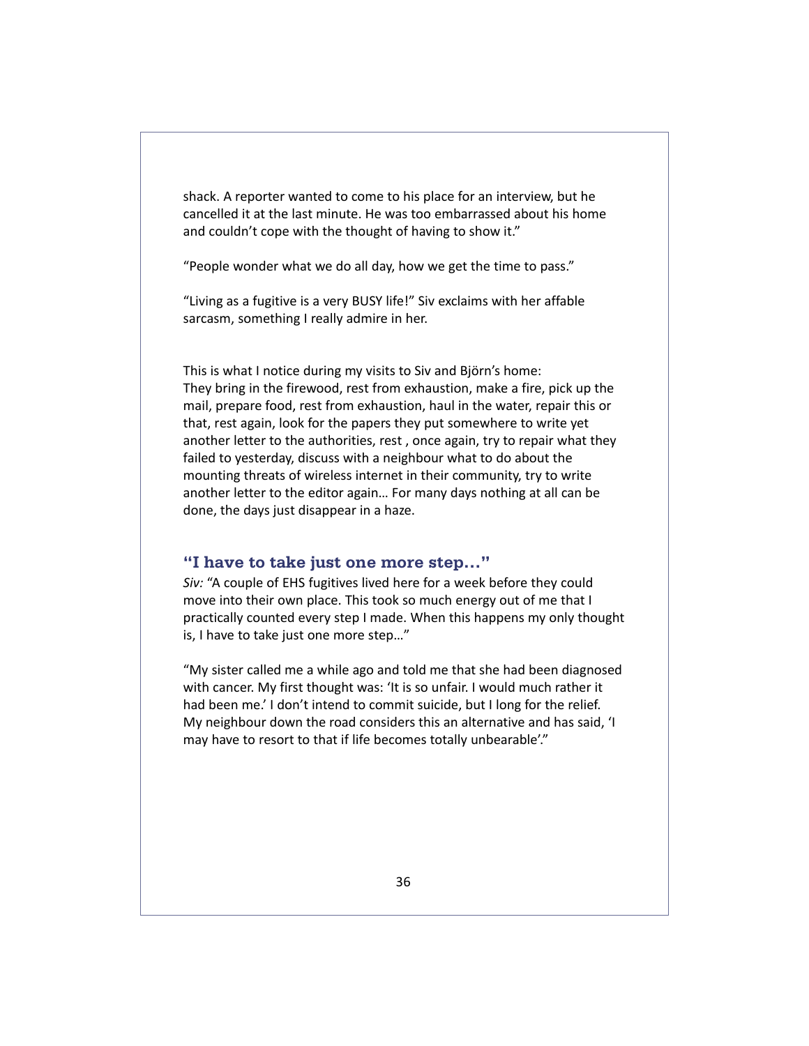shack. A reporter wanted to come to his place for an interview, but he cancelled it at the last minute. He was too embarrassed about his home and couldn't cope with the thought of having to show it."

"People wonder what we do all day, how we get the time to pass."

"Living as a fugitive is a very BUSY life!" Siv exclaims with her affable sarcasm, something I really admire in her.

This is what I notice during my visits to Siv and Björn's home:
They bring in the firewood, rest from exhaustion, make a fire, pick up the mail, prepare food, rest from exhaustion, haul in the water, repair this or that, rest again, look for the papers they put somewhere to write yet another letter to the authorities, rest , once again, try to repair what they failed to yesterday, discuss with a neighbour what to do about the mounting threats of wireless internet in their community, try to write another letter to the editor again… For many days nothing at all can be done, the days just disappear in a haze.

## "I have to take just one more step…"

*Siv:* "A couple of EHS fugitives lived here for a week before they could move into their own place. This took so much energy out of me that I practically counted every step I made. When this happens my only thought is, I have to take just one more step…"

"My sister called me a while ago and told me that she had been diagnosed with cancer. My first thought was: 'It is so unfair. I would much rather it had been me.' I don't intend to commit suicide, but I long for the relief. My neighbour down the road considers this an alternative and has said, 'I may have to resort to that if life becomes totally unbearable'."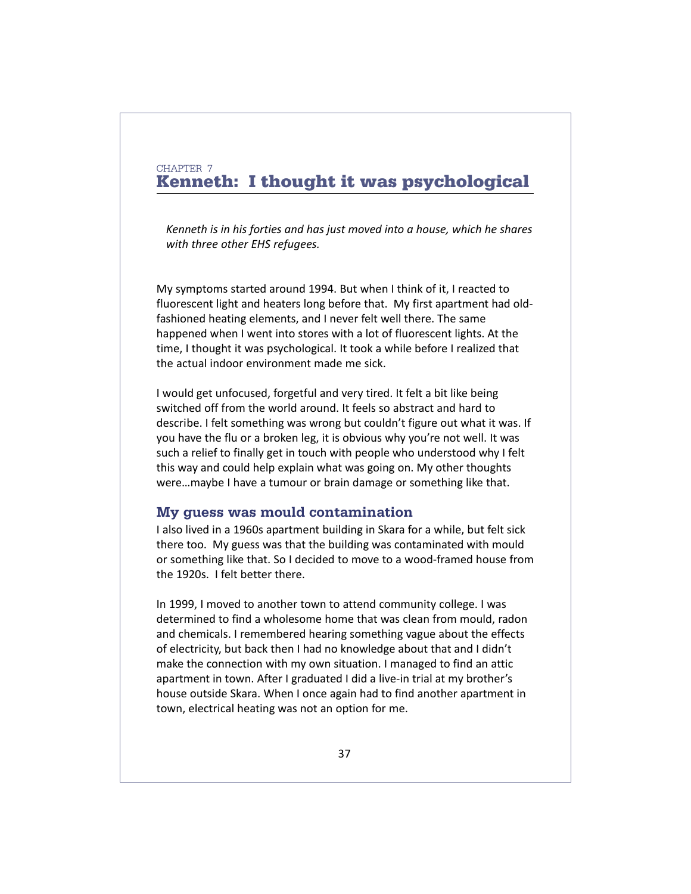CHAPTER 7

# Kenneth: I thought it was psychological

*Kenneth is in his forties and has just moved into a house, which he shares with three other EHS refugees.*

My symptoms started around 1994. But when I think of it, I reacted to fluorescent light and heaters long before that. My first apartment had old-fashioned heating elements, and I never felt well there. The same happened when I went into stores with a lot of fluorescent lights. At the time, I thought it was psychological. It took a while before I realized that the actual indoor environment made me sick.

I would get unfocused, forgetful and very tired. It felt a bit like being switched off from the world around. It feels so abstract and hard to describe. I felt something was wrong but couldn't figure out what it was. If you have the flu or a broken leg, it is obvious why you're not well. It was such a relief to finally get in touch with people who understood why I felt this way and could help explain what was going on. My other thoughts were…maybe I have a tumour or brain damage or something like that.

## My guess was mould contamination

I also lived in a 1960s apartment building in Skara for a while, but felt sick there too. My guess was that the building was contaminated with mould or something like that. So I decided to move to a wood-framed house from the 1920s. I felt better there.

In 1999, I moved to another town to attend community college. I was determined to find a wholesome home that was clean from mould, radon and chemicals. I remembered hearing something vague about the effects of electricity, but back then I had no knowledge about that and I didn't make the connection with my own situation. I managed to find an attic apartment in town. After I graduated I did a live-in trial at my brother's house outside Skara. When I once again had to find another apartment in town, electrical heating was not an option for me.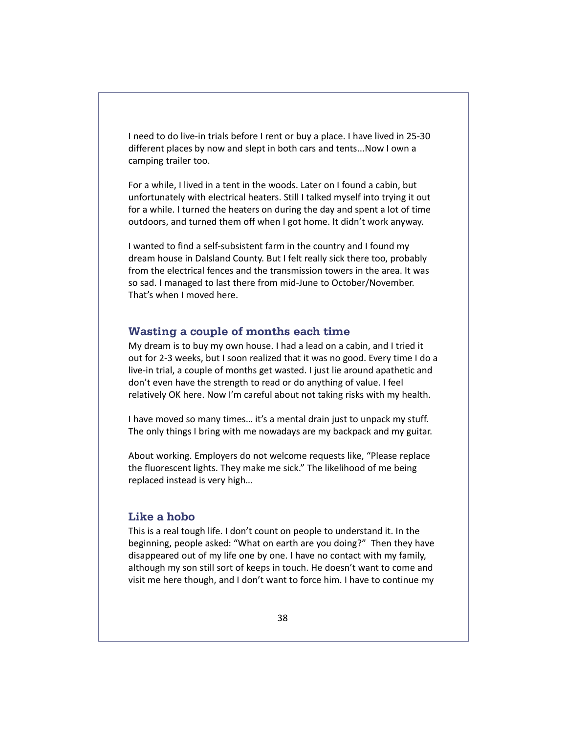I need to do live-in trials before I rent or buy a place. I have lived in 25-30 different places by now and slept in both cars and tents...Now I own a camping trailer too.

For a while, I lived in a tent in the woods. Later on I found a cabin, but unfortunately with electrical heaters. Still I talked myself into trying it out for a while. I turned the heaters on during the day and spent a lot of time outdoors, and turned them off when I got home. It didn't work anyway.

I wanted to find a self-subsistent farm in the country and I found my dream house in Dalsland County. But I felt really sick there too, probably from the electrical fences and the transmission towers in the area. It was so sad. I managed to last there from mid-June to October/November. That's when I moved here.

### Wasting a couple of months each time

My dream is to buy my own house. I had a lead on a cabin, and I tried it out for 2-3 weeks, but I soon realized that it was no good. Every time I do a live-in trial, a couple of months get wasted. I just lie around apathetic and don't even have the strength to read or do anything of value. I feel relatively OK here. Now I'm careful about not taking risks with my health.

I have moved so many times… it's a mental drain just to unpack my stuff. The only things I bring with me nowadays are my backpack and my guitar.

About working. Employers do not welcome requests like, "Please replace the fluorescent lights. They make me sick." The likelihood of me being replaced instead is very high…

### Like a hobo

This is a real tough life. I don't count on people to understand it. In the beginning, people asked: "What on earth are you doing?" Then they have disappeared out of my life one by one. I have no contact with my family, although my son still sort of keeps in touch. He doesn't want to come and visit me here though, and I don't want to force him. I have to continue my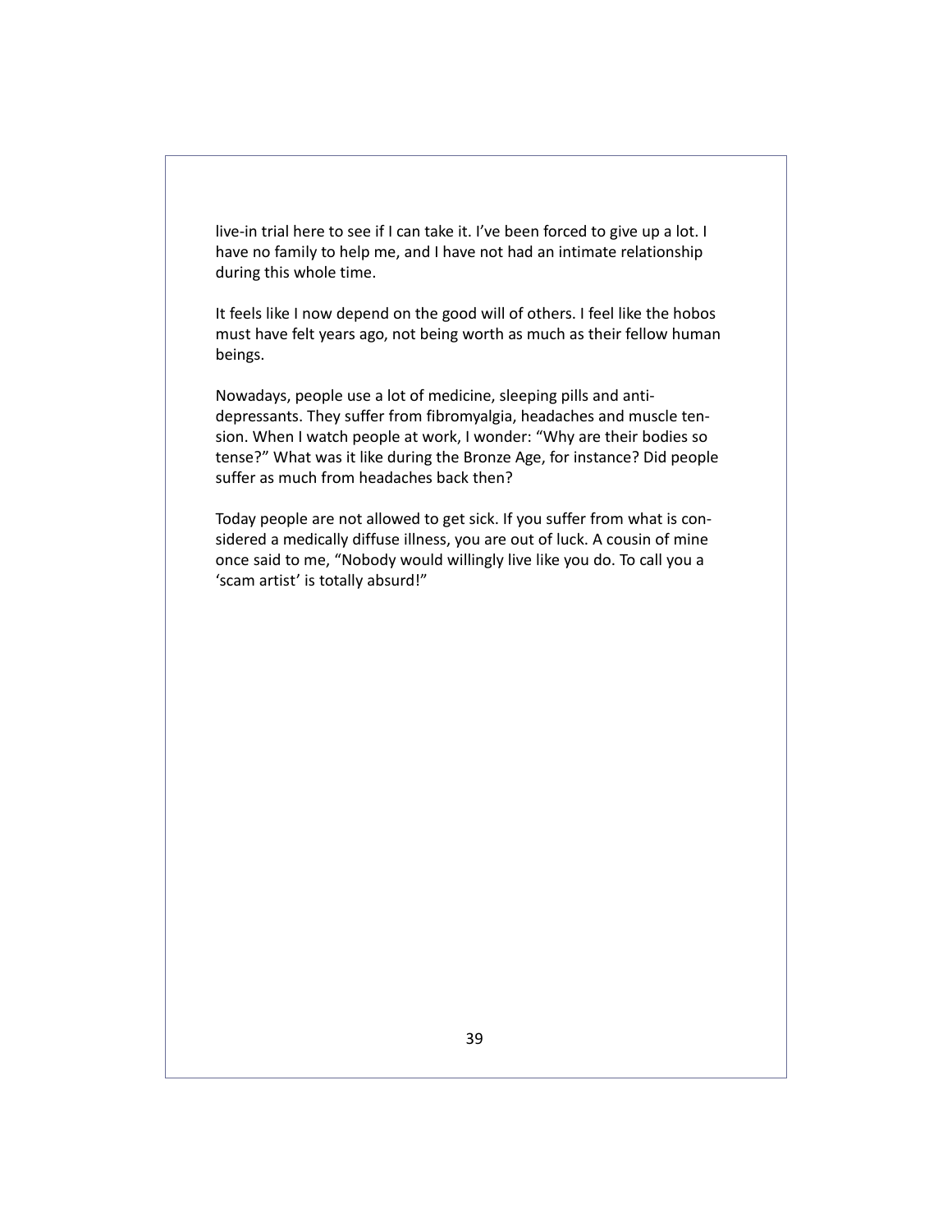live-in trial here to see if I can take it. I've been forced to give up a lot. I have no family to help me, and I have not had an intimate relationship during this whole time.

It feels like I now depend on the good will of others. I feel like the hobos must have felt years ago, not being worth as much as their fellow human beings.

Nowadays, people use a lot of medicine, sleeping pills and antidepressants. They suffer from fibromyalgia, headaches and muscle tension. When I watch people at work, I wonder: "Why are their bodies so tense?" What was it like during the Bronze Age, for instance? Did people suffer as much from headaches back then?

Today people are not allowed to get sick. If you suffer from what is considered a medically diffuse illness, you are out of luck. A cousin of mine once said to me, "Nobody would willingly live like you do. To call you a 'scam artist' is totally absurd!"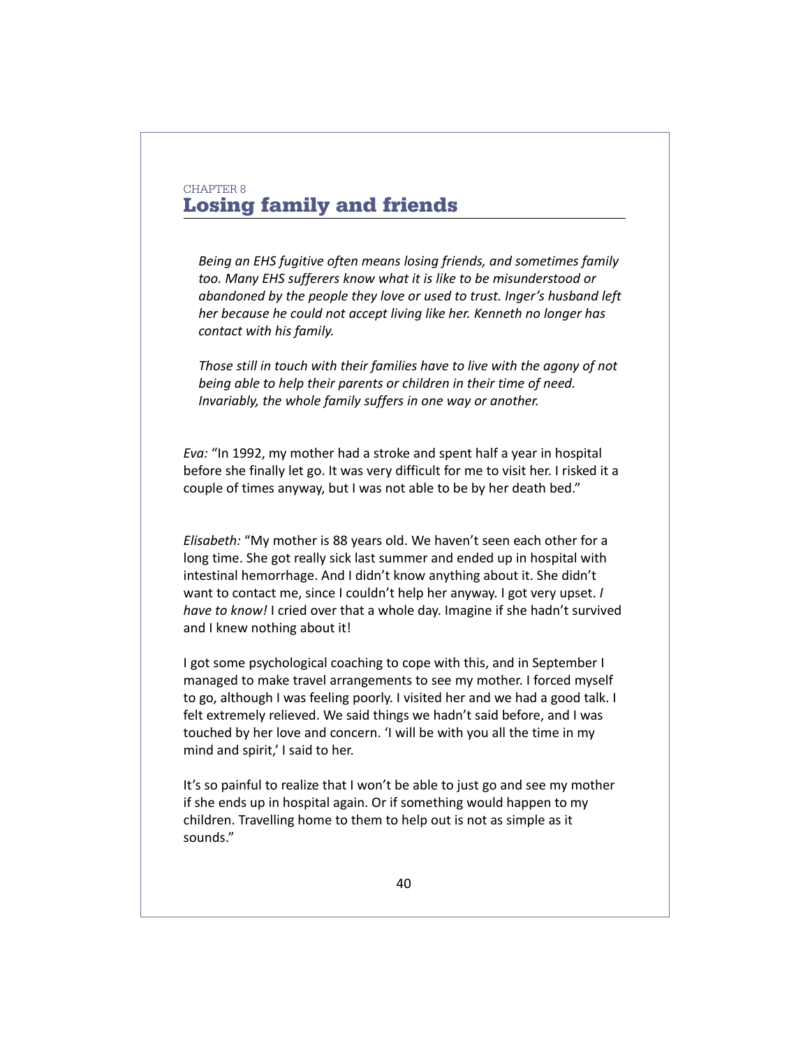CHAPTER 8

# Losing family and friends

*Being an EHS fugitive often means losing friends, and sometimes family too. Many EHS sufferers know what it is like to be misunderstood or abandoned by the people they love or used to trust. Inger's husband left her because he could not accept living like her. Kenneth no longer has contact with his family.*

*Those still in touch with their families have to live with the agony of not being able to help their parents or children in their time of need. Invariably, the whole family suffers in one way or another.*

*Eva:* "In 1992, my mother had a stroke and spent half a year in hospital before she finally let go. It was very difficult for me to visit her. I risked it a couple of times anyway, but I was not able to be by her death bed."

*Elisabeth:* "My mother is 88 years old. We haven't seen each other for a long time. She got really sick last summer and ended up in hospital with intestinal hemorrhage. And I didn't know anything about it. She didn't want to contact me, since I couldn't help her anyway. I got very upset. *I have to know!* I cried over that a whole day. Imagine if she hadn't survived and I knew nothing about it!

I got some psychological coaching to cope with this, and in September I managed to make travel arrangements to see my mother. I forced myself to go, although I was feeling poorly. I visited her and we had a good talk. I felt extremely relieved. We said things we hadn't said before, and I was touched by her love and concern. 'I will be with you all the time in my mind and spirit,' I said to her.

It's so painful to realize that I won't be able to just go and see my mother if she ends up in hospital again. Or if something would happen to my children. Travelling home to them to help out is not as simple as it sounds."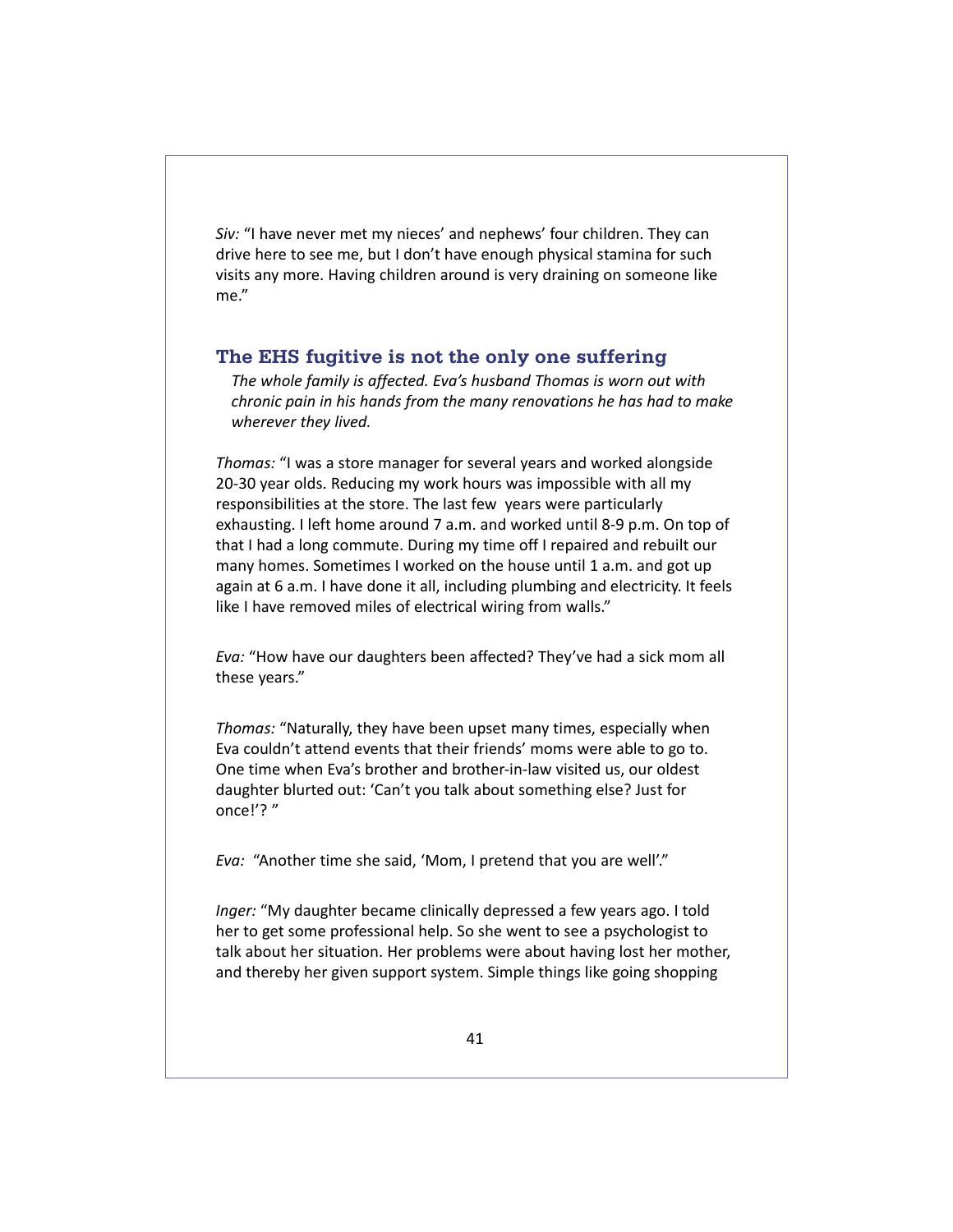*Siv:* "I have never met my nieces' and nephews' four children. They can drive here to see me, but I don't have enough physical stamina for such visits any more. Having children around is very draining on someone like me."

## The EHS fugitive is not the only one suffering

*The whole family is affected. Eva's husband Thomas is worn out with chronic pain in his hands from the many renovations he has had to make wherever they lived.*

*Thomas:* "I was a store manager for several years and worked alongside 20-30 year olds. Reducing my work hours was impossible with all my responsibilities at the store. The last few years were particularly exhausting. I left home around 7 a.m. and worked until 8-9 p.m. On top of that I had a long commute. During my time off I repaired and rebuilt our many homes. Sometimes I worked on the house until 1 a.m. and got up again at 6 a.m. I have done it all, including plumbing and electricity. It feels like I have removed miles of electrical wiring from walls."

*Eva:* "How have our daughters been affected? They've had a sick mom all these years."

*Thomas:* "Naturally, they have been upset many times, especially when Eva couldn't attend events that their friends' moms were able to go to. One time when Eva's brother and brother-in-law visited us, our oldest daughter blurted out: 'Can't you talk about something else? Just for once!'? "

*Eva:* "Another time she said, 'Mom, I pretend that you are well'."

*Inger:* "My daughter became clinically depressed a few years ago. I told her to get some professional help. So she went to see a psychologist to talk about her situation. Her problems were about having lost her mother, and thereby her given support system. Simple things like going shopping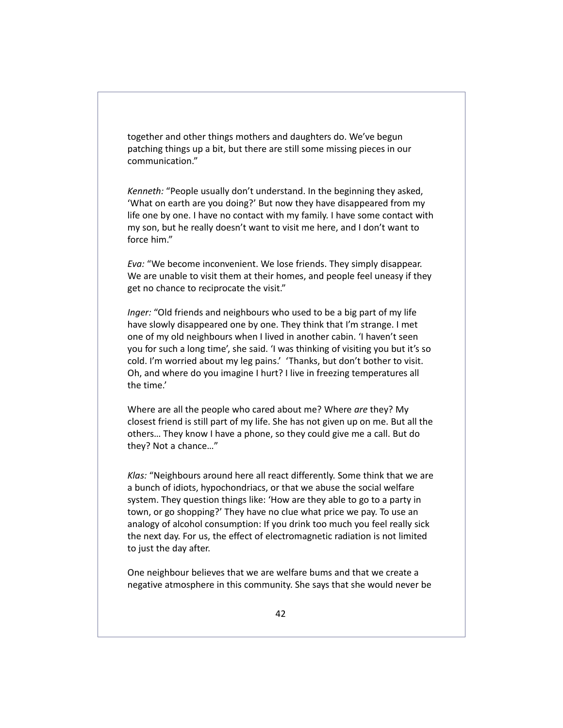together and other things mothers and daughters do. We've begun patching things up a bit, but there are still some missing pieces in our communication."

*Kenneth:* "People usually don't understand. In the beginning they asked, 'What on earth are you doing?' But now they have disappeared from my life one by one. I have no contact with my family. I have some contact with my son, but he really doesn't want to visit me here, and I don't want to force him."

*Eva:* "We become inconvenient. We lose friends. They simply disappear. We are unable to visit them at their homes, and people feel uneasy if they get no chance to reciprocate the visit."

*Inger:* "Old friends and neighbours who used to be a big part of my life have slowly disappeared one by one. They think that I'm strange. I met one of my old neighbours when I lived in another cabin. 'I haven't seen you for such a long time', she said. 'I was thinking of visiting you but it's so cold. I'm worried about my leg pains.' 'Thanks, but don't bother to visit. Oh, and where do you imagine I hurt? I live in freezing temperatures all the time.'

Where are all the people who cared about me? Where *are* they? My closest friend is still part of my life. She has not given up on me. But all the others… They know I have a phone, so they could give me a call. But do they? Not a chance…"

*Klas:* "Neighbours around here all react differently. Some think that we are a bunch of idiots, hypochondriacs, or that we abuse the social welfare system. They question things like: 'How are they able to go to a party in town, or go shopping?' They have no clue what price we pay. To use an analogy of alcohol consumption: If you drink too much you feel really sick the next day. For us, the effect of electromagnetic radiation is not limited to just the day after.

One neighbour believes that we are welfare bums and that we create a negative atmosphere in this community. She says that she would never be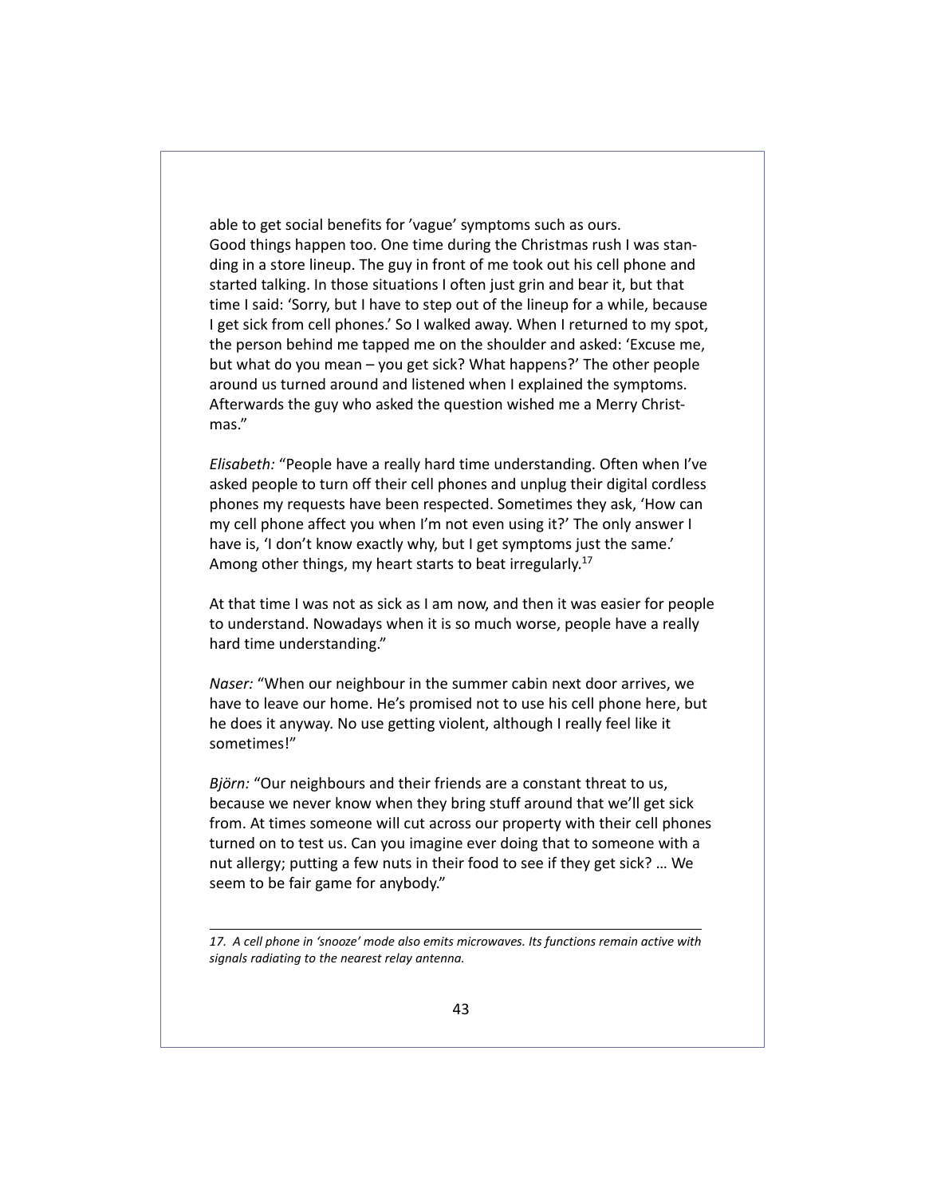able to get social benefits for 'vague' symptoms such as ours.
Good things happen too. One time during the Christmas rush I was standing in a store lineup. The guy in front of me took out his cell phone and started talking. In those situations I often just grin and bear it, but that time I said: 'Sorry, but I have to step out of the lineup for a while, because I get sick from cell phones.' So I walked away. When I returned to my spot, the person behind me tapped me on the shoulder and asked: 'Excuse me, but what do you mean – you get sick? What happens?' The other people around us turned around and listened when I explained the symptoms. Afterwards the guy who asked the question wished me a Merry Christmas."

*Elisabeth:* "People have a really hard time understanding. Often when I've asked people to turn off their cell phones and unplug their digital cordless phones my requests have been respected. Sometimes they ask, 'How can my cell phone affect you when I'm not even using it?' The only answer I have is, 'I don't know exactly why, but I get symptoms just the same.' Among other things, my heart starts to beat irregularly.[17]

At that time I was not as sick as I am now, and then it was easier for people to understand. Nowadays when it is so much worse, people have a really hard time understanding."

*Naser:* "When our neighbour in the summer cabin next door arrives, we have to leave our home. He's promised not to use his cell phone here, but he does it anyway. No use getting violent, although I really feel like it sometimes!"

*Björn:* "Our neighbours and their friends are a constant threat to us, because we never know when they bring stuff around that we'll get sick from. At times someone will cut across our property with their cell phones turned on to test us. Can you imagine ever doing that to someone with a nut allergy; putting a few nuts in their food to see if they get sick? … We seem to be fair game for anybody."

---

*17. A cell phone in 'snooze' mode also emits microwaves. Its functions remain active with signals radiating to the nearest relay antenna.*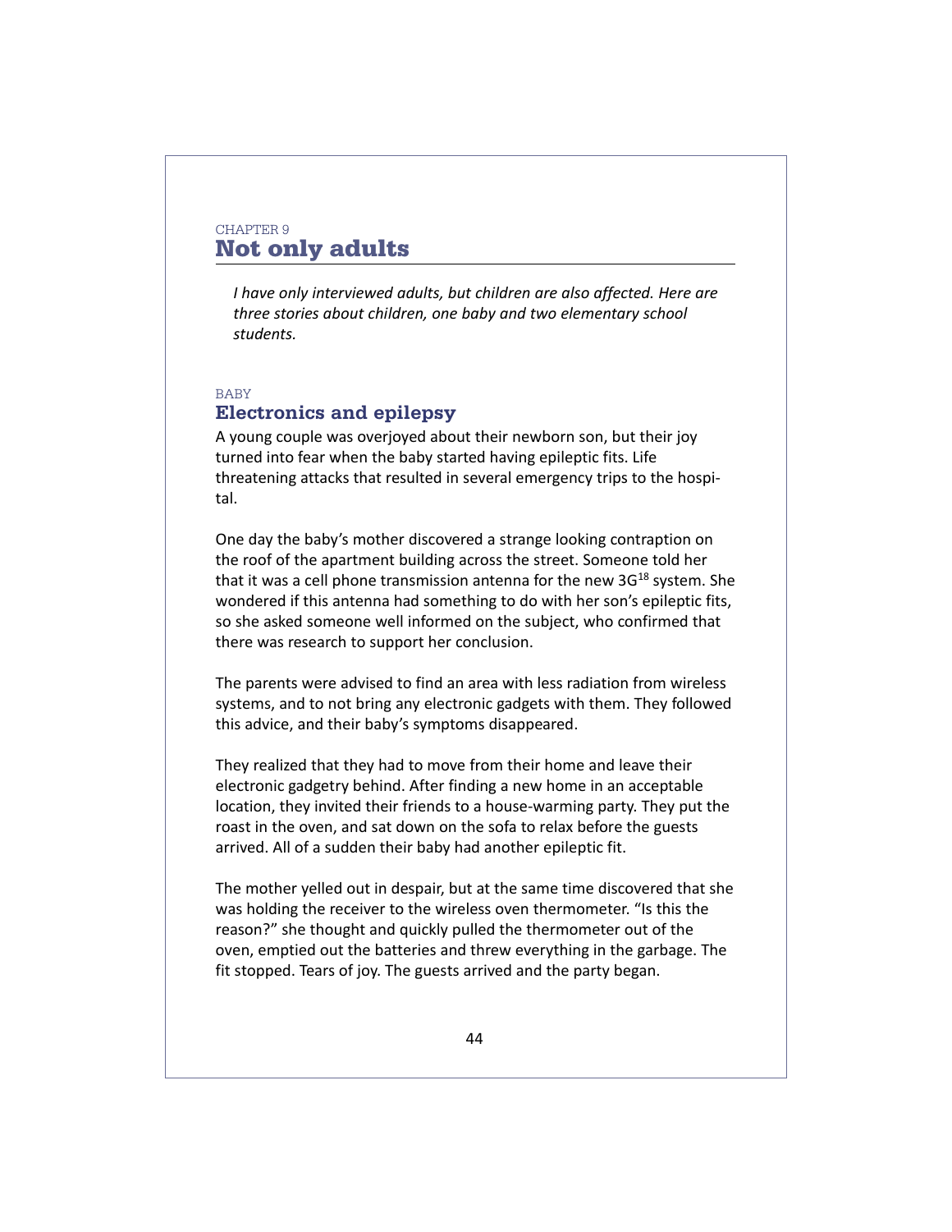CHAPTER 9

# Not only adults

*I have only interviewed adults, but children are also affected. Here are three stories about children, one baby and two elementary school students.*

BABY

## Electronics and epilepsy

A young couple was overjoyed about their newborn son, but their joy turned into fear when the baby started having epileptic fits. Life threatening attacks that resulted in several emergency trips to the hospital.

One day the baby's mother discovered a strange looking contraption on the roof of the apartment building across the street. Someone told her that it was a cell phone transmission antenna for the new 3G[18] system. She wondered if this antenna had something to do with her son's epileptic fits, so she asked someone well informed on the subject, who confirmed that there was research to support her conclusion.

The parents were advised to find an area with less radiation from wireless systems, and to not bring any electronic gadgets with them. They followed this advice, and their baby's symptoms disappeared.

They realized that they had to move from their home and leave their electronic gadgetry behind. After finding a new home in an acceptable location, they invited their friends to a house-warming party. They put the roast in the oven, and sat down on the sofa to relax before the guests arrived. All of a sudden their baby had another epileptic fit.

The mother yelled out in despair, but at the same time discovered that she was holding the receiver to the wireless oven thermometer. "Is this the reason?" she thought and quickly pulled the thermometer out of the oven, emptied out the batteries and threw everything in the garbage. The fit stopped. Tears of joy. The guests arrived and the party began.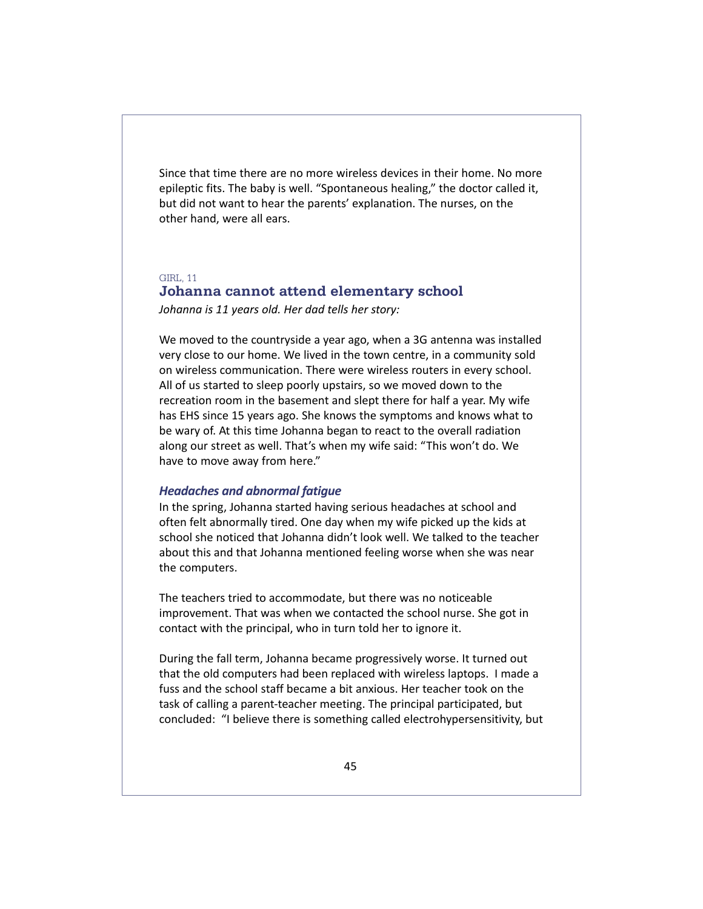Since that time there are no more wireless devices in their home. No more epileptic fits. The baby is well. “Spontaneous healing,” the doctor called it, but did not want to hear the parents’ explanation. The nurses, on the other hand, were all ears.

GIRL, 11

## Johanna cannot attend elementary school

*Johanna is 11 years old. Her dad tells her story:*

We moved to the countryside a year ago, when a 3G antenna was installed very close to our home. We lived in the town centre, in a community sold on wireless communication. There were wireless routers in every school. All of us started to sleep poorly upstairs, so we moved down to the recreation room in the basement and slept there for half a year. My wife has EHS since 15 years ago. She knows the symptoms and knows what to be wary of. At this time Johanna began to react to the overall radiation along our street as well. That’s when my wife said: “This won’t do. We have to move away from here.”

### *Headaches and abnormal fatigue*

In the spring, Johanna started having serious headaches at school and often felt abnormally tired. One day when my wife picked up the kids at school she noticed that Johanna didn’t look well. We talked to the teacher about this and that Johanna mentioned feeling worse when she was near the computers.

The teachers tried to accommodate, but there was no noticeable improvement. That was when we contacted the school nurse. She got in contact with the principal, who in turn told her to ignore it.

During the fall term, Johanna became progressively worse. It turned out that the old computers had been replaced with wireless laptops. I made a fuss and the school staff became a bit anxious. Her teacher took on the task of calling a parent-teacher meeting. The principal participated, but concluded: “I believe there is something called electrohypersensitivity, but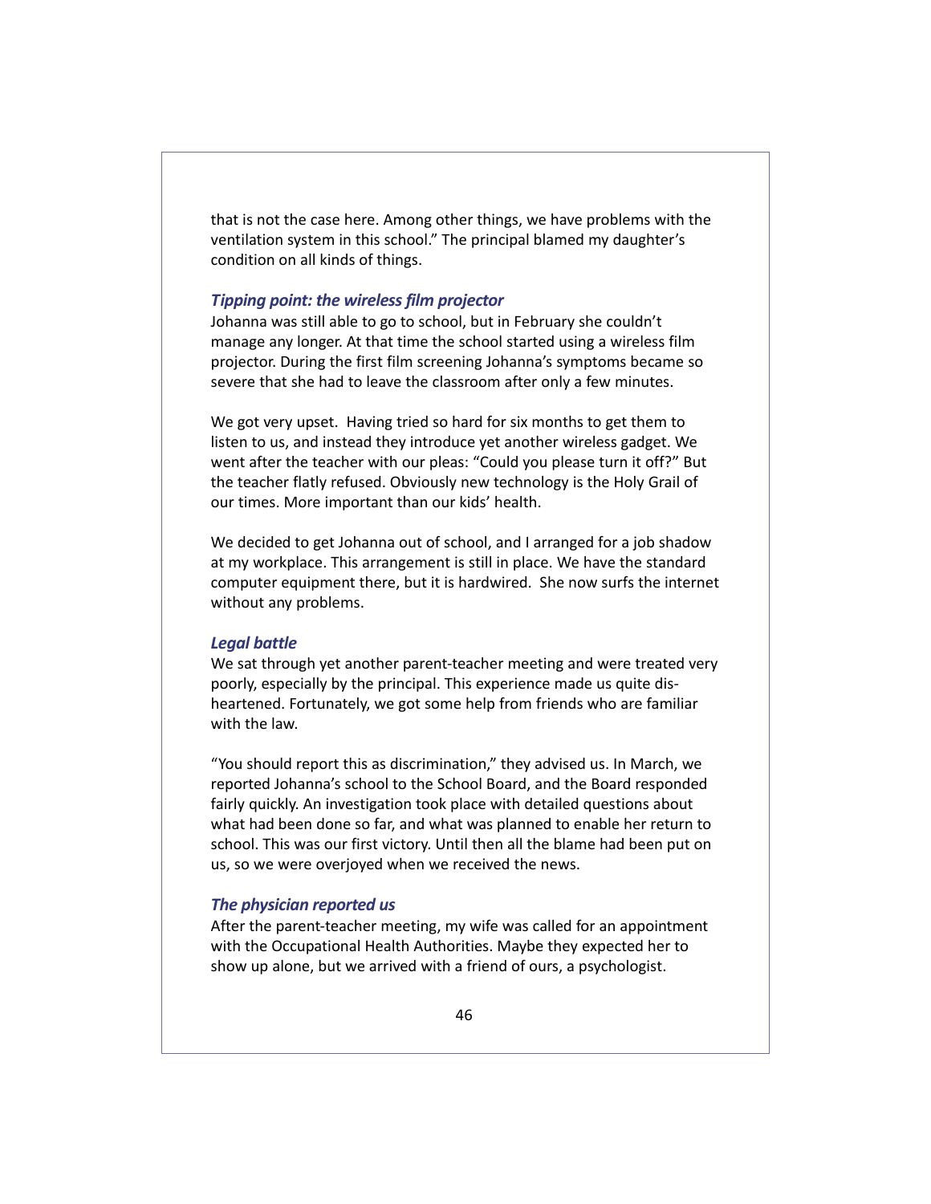that is not the case here. Among other things, we have problems with the ventilation system in this school." The principal blamed my daughter's condition on all kinds of things.

### *Tipping point: the wireless film projector*

Johanna was still able to go to school, but in February she couldn't manage any longer. At that time the school started using a wireless film projector. During the first film screening Johanna's symptoms became so severe that she had to leave the classroom after only a few minutes.

We got very upset. Having tried so hard for six months to get them to listen to us, and instead they introduce yet another wireless gadget. We went after the teacher with our pleas: "Could you please turn it off?" But the teacher flatly refused. Obviously new technology is the Holy Grail of our times. More important than our kids' health.

We decided to get Johanna out of school, and I arranged for a job shadow at my workplace. This arrangement is still in place. We have the standard computer equipment there, but it is hardwired. She now surfs the internet without any problems.

### *Legal battle*

We sat through yet another parent-teacher meeting and were treated very poorly, especially by the principal. This experience made us quite disheartened. Fortunately, we got some help from friends who are familiar with the law.

"You should report this as discrimination," they advised us. In March, we reported Johanna's school to the School Board, and the Board responded fairly quickly. An investigation took place with detailed questions about what had been done so far, and what was planned to enable her return to school. This was our first victory. Until then all the blame had been put on us, so we were overjoyed when we received the news.

### *The physician reported us*

After the parent-teacher meeting, my wife was called for an appointment with the Occupational Health Authorities. Maybe they expected her to show up alone, but we arrived with a friend of ours, a psychologist.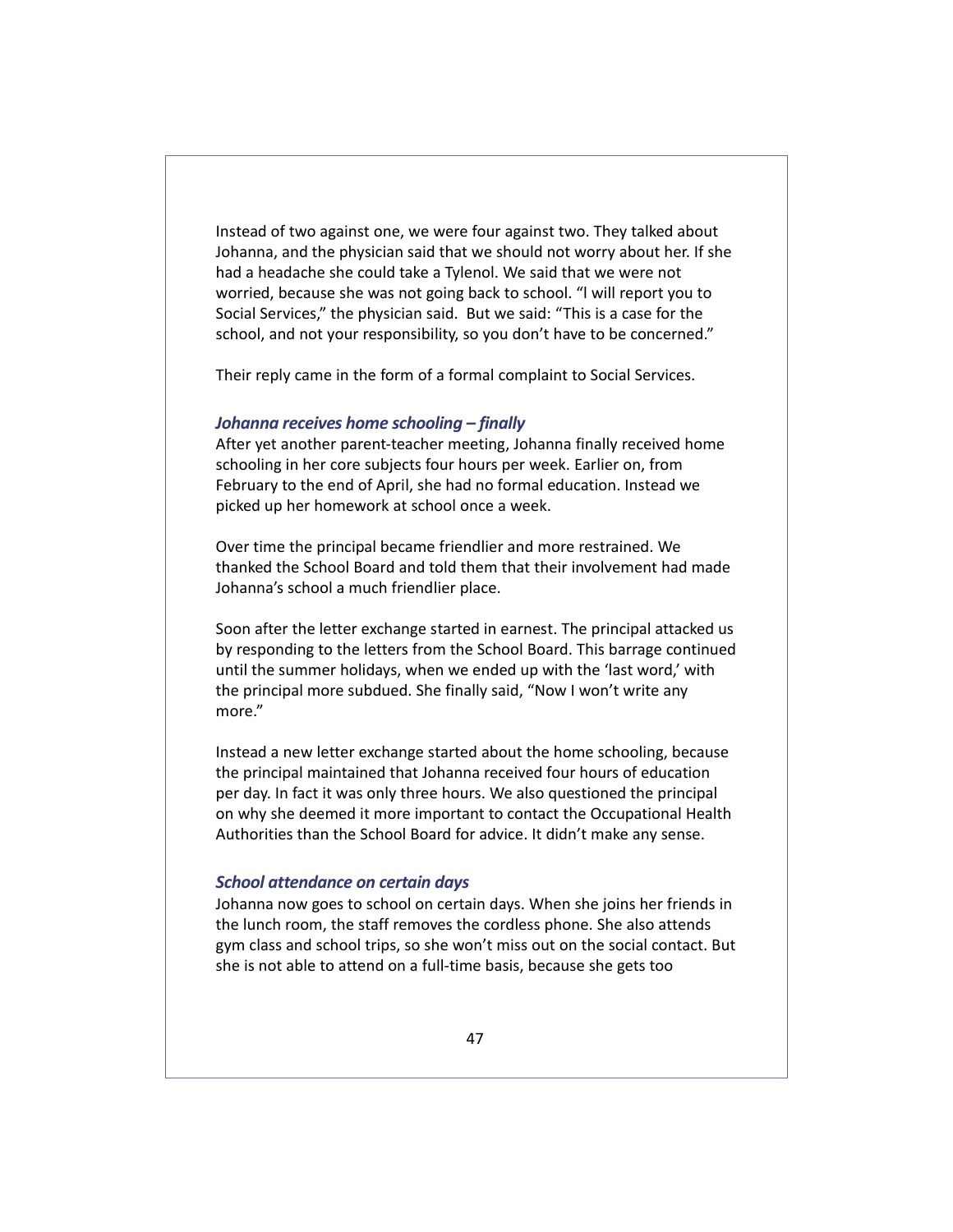Instead of two against one, we were four against two. They talked about Johanna, and the physician said that we should not worry about her. If she had a headache she could take a Tylenol. We said that we were not worried, because she was not going back to school. "I will report you to Social Services," the physician said. But we said: "This is a case for the school, and not your responsibility, so you don't have to be concerned."

Their reply came in the form of a formal complaint to Social Services.

### *Johanna receives home schooling – finally*

After yet another parent-teacher meeting, Johanna finally received home schooling in her core subjects four hours per week. Earlier on, from February to the end of April, she had no formal education. Instead we picked up her homework at school once a week.

Over time the principal became friendlier and more restrained. We thanked the School Board and told them that their involvement had made Johanna's school a much friendlier place.

Soon after the letter exchange started in earnest. The principal attacked us by responding to the letters from the School Board. This barrage continued until the summer holidays, when we ended up with the 'last word,' with the principal more subdued. She finally said, "Now I won't write any more."

Instead a new letter exchange started about the home schooling, because the principal maintained that Johanna received four hours of education per day. In fact it was only three hours. We also questioned the principal on why she deemed it more important to contact the Occupational Health Authorities than the School Board for advice. It didn't make any sense.

### *School attendance on certain days*

Johanna now goes to school on certain days. When she joins her friends in the lunch room, the staff removes the cordless phone. She also attends gym class and school trips, so she won't miss out on the social contact. But she is not able to attend on a full-time basis, because she gets too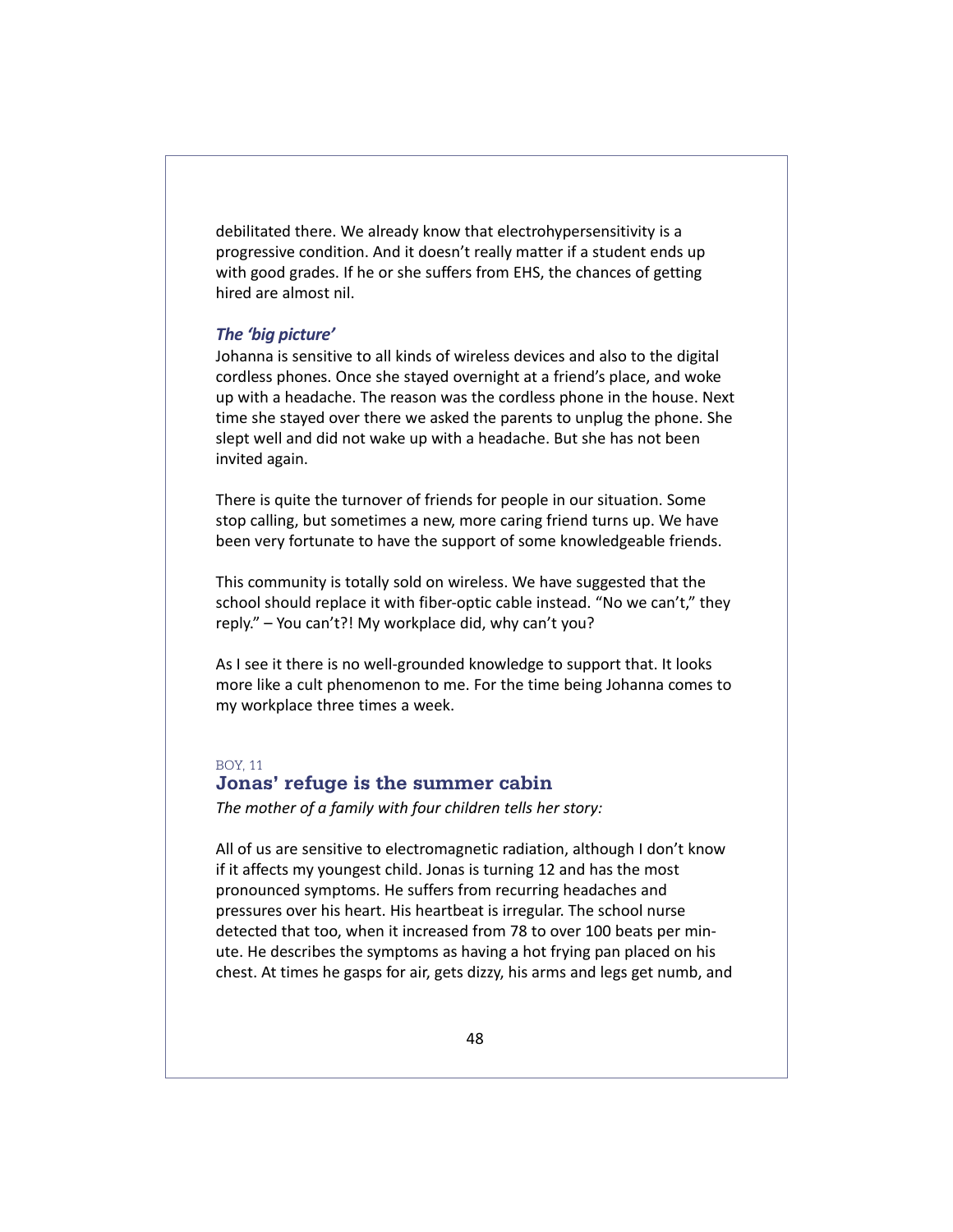debilitated there. We already know that electrohypersensitivity is a progressive condition. And it doesn't really matter if a student ends up with good grades. If he or she suffers from EHS, the chances of getting hired are almost nil.

### *The 'big picture'*

Johanna is sensitive to all kinds of wireless devices and also to the digital cordless phones. Once she stayed overnight at a friend's place, and woke up with a headache. The reason was the cordless phone in the house. Next time she stayed over there we asked the parents to unplug the phone. She slept well and did not wake up with a headache. But she has not been invited again.

There is quite the turnover of friends for people in our situation. Some stop calling, but sometimes a new, more caring friend turns up. We have been very fortunate to have the support of some knowledgeable friends.

This community is totally sold on wireless. We have suggested that the school should replace it with fiber-optic cable instead. "No we can't," they reply." – You can't?! My workplace did, why can't you?

As I see it there is no well-grounded knowledge to support that. It looks more like a cult phenomenon to me. For the time being Johanna comes to my workplace three times a week.

BOY, 11

## Jonas' refuge is the summer cabin

*The mother of a family with four children tells her story:*

All of us are sensitive to electromagnetic radiation, although I don't know if it affects my youngest child. Jonas is turning 12 and has the most pronounced symptoms. He suffers from recurring headaches and pressures over his heart. His heartbeat is irregular. The school nurse detected that too, when it increased from 78 to over 100 beats per minute. He describes the symptoms as having a hot frying pan placed on his chest. At times he gasps for air, gets dizzy, his arms and legs get numb, and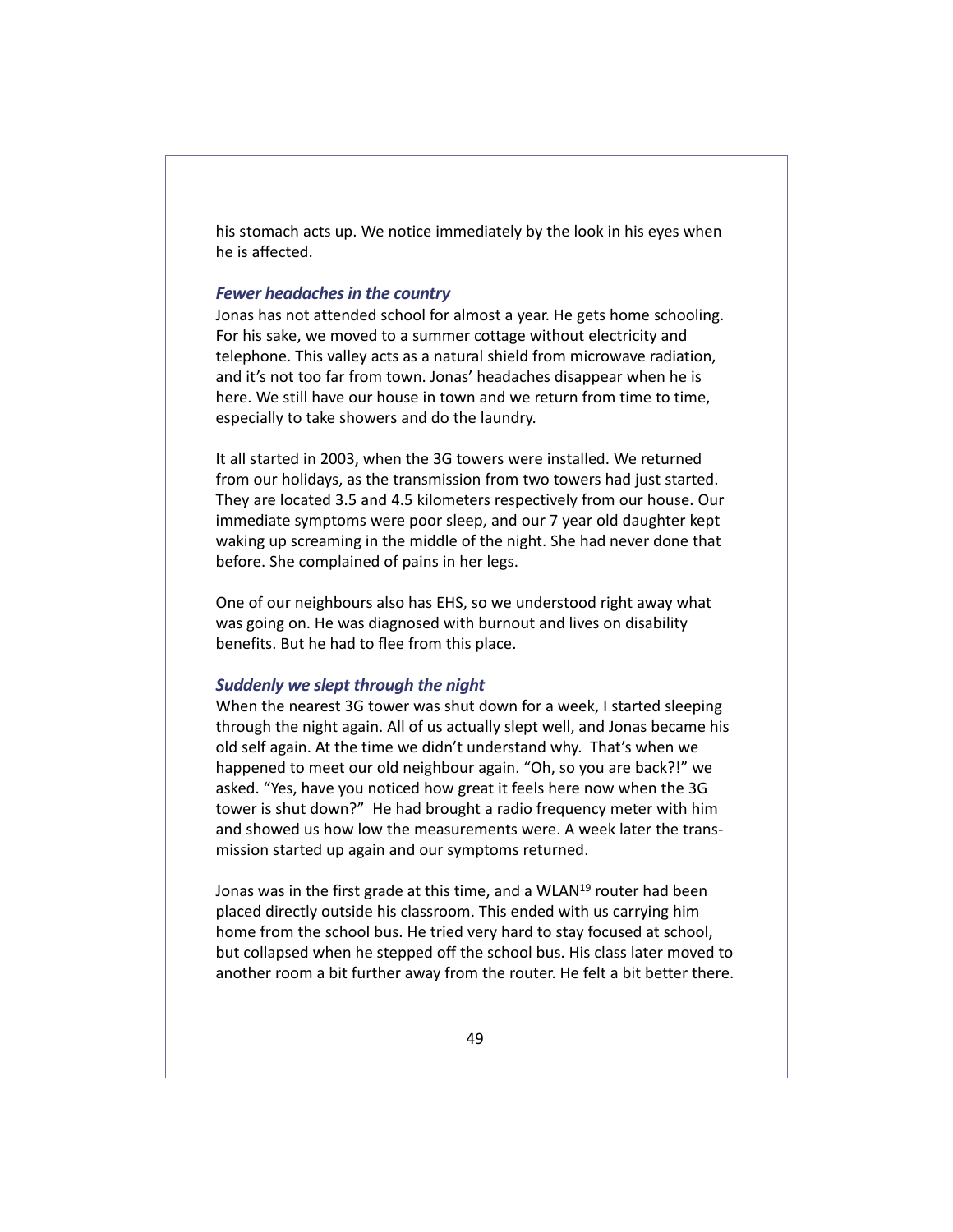his stomach acts up. We notice immediately by the look in his eyes when he is affected.

### *Fewer headaches in the country*

Jonas has not attended school for almost a year. He gets home schooling. For his sake, we moved to a summer cottage without electricity and telephone. This valley acts as a natural shield from microwave radiation, and it's not too far from town. Jonas' headaches disappear when he is here. We still have our house in town and we return from time to time, especially to take showers and do the laundry.

It all started in 2003, when the 3G towers were installed. We returned from our holidays, as the transmission from two towers had just started. They are located 3.5 and 4.5 kilometers respectively from our house. Our immediate symptoms were poor sleep, and our 7 year old daughter kept waking up screaming in the middle of the night. She had never done that before. She complained of pains in her legs.

One of our neighbours also has EHS, so we understood right away what was going on. He was diagnosed with burnout and lives on disability benefits. But he had to flee from this place.

### *Suddenly we slept through the night*

When the nearest 3G tower was shut down for a week, I started sleeping through the night again. All of us actually slept well, and Jonas became his old self again. At the time we didn't understand why. That's when we happened to meet our old neighbour again. "Oh, so you are back?!" we asked. "Yes, have you noticed how great it feels here now when the 3G tower is shut down?" He had brought a radio frequency meter with him and showed us how low the measurements were. A week later the transmission started up again and our symptoms returned.

Jonas was in the first grade at this time, and a WLAN[19] router had been placed directly outside his classroom. This ended with us carrying him home from the school bus. He tried very hard to stay focused at school, but collapsed when he stepped off the school bus. His class later moved to another room a bit further away from the router. He felt a bit better there.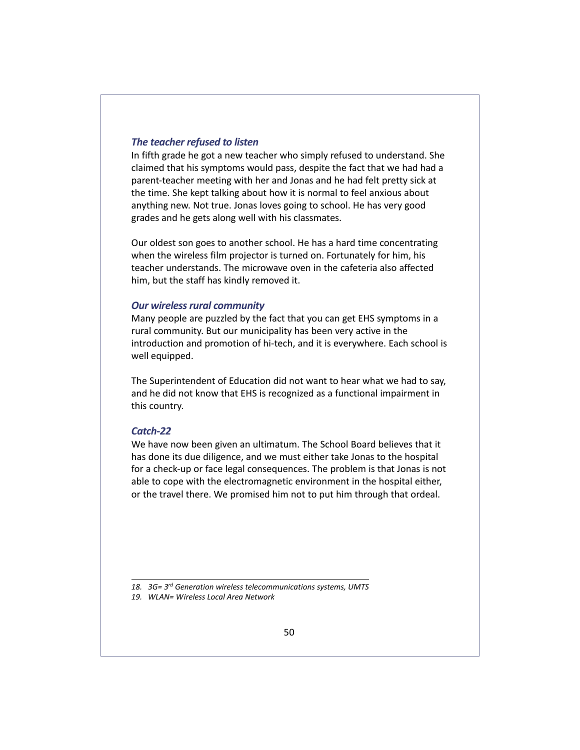### *The teacher refused to listen*

In fifth grade he got a new teacher who simply refused to understand. She claimed that his symptoms would pass, despite the fact that we had had a parent-teacher meeting with her and Jonas and he had felt pretty sick at the time. She kept talking about how it is normal to feel anxious about anything new. Not true. Jonas loves going to school. He has very good grades and he gets along well with his classmates.

Our oldest son goes to another school. He has a hard time concentrating when the wireless film projector is turned on. Fortunately for him, his teacher understands. The microwave oven in the cafeteria also affected him, but the staff has kindly removed it.

### *Our wireless rural community*

Many people are puzzled by the fact that you can get EHS symptoms in a rural community. But our municipality has been very active in the introduction and promotion of hi-tech, and it is everywhere. Each school is well equipped.

The Superintendent of Education did not want to hear what we had to say, and he did not know that EHS is recognized as a functional impairment in this country.

### *Catch-22*

We have now been given an ultimatum. The School Board believes that it has done its due diligence, and we must either take Jonas to the hospital for a check-up or face legal consequences. The problem is that Jonas is not able to cope with the electromagnetic environment in the hospital either, or the travel there. We promised him not to put him through that ordeal.

---

*18. 3G= 3rd Generation wireless telecommunications systems, UMTS*

*19. WLAN= Wireless Local Area Network*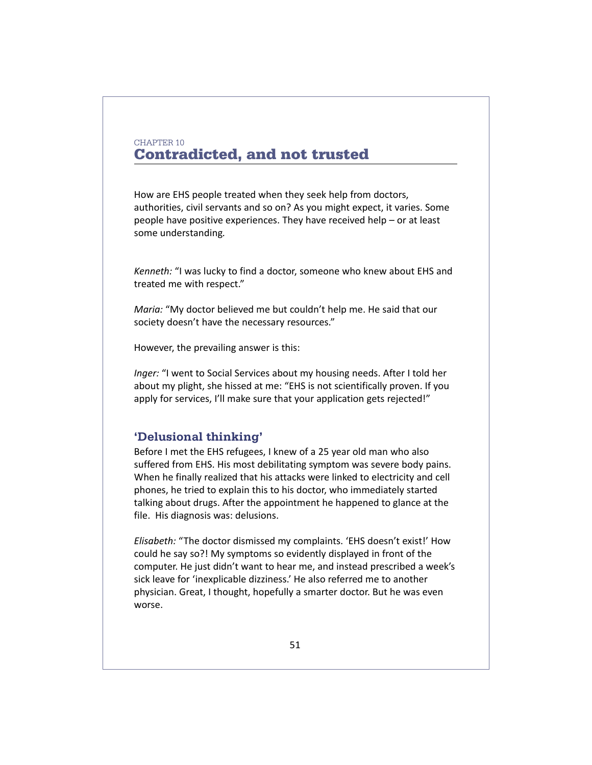CHAPTER 10

# Contradicted, and not trusted

How are EHS people treated when they seek help from doctors, authorities, civil servants and so on? As you might expect, it varies. Some people have positive experiences. They have received help – or at least some understanding.

*Kenneth:* "I was lucky to find a doctor, someone who knew about EHS and treated me with respect."

*Maria:* "My doctor believed me but couldn't help me. He said that our society doesn't have the necessary resources."

However, the prevailing answer is this:

*Inger:* "I went to Social Services about my housing needs. After I told her about my plight, she hissed at me: "EHS is not scientifically proven. If you apply for services, I'll make sure that your application gets rejected!"

## 'Delusional thinking'

Before I met the EHS refugees, I knew of a 25 year old man who also suffered from EHS. His most debilitating symptom was severe body pains. When he finally realized that his attacks were linked to electricity and cell phones, he tried to explain this to his doctor, who immediately started talking about drugs. After the appointment he happened to glance at the file. His diagnosis was: delusions.

*Elisabeth:* "The doctor dismissed my complaints. 'EHS doesn't exist!' How could he say so?! My symptoms so evidently displayed in front of the computer. He just didn't want to hear me, and instead prescribed a week's sick leave for 'inexplicable dizziness.' He also referred me to another physician. Great, I thought, hopefully a smarter doctor. But he was even worse.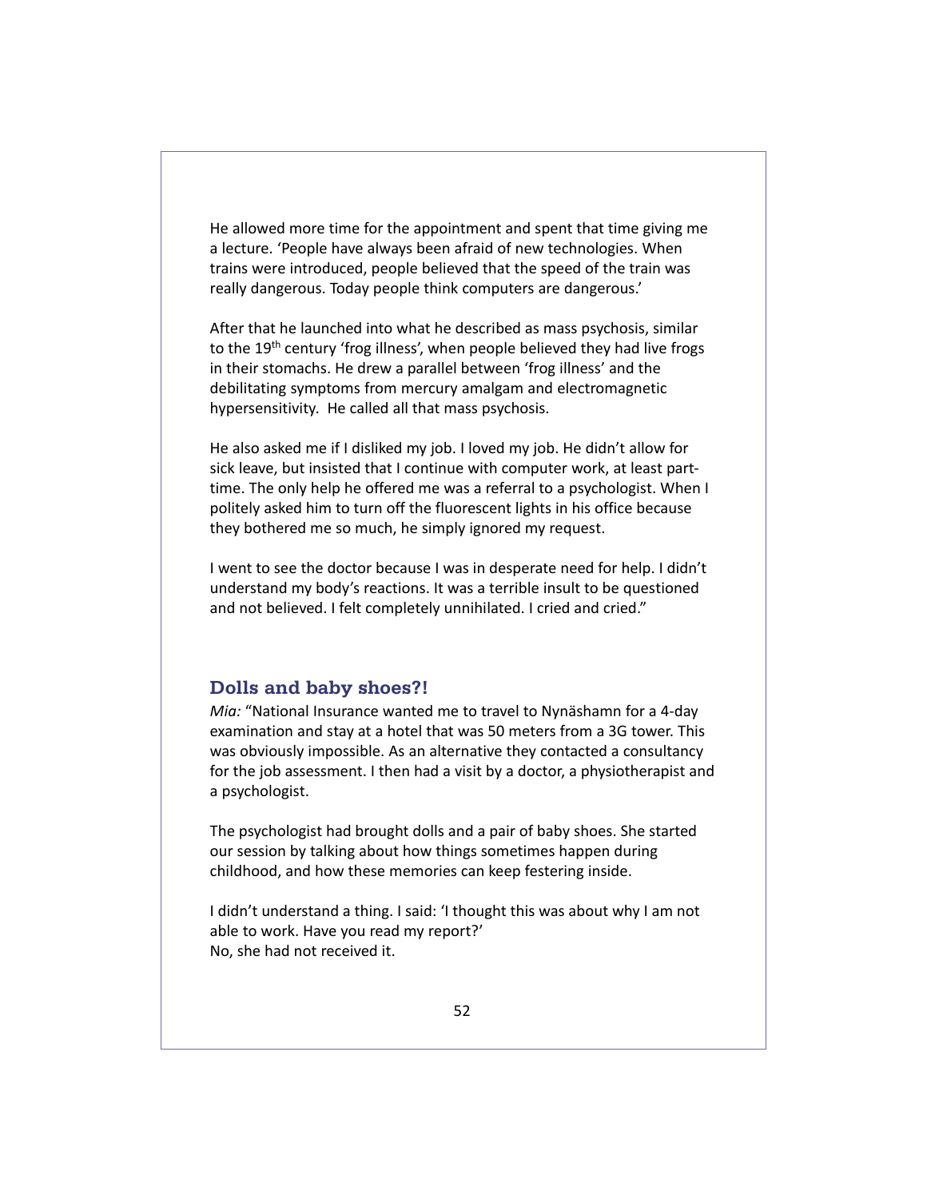He allowed more time for the appointment and spent that time giving me a lecture. 'People have always been afraid of new technologies. When trains were introduced, people believed that the speed of the train was really dangerous. Today people think computers are dangerous.'

After that he launched into what he described as mass psychosis, similar to the 19th century 'frog illness', when people believed they had live frogs in their stomachs. He drew a parallel between 'frog illness' and the debilitating symptoms from mercury amalgam and electromagnetic hypersensitivity. He called all that mass psychosis.

He also asked me if I disliked my job. I loved my job. He didn't allow for sick leave, but insisted that I continue with computer work, at least part-time. The only help he offered me was a referral to a psychologist. When I politely asked him to turn off the fluorescent lights in his office because they bothered me so much, he simply ignored my request.

I went to see the doctor because I was in desperate need for help. I didn't understand my body's reactions. It was a terrible insult to be questioned and not believed. I felt completely unnihilated. I cried and cried."

### Dolls and baby shoes?!

*Mia:* "National Insurance wanted me to travel to Nynäshamn for a 4-day examination and stay at a hotel that was 50 meters from a 3G tower. This was obviously impossible. As an alternative they contacted a consultancy for the job assessment. I then had a visit by a doctor, a physiotherapist and a psychologist.

The psychologist had brought dolls and a pair of baby shoes. She started our session by talking about how things sometimes happen during childhood, and how these memories can keep festering inside.

I didn't understand a thing. I said: 'I thought this was about why I am not able to work. Have you read my report?'
No, she had not received it.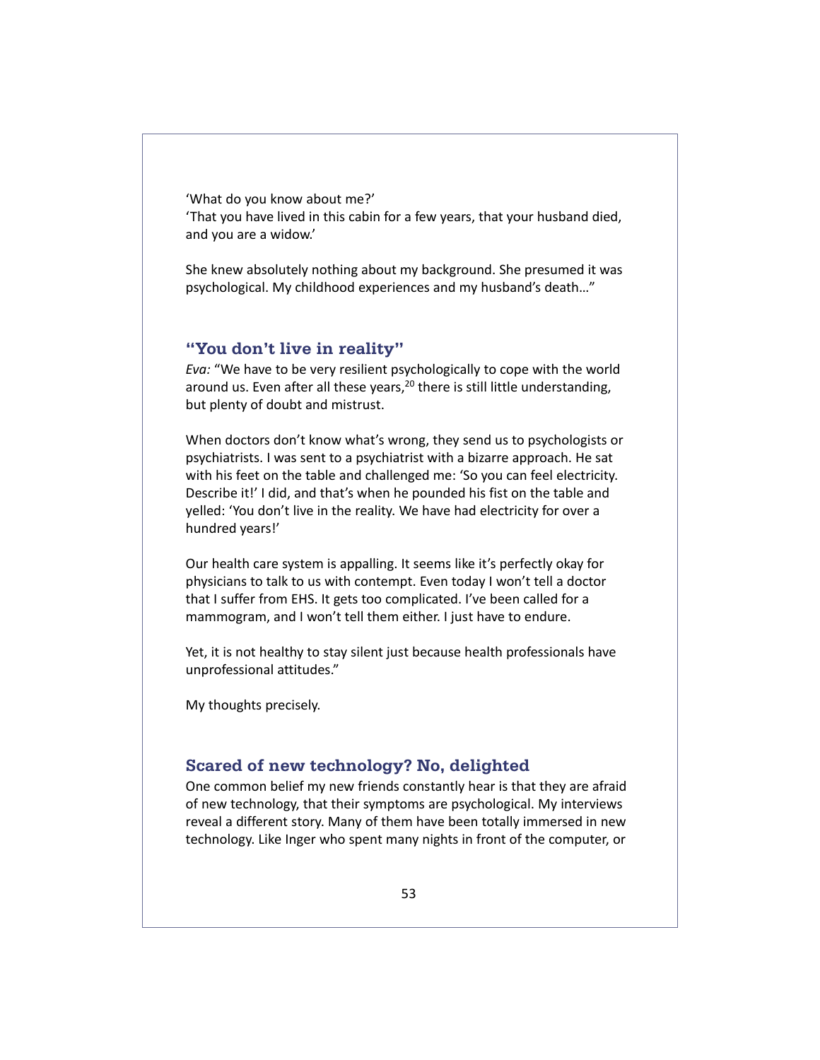'What do you know about me?'
'That you have lived in this cabin for a few years, that your husband died, and you are a widow.'

She knew absolutely nothing about my background. She presumed it was psychological. My childhood experiences and my husband's death…"

## "You don't live in reality"

*Eva:* "We have to be very resilient psychologically to cope with the world around us. Even after all these years,[20] there is still little understanding, but plenty of doubt and mistrust.

When doctors don't know what's wrong, they send us to psychologists or psychiatrists. I was sent to a psychiatrist with a bizarre approach. He sat with his feet on the table and challenged me: 'So you can feel electricity. Describe it!' I did, and that's when he pounded his fist on the table and yelled: 'You don't live in the reality. We have had electricity for over a hundred years!'

Our health care system is appalling. It seems like it's perfectly okay for physicians to talk to us with contempt. Even today I won't tell a doctor that I suffer from EHS. It gets too complicated. I've been called for a mammogram, and I won't tell them either. I just have to endure.

Yet, it is not healthy to stay silent just because health professionals have unprofessional attitudes."

My thoughts precisely.

## Scared of new technology? No, delighted

One common belief my new friends constantly hear is that they are afraid of new technology, that their symptoms are psychological. My interviews reveal a different story. Many of them have been totally immersed in new technology. Like Inger who spent many nights in front of the computer, or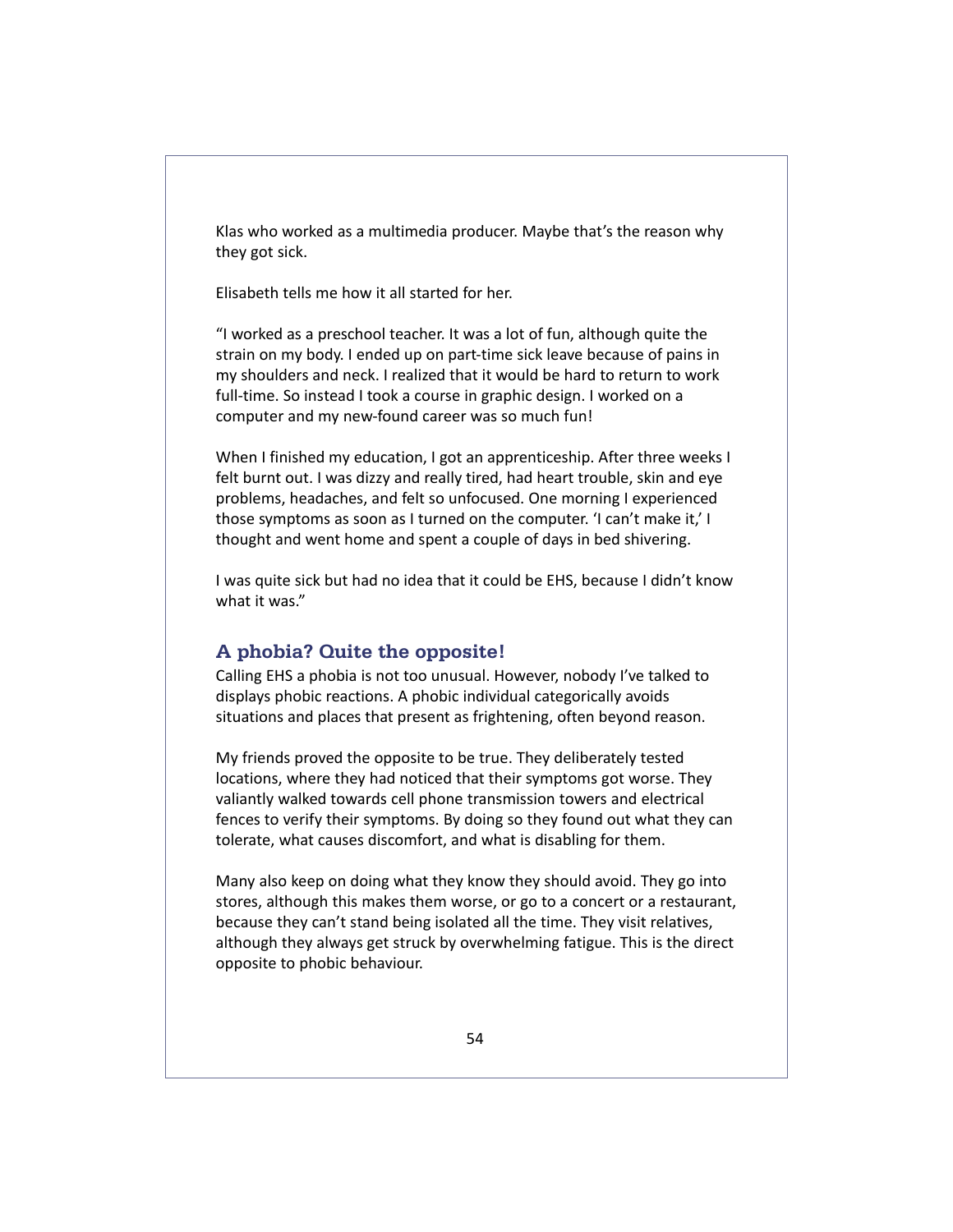Klas who worked as a multimedia producer. Maybe that's the reason why they got sick.

Elisabeth tells me how it all started for her.

"I worked as a preschool teacher. It was a lot of fun, although quite the strain on my body. I ended up on part-time sick leave because of pains in my shoulders and neck. I realized that it would be hard to return to work full-time. So instead I took a course in graphic design. I worked on a computer and my new-found career was so much fun!

When I finished my education, I got an apprenticeship. After three weeks I felt burnt out. I was dizzy and really tired, had heart trouble, skin and eye problems, headaches, and felt so unfocused. One morning I experienced those symptoms as soon as I turned on the computer. 'I can't make it,' I thought and went home and spent a couple of days in bed shivering.

I was quite sick but had no idea that it could be EHS, because I didn't know what it was."

## A phobia? Quite the opposite!

Calling EHS a phobia is not too unusual. However, nobody I've talked to displays phobic reactions. A phobic individual categorically avoids situations and places that present as frightening, often beyond reason.

My friends proved the opposite to be true. They deliberately tested locations, where they had noticed that their symptoms got worse. They valiantly walked towards cell phone transmission towers and electrical fences to verify their symptoms. By doing so they found out what they can tolerate, what causes discomfort, and what is disabling for them.

Many also keep on doing what they know they should avoid. They go into stores, although this makes them worse, or go to a concert or a restaurant, because they can't stand being isolated all the time. They visit relatives, although they always get struck by overwhelming fatigue. This is the direct opposite to phobic behaviour.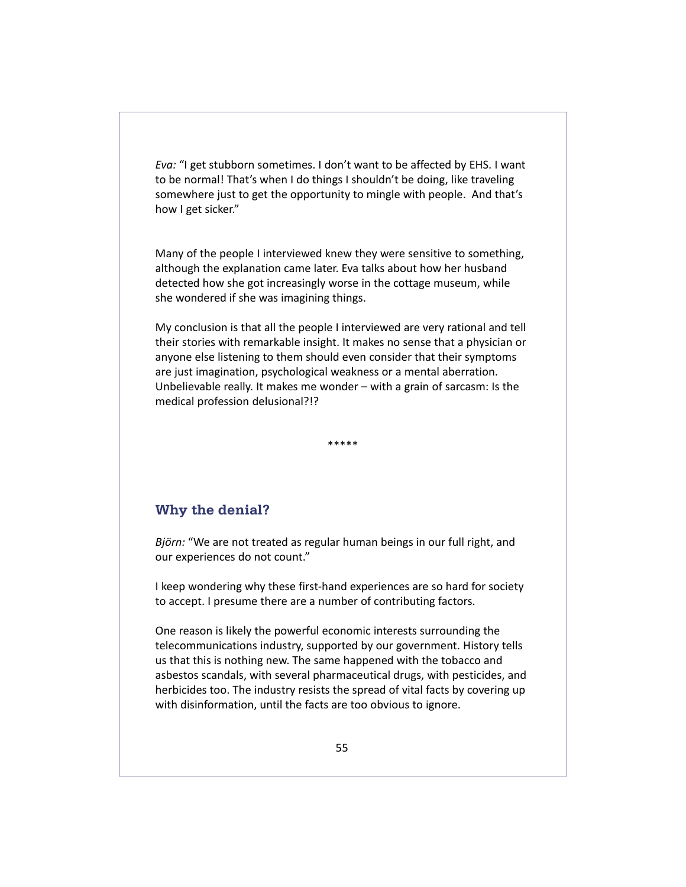*Eva:* "I get stubborn sometimes. I don't want to be affected by EHS. I want to be normal! That's when I do things I shouldn't be doing, like traveling somewhere just to get the opportunity to mingle with people. And that's how I get sicker."

Many of the people I interviewed knew they were sensitive to something, although the explanation came later. Eva talks about how her husband detected how she got increasingly worse in the cottage museum, while she wondered if she was imagining things.

My conclusion is that all the people I interviewed are very rational and tell their stories with remarkable insight. It makes no sense that a physician or anyone else listening to them should even consider that their symptoms are just imagination, psychological weakness or a mental aberration. Unbelievable really. It makes me wonder – with a grain of sarcasm: Is the medical profession delusional?!?

*****

## Why the denial?

*Björn:* "We are not treated as regular human beings in our full right, and our experiences do not count."

I keep wondering why these first-hand experiences are so hard for society to accept. I presume there are a number of contributing factors.

One reason is likely the powerful economic interests surrounding the telecommunications industry, supported by our government. History tells us that this is nothing new. The same happened with the tobacco and asbestos scandals, with several pharmaceutical drugs, with pesticides, and herbicides too. The industry resists the spread of vital facts by covering up with disinformation, until the facts are too obvious to ignore.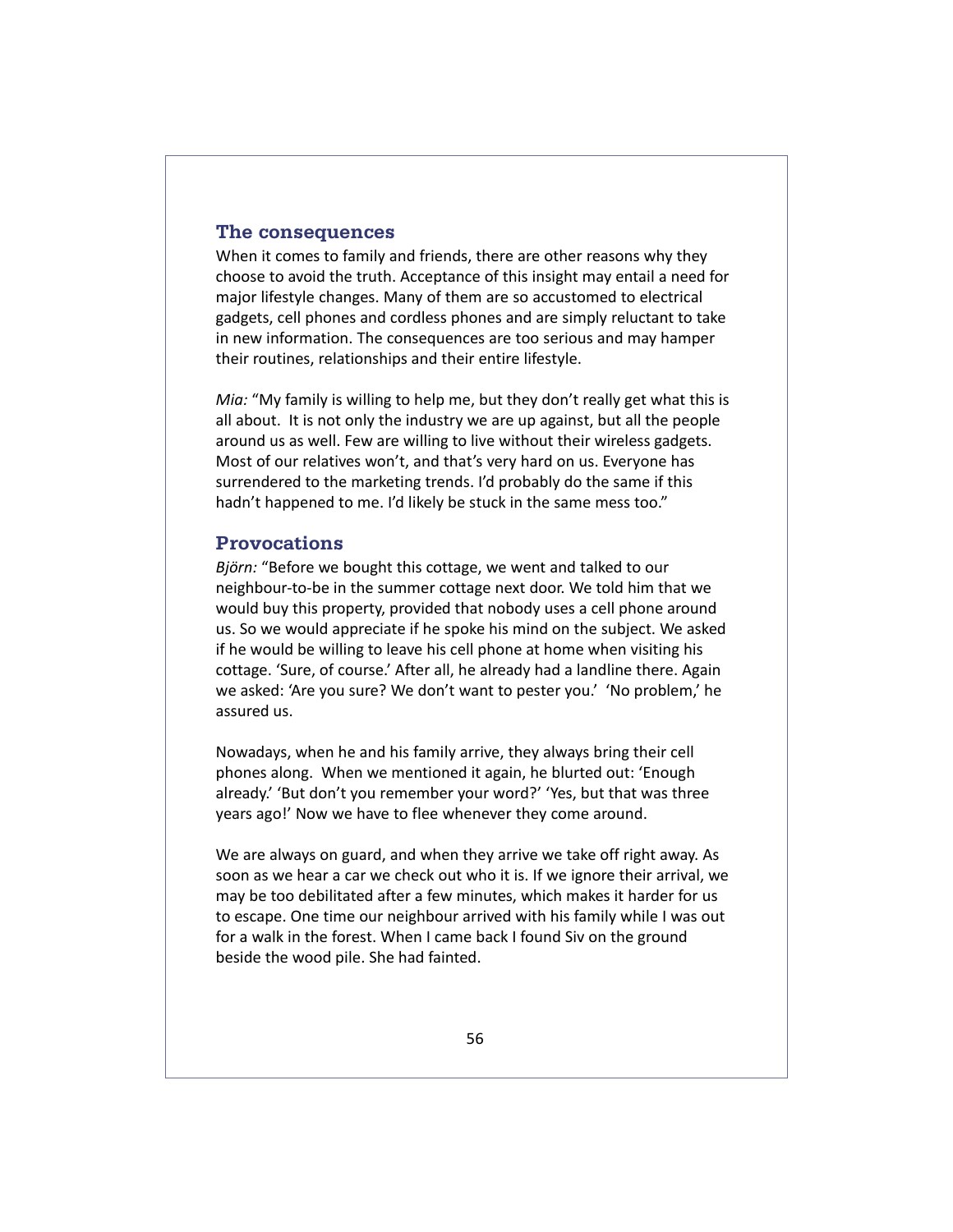## The consequences

When it comes to family and friends, there are other reasons why they choose to avoid the truth. Acceptance of this insight may entail a need for major lifestyle changes. Many of them are so accustomed to electrical gadgets, cell phones and cordless phones and are simply reluctant to take in new information. The consequences are too serious and may hamper their routines, relationships and their entire lifestyle.

*Mia:* "My family is willing to help me, but they don't really get what this is all about. It is not only the industry we are up against, but all the people around us as well. Few are willing to live without their wireless gadgets. Most of our relatives won't, and that's very hard on us. Everyone has surrendered to the marketing trends. I'd probably do the same if this hadn't happened to me. I'd likely be stuck in the same mess too."

## Provocations

*Björn:* "Before we bought this cottage, we went and talked to our neighbour-to-be in the summer cottage next door. We told him that we would buy this property, provided that nobody uses a cell phone around us. So we would appreciate if he spoke his mind on the subject. We asked if he would be willing to leave his cell phone at home when visiting his cottage. 'Sure, of course.' After all, he already had a landline there. Again we asked: 'Are you sure? We don't want to pester you.' 'No problem,' he assured us.

Nowadays, when he and his family arrive, they always bring their cell phones along. When we mentioned it again, he blurted out: 'Enough already.' 'But don't you remember your word?' 'Yes, but that was three years ago!' Now we have to flee whenever they come around.

We are always on guard, and when they arrive we take off right away. As soon as we hear a car we check out who it is. If we ignore their arrival, we may be too debilitated after a few minutes, which makes it harder for us to escape. One time our neighbour arrived with his family while I was out for a walk in the forest. When I came back I found Siv on the ground beside the wood pile. She had fainted.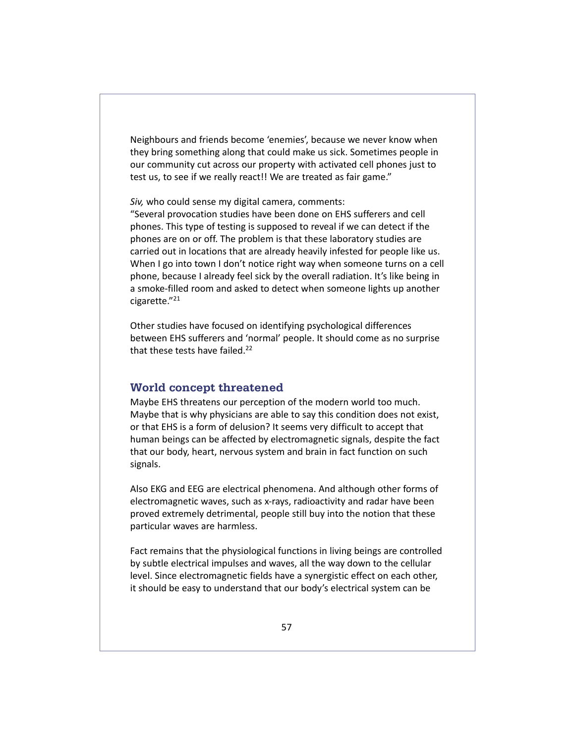Neighbours and friends become 'enemies', because we never know when they bring something along that could make us sick. Sometimes people in our community cut across our property with activated cell phones just to test us, to see if we really react!! We are treated as fair game."

*Siv,* who could sense my digital camera, comments:
"Several provocation studies have been done on EHS sufferers and cell phones. This type of testing is supposed to reveal if we can detect if the phones are on or off. The problem is that these laboratory studies are carried out in locations that are already heavily infested for people like us. When I go into town I don't notice right way when someone turns on a cell phone, because I already feel sick by the overall radiation. It's like being in a smoke-filled room and asked to detect when someone lights up another cigarette."[21]

Other studies have focused on identifying psychological differences between EHS sufferers and 'normal' people. It should come as no surprise that these tests have failed.[22]

## World concept threatened

Maybe EHS threatens our perception of the modern world too much. Maybe that is why physicians are able to say this condition does not exist, or that EHS is a form of delusion? It seems very difficult to accept that human beings can be affected by electromagnetic signals, despite the fact that our body, heart, nervous system and brain in fact function on such signals.

Also EKG and EEG are electrical phenomena. And although other forms of electromagnetic waves, such as x-rays, radioactivity and radar have been proved extremely detrimental, people still buy into the notion that these particular waves are harmless.

Fact remains that the physiological functions in living beings are controlled by subtle electrical impulses and waves, all the way down to the cellular level. Since electromagnetic fields have a synergistic effect on each other, it should be easy to understand that our body's electrical system can be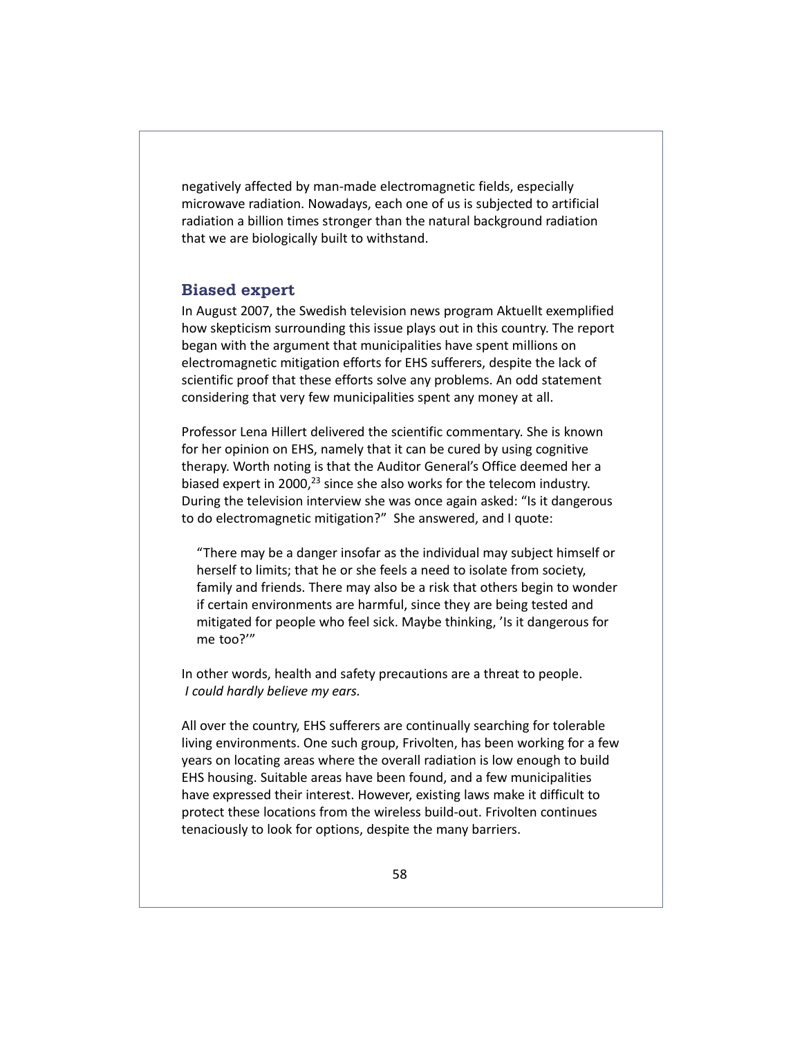negatively affected by man-made electromagnetic fields, especially microwave radiation. Nowadays, each one of us is subjected to artificial radiation a billion times stronger than the natural background radiation that we are biologically built to withstand.

## Biased expert

In August 2007, the Swedish television news program Aktuellt exemplified how skepticism surrounding this issue plays out in this country. The report began with the argument that municipalities have spent millions on electromagnetic mitigation efforts for EHS sufferers, despite the lack of scientific proof that these efforts solve any problems. An odd statement considering that very few municipalities spent any money at all.

Professor Lena Hillert delivered the scientific commentary. She is known for her opinion on EHS, namely that it can be cured by using cognitive therapy. Worth noting is that the Auditor General's Office deemed her a biased expert in 2000,[23] since she also works for the telecom industry. During the television interview she was once again asked: "Is it dangerous to do electromagnetic mitigation?" She answered, and I quote:

> "There may be a danger insofar as the individual may subject himself or herself to limits; that he or she feels a need to isolate from society, family and friends. There may also be a risk that others begin to wonder if certain environments are harmful, since they are being tested and mitigated for people who feel sick. Maybe thinking, 'Is it dangerous for me too?'"

In other words, health and safety precautions are a threat to people. *I could hardly believe my ears.*

All over the country, EHS sufferers are continually searching for tolerable living environments. One such group, Frivolten, has been working for a few years on locating areas where the overall radiation is low enough to build EHS housing. Suitable areas have been found, and a few municipalities have expressed their interest. However, existing laws make it difficult to protect these locations from the wireless build-out. Frivolten continues tenaciously to look for options, despite the many barriers.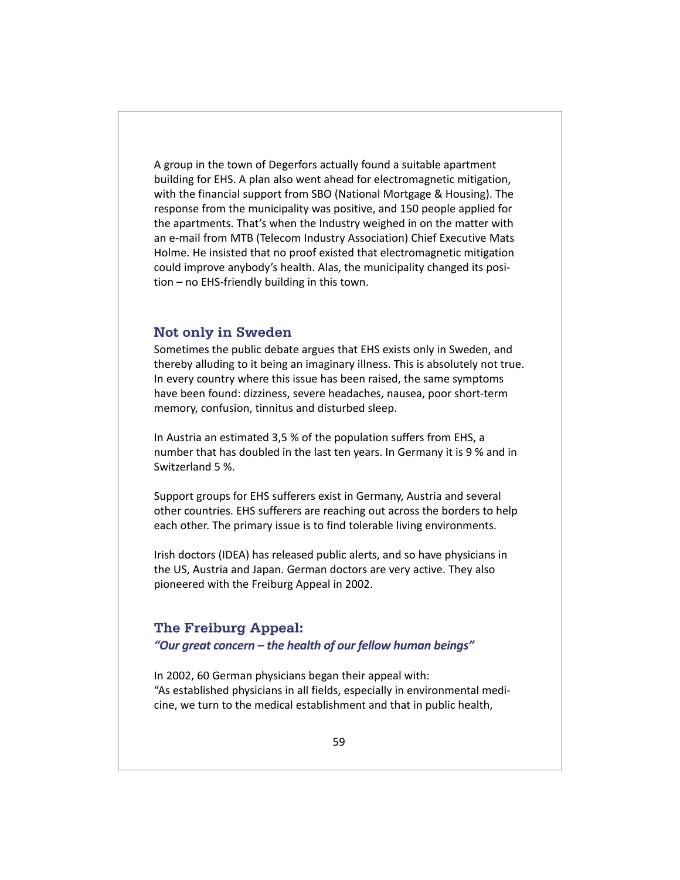A group in the town of Degerfors actually found a suitable apartment building for EHS. A plan also went ahead for electromagnetic mitigation, with the financial support from SBO (National Mortgage & Housing). The response from the municipality was positive, and 150 people applied for the apartments. That's when the Industry weighed in on the matter with an e-mail from MTB (Telecom Industry Association) Chief Executive Mats Holme. He insisted that no proof existed that electromagnetic mitigation could improve anybody's health. Alas, the municipality changed its position – no EHS-friendly building in this town.

## Not only in Sweden

Sometimes the public debate argues that EHS exists only in Sweden, and thereby alluding to it being an imaginary illness. This is absolutely not true. In every country where this issue has been raised, the same symptoms have been found: dizziness, severe headaches, nausea, poor short-term memory, confusion, tinnitus and disturbed sleep.

In Austria an estimated 3,5 % of the population suffers from EHS, a number that has doubled in the last ten years. In Germany it is 9 % and in Switzerland 5 %.

Support groups for EHS sufferers exist in Germany, Austria and several other countries. EHS sufferers are reaching out across the borders to help each other. The primary issue is to find tolerable living environments.

Irish doctors (IDEA) has released public alerts, and so have physicians in the US, Austria and Japan. German doctors are very active. They also pioneered with the Freiburg Appeal in 2002.

## The Freiburg Appeal:

***"Our great concern – the health of our fellow human beings"***

In 2002, 60 German physicians began their appeal with:
"As established physicians in all fields, especially in environmental medicine, we turn to the medical establishment and that in public health,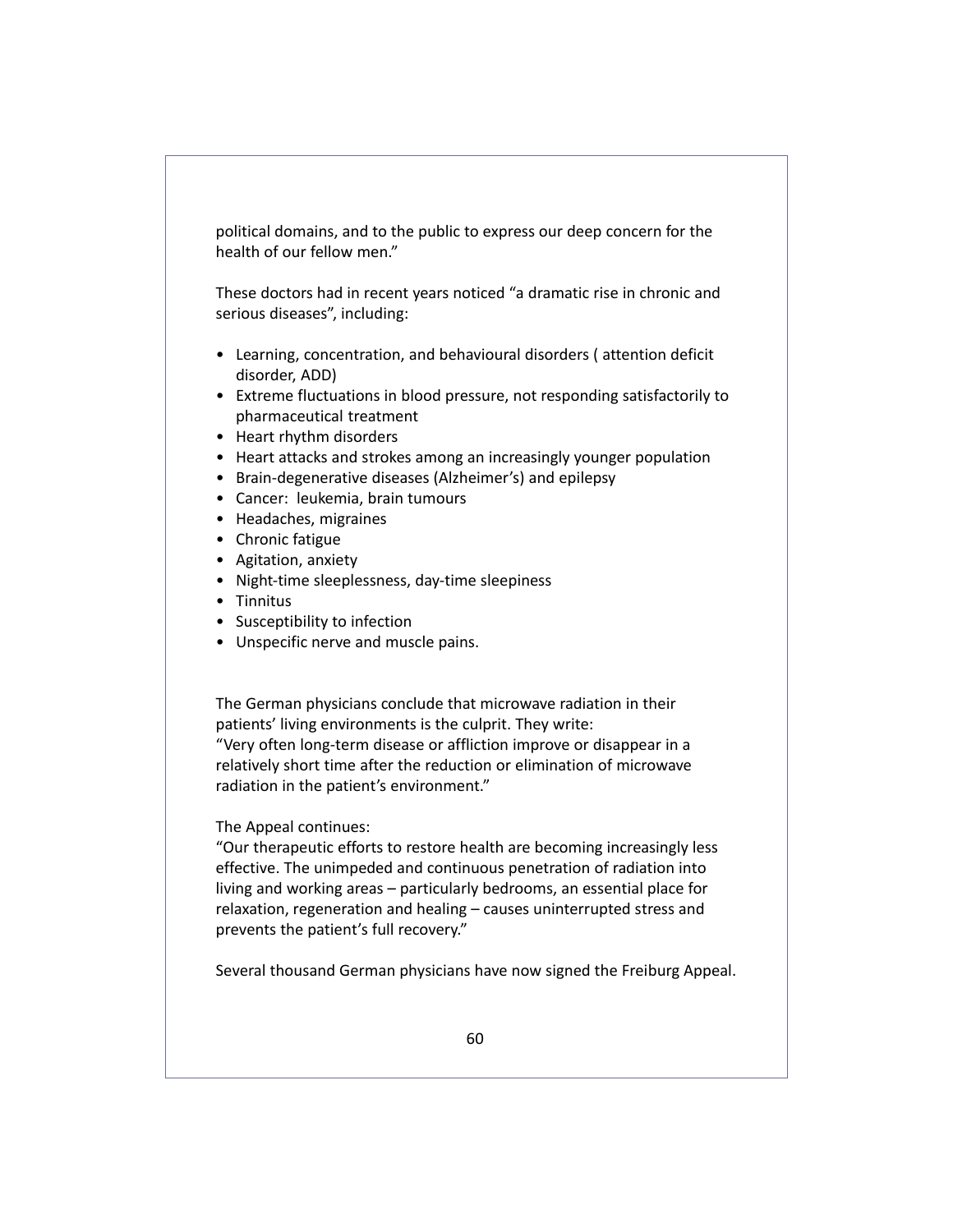political domains, and to the public to express our deep concern for the health of our fellow men."

These doctors had in recent years noticed "a dramatic rise in chronic and serious diseases", including:

- Learning, concentration, and behavioural disorders ( attention deficit disorder, ADD)
- Extreme fluctuations in blood pressure, not responding satisfactorily to pharmaceutical treatment
- Heart rhythm disorders
- Heart attacks and strokes among an increasingly younger population
- Brain-degenerative diseases (Alzheimer's) and epilepsy
- Cancer:  leukemia, brain tumours
- Headaches, migraines
- Chronic fatigue
- Agitation, anxiety
- Night-time sleeplessness, day-time sleepiness
- Tinnitus
- Susceptibility to infection
- Unspecific nerve and muscle pains.

The German physicians conclude that microwave radiation in their patients' living environments is the culprit. They write:
"Very often long-term disease or affliction improve or disappear in a relatively short time after the reduction or elimination of microwave radiation in the patient's environment."

The Appeal continues:
"Our therapeutic efforts to restore health are becoming increasingly less effective. The unimpeded and continuous penetration of radiation into living and working areas – particularly bedrooms, an essential place for relaxation, regeneration and healing – causes uninterrupted stress and prevents the patient's full recovery."

Several thousand German physicians have now signed the Freiburg Appeal.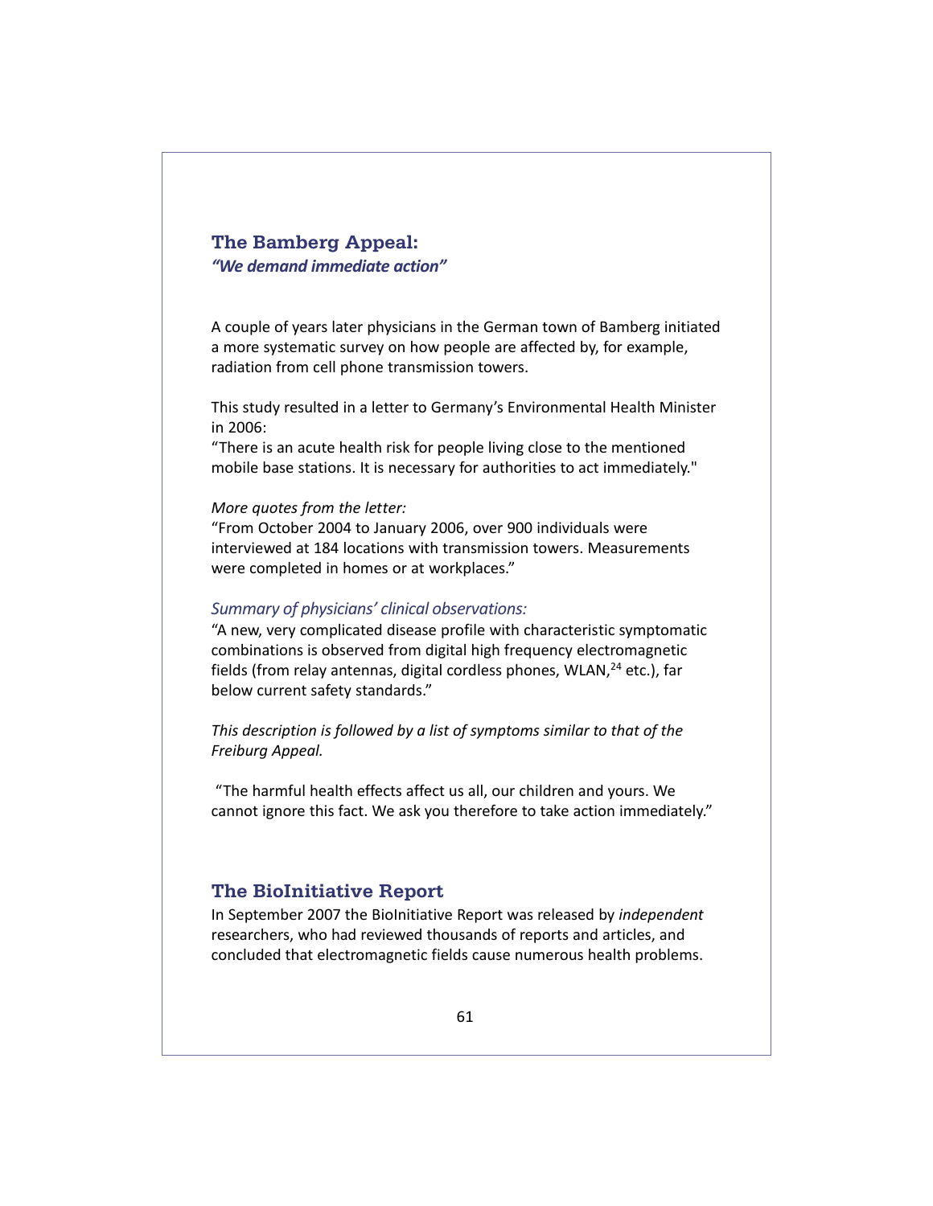## The Bamberg Appeal:
***"We demand immediate action"***

A couple of years later physicians in the German town of Bamberg initiated a more systematic survey on how people are affected by, for example, radiation from cell phone transmission towers.

This study resulted in a letter to Germany's Environmental Health Minister in 2006:
"There is an acute health risk for people living close to the mentioned mobile base stations. It is necessary for authorities to act immediately."

*More quotes from the letter:*
"From October 2004 to January 2006, over 900 individuals were interviewed at 184 locations with transmission towers. Measurements were completed in homes or at workplaces."

*Summary of physicians' clinical observations:*
"A new, very complicated disease profile with characteristic symptomatic combinations is observed from digital high frequency electromagnetic fields (from relay antennas, digital cordless phones, WLAN,[24] etc.), far below current safety standards."

*This description is followed by a list of symptoms similar to that of the Freiburg Appeal.*

"The harmful health effects affect us all, our children and yours. We cannot ignore this fact. We ask you therefore to take action immediately."

## The BioInitiative Report

In September 2007 the BioInitiative Report was released by *independent* researchers, who had reviewed thousands of reports and articles, and concluded that electromagnetic fields cause numerous health problems.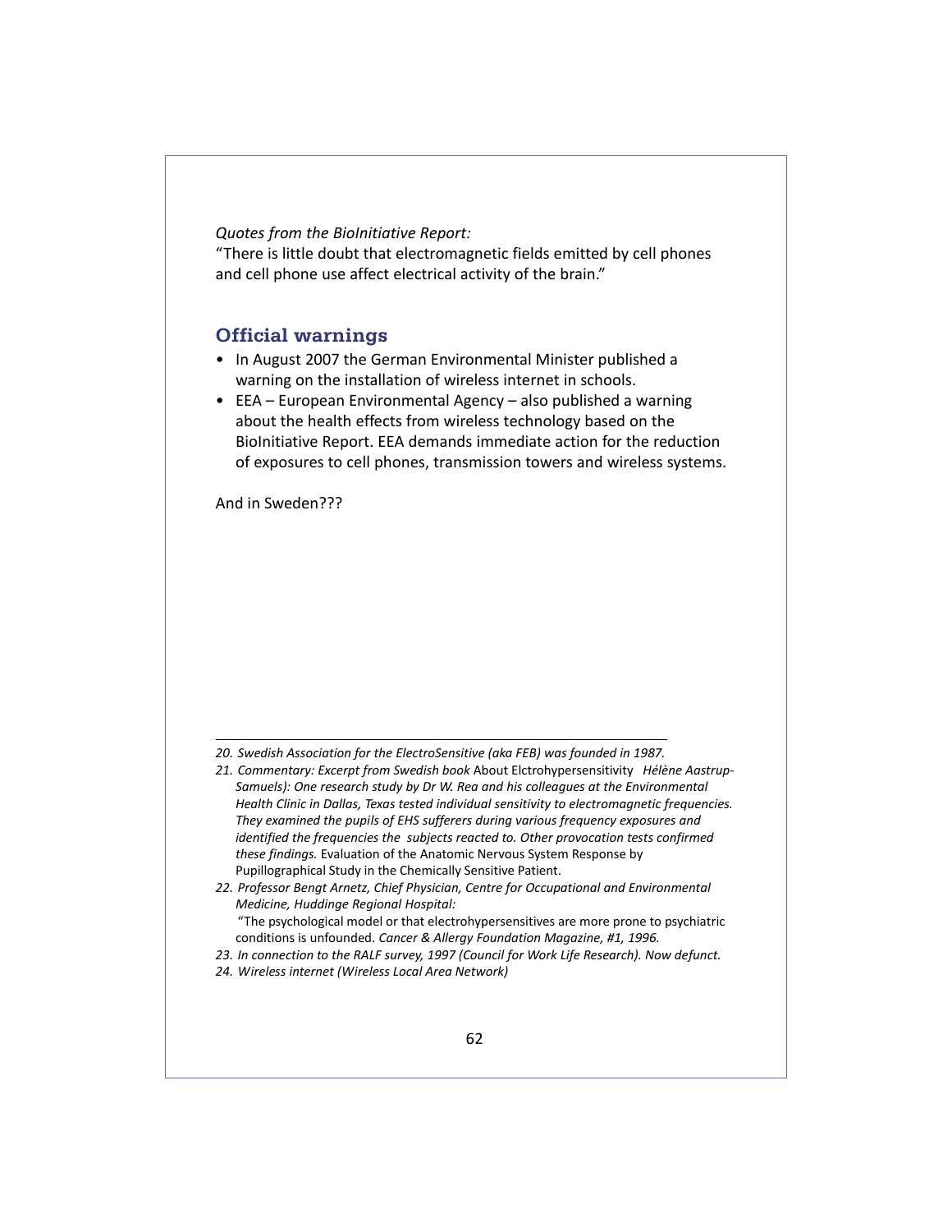*Quotes from the BioInitiative Report:*
"There is little doubt that electromagnetic fields emitted by cell phones and cell phone use affect electrical activity of the brain."

## Official warnings

- In August 2007 the German Environmental Minister published a warning on the installation of wireless internet in schools.
- EEA – European Environmental Agency – also published a warning about the health effects from wireless technology based on the BioInitiative Report. EEA demands immediate action for the reduction of exposures to cell phones, transmission towers and wireless systems.

And in Sweden???

---

*20. Swedish Association for the ElectroSensitive (aka FEB) was founded in 1987.*

*21. Commentary: Excerpt from Swedish book* About Elctrohypersensitivity *Hélène Aastrup-Samuels): One research study by Dr W. Rea and his colleagues at the Environmental Health Clinic in Dallas, Texas tested individual sensitivity to electromagnetic frequencies. They examined the pupils of EHS sufferers during various frequency exposures and identified the frequencies the subjects reacted to. Other provocation tests confirmed these findings.* Evaluation of the Anatomic Nervous System Response by Pupillographical Study in the Chemically Sensitive Patient.

*22. Professor Bengt Arnetz, Chief Physician, Centre for Occupational and Environmental Medicine, Huddinge Regional Hospital:*
"The psychological model or that electrohypersensitives are more prone to psychiatric conditions is unfounded. *Cancer & Allergy Foundation Magazine, #1, 1996.*

*23. In connection to the RALF survey, 1997 (Council for Work Life Research). Now defunct.*

*24. Wireless internet (Wireless Local Area Network)*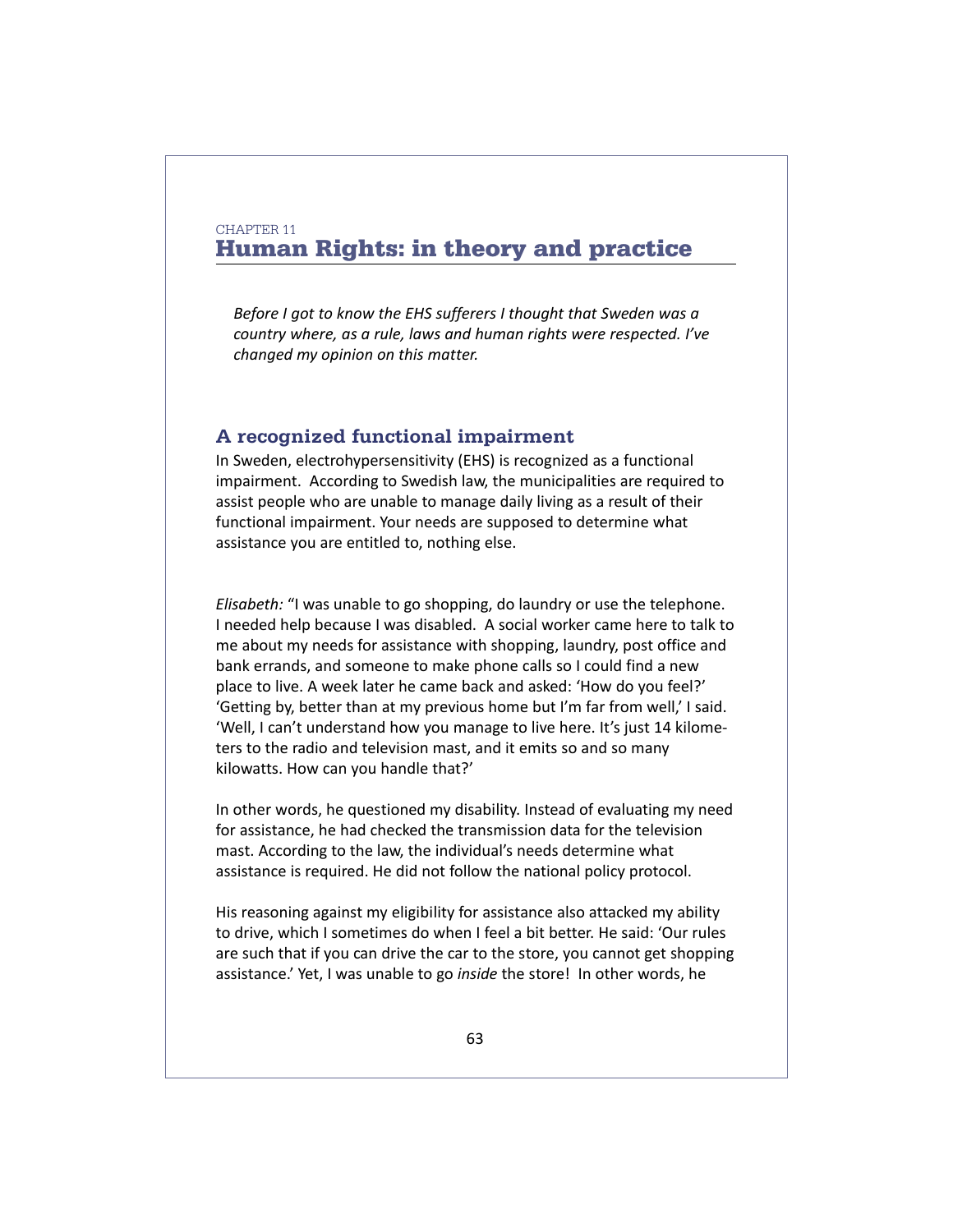CHAPTER 11

# Human Rights: in theory and practice

*Before I got to know the EHS sufferers I thought that Sweden was a country where, as a rule, laws and human rights were respected. I've changed my opinion on this matter.*

## A recognized functional impairment

In Sweden, electrohypersensitivity (EHS) is recognized as a functional impairment. According to Swedish law, the municipalities are required to assist people who are unable to manage daily living as a result of their functional impairment. Your needs are supposed to determine what assistance you are entitled to, nothing else.

*Elisabeth:* "I was unable to go shopping, do laundry or use the telephone. I needed help because I was disabled. A social worker came here to talk to me about my needs for assistance with shopping, laundry, post office and bank errands, and someone to make phone calls so I could find a new place to live. A week later he came back and asked: 'How do you feel?' 'Getting by, better than at my previous home but I'm far from well,' I said. 'Well, I can't understand how you manage to live here. It's just 14 kilometers to the radio and television mast, and it emits so and so many kilowatts. How can you handle that?'

In other words, he questioned my disability. Instead of evaluating my need for assistance, he had checked the transmission data for the television mast. According to the law, the individual's needs determine what assistance is required. He did not follow the national policy protocol.

His reasoning against my eligibility for assistance also attacked my ability to drive, which I sometimes do when I feel a bit better. He said: 'Our rules are such that if you can drive the car to the store, you cannot get shopping assistance.' Yet, I was unable to go *inside* the store! In other words, he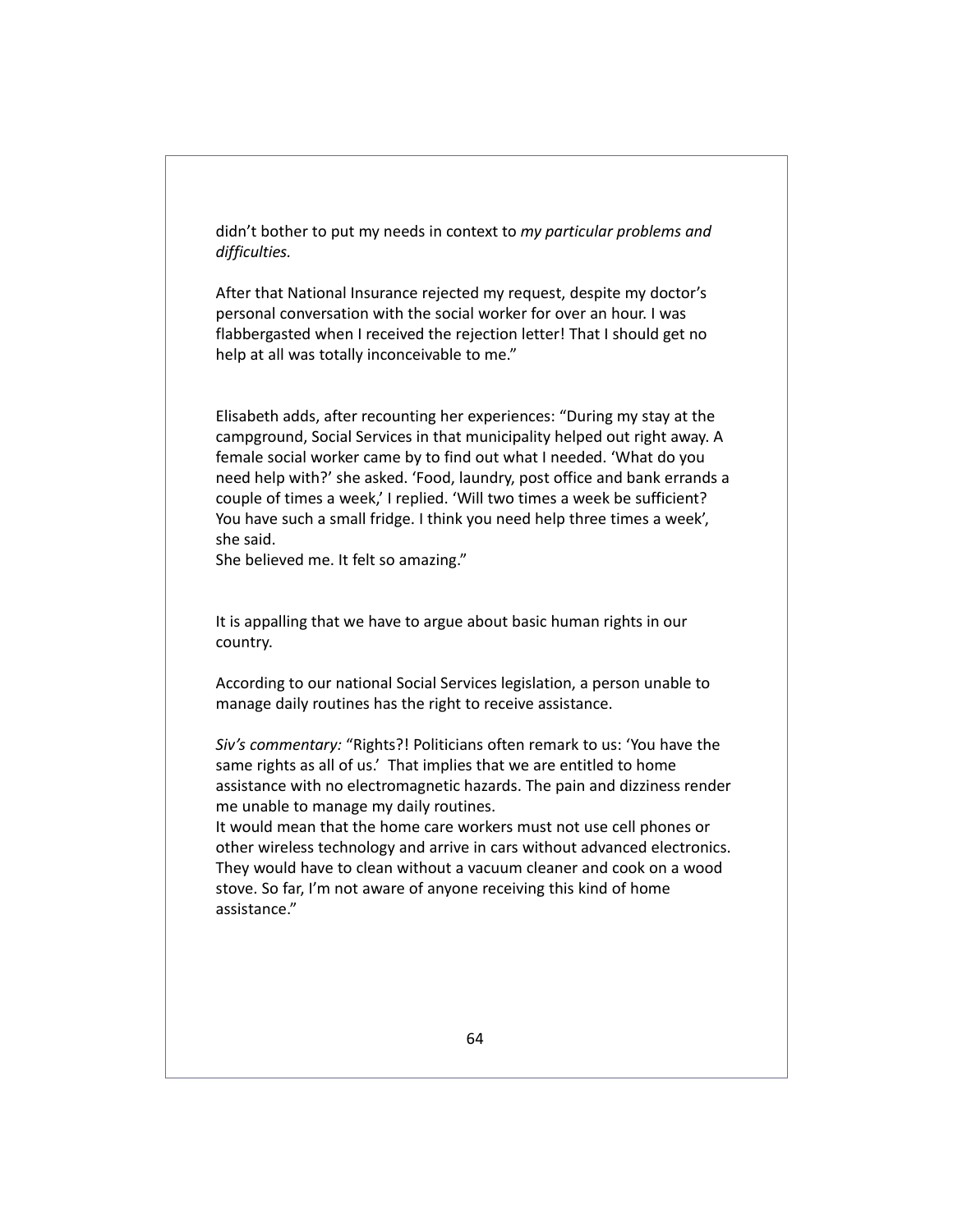didn't bother to put my needs in context to *my particular problems and difficulties.*

After that National Insurance rejected my request, despite my doctor's personal conversation with the social worker for over an hour. I was flabbergasted when I received the rejection letter! That I should get no help at all was totally inconceivable to me."

Elisabeth adds, after recounting her experiences: "During my stay at the campground, Social Services in that municipality helped out right away. A female social worker came by to find out what I needed. 'What do you need help with?' she asked. 'Food, laundry, post office and bank errands a couple of times a week,' I replied. 'Will two times a week be sufficient? You have such a small fridge. I think you need help three times a week', she said.
She believed me. It felt so amazing."

It is appalling that we have to argue about basic human rights in our country.

According to our national Social Services legislation, a person unable to manage daily routines has the right to receive assistance.

*Siv's commentary:* "Rights?! Politicians often remark to us: 'You have the same rights as all of us.' That implies that we are entitled to home assistance with no electromagnetic hazards. The pain and dizziness render me unable to manage my daily routines.
It would mean that the home care workers must not use cell phones or other wireless technology and arrive in cars without advanced electronics. They would have to clean without a vacuum cleaner and cook on a wood stove. So far, I'm not aware of anyone receiving this kind of home assistance."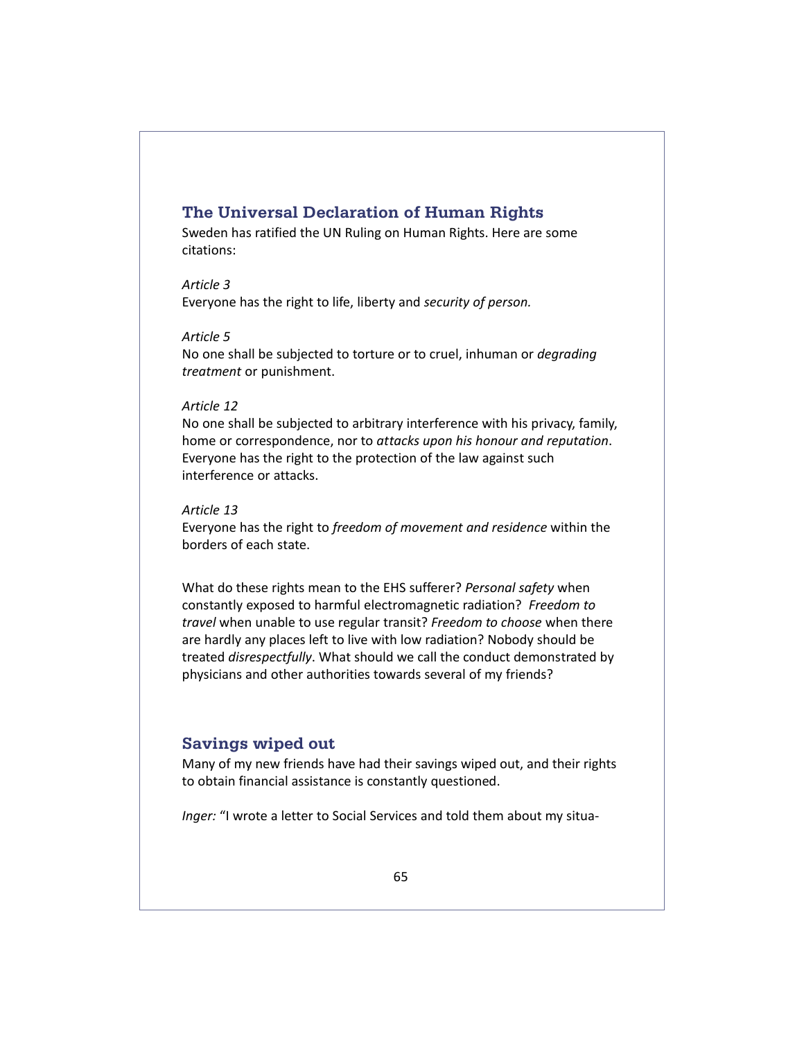## The Universal Declaration of Human Rights

Sweden has ratified the UN Ruling on Human Rights. Here are some citations:

*Article 3*
Everyone has the right to life, liberty and *security of person.*

*Article 5*
No one shall be subjected to torture or to cruel, inhuman or *degrading treatment* or punishment.

*Article 12*
No one shall be subjected to arbitrary interference with his privacy, family, home or correspondence, nor to *attacks upon his honour and reputation*. Everyone has the right to the protection of the law against such interference or attacks.

*Article 13*
Everyone has the right to *freedom of movement and residence* within the borders of each state.

What do these rights mean to the EHS sufferer? *Personal safety* when constantly exposed to harmful electromagnetic radiation? *Freedom to travel* when unable to use regular transit? *Freedom to choose* when there are hardly any places left to live with low radiation? Nobody should be treated *disrespectfully*. What should we call the conduct demonstrated by physicians and other authorities towards several of my friends?

## Savings wiped out

Many of my new friends have had their savings wiped out, and their rights to obtain financial assistance is constantly questioned.

*Inger:* "I wrote a letter to Social Services and told them about my situa-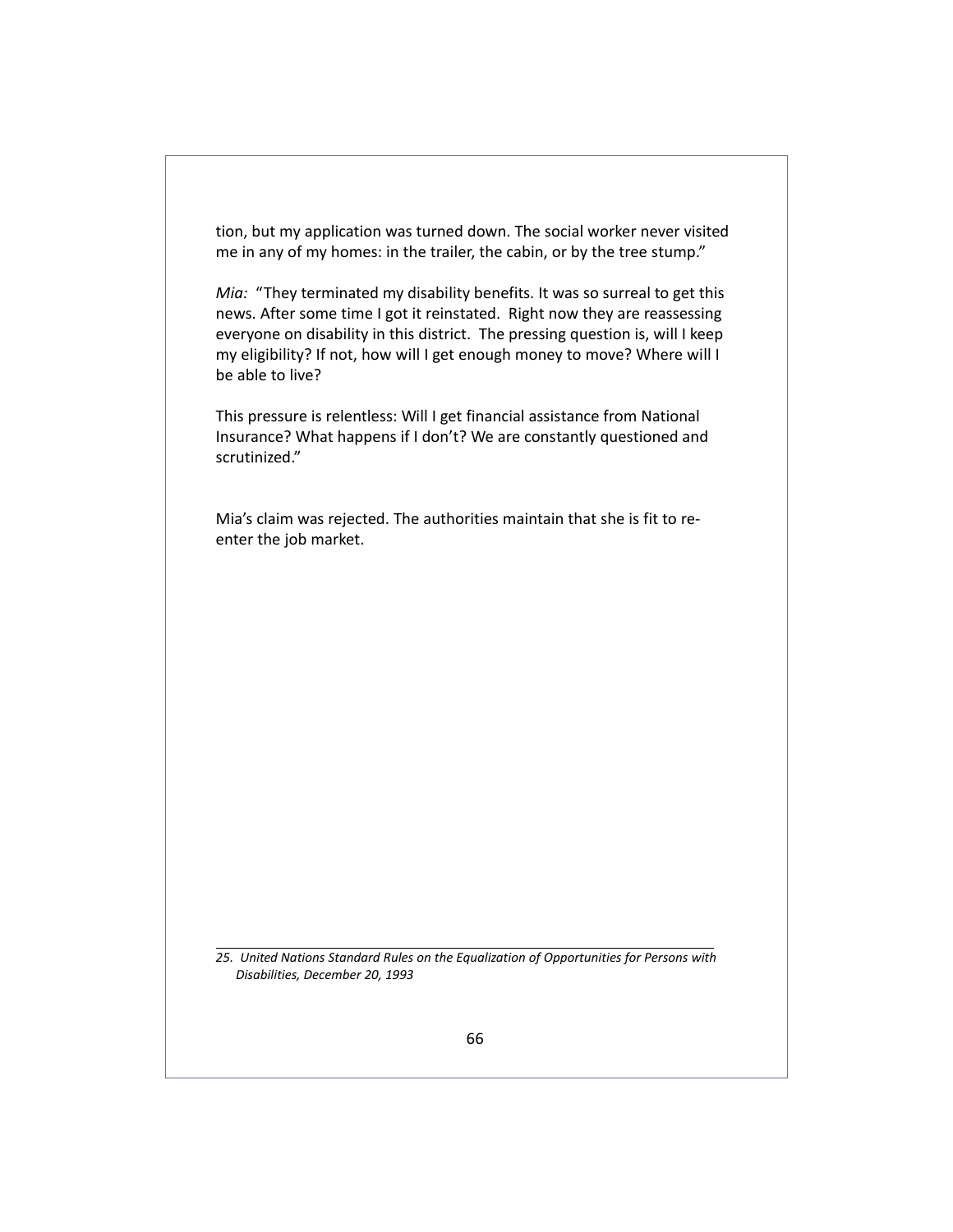tion, but my application was turned down. The social worker never visited me in any of my homes: in the trailer, the cabin, or by the tree stump."

*Mia:* "They terminated my disability benefits. It was so surreal to get this news. After some time I got it reinstated. Right now they are reassessing everyone on disability in this district. The pressing question is, will I keep my eligibility? If not, how will I get enough money to move? Where will I be able to live?

This pressure is relentless: Will I get financial assistance from National Insurance? What happens if I don't? We are constantly questioned and scrutinized."

Mia's claim was rejected. The authorities maintain that she is fit to re-enter the job market.

---

*25. United Nations Standard Rules on the Equalization of Opportunities for Persons with Disabilities, December 20, 1993*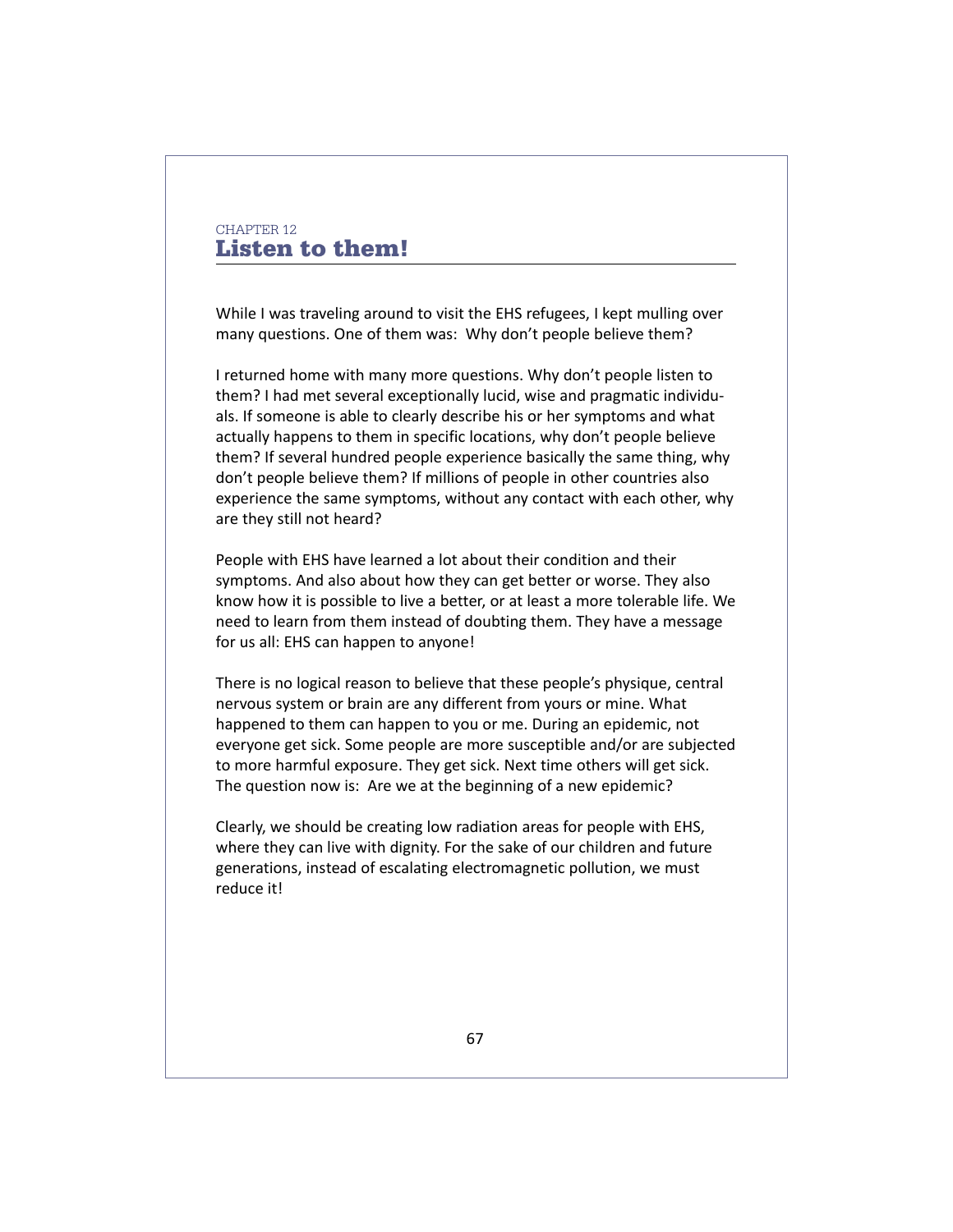CHAPTER 12

# Listen to them!

While I was traveling around to visit the EHS refugees, I kept mulling over many questions. One of them was: Why don't people believe them?

I returned home with many more questions. Why don't people listen to them? I had met several exceptionally lucid, wise and pragmatic individuals. If someone is able to clearly describe his or her symptoms and what actually happens to them in specific locations, why don't people believe them? If several hundred people experience basically the same thing, why don't people believe them? If millions of people in other countries also experience the same symptoms, without any contact with each other, why are they still not heard?

People with EHS have learned a lot about their condition and their symptoms. And also about how they can get better or worse. They also know how it is possible to live a better, or at least a more tolerable life. We need to learn from them instead of doubting them. They have a message for us all: EHS can happen to anyone!

There is no logical reason to believe that these people's physique, central nervous system or brain are any different from yours or mine. What happened to them can happen to you or me. During an epidemic, not everyone get sick. Some people are more susceptible and/or are subjected to more harmful exposure. They get sick. Next time others will get sick. The question now is: Are we at the beginning of a new epidemic?

Clearly, we should be creating low radiation areas for people with EHS, where they can live with dignity. For the sake of our children and future generations, instead of escalating electromagnetic pollution, we must reduce it!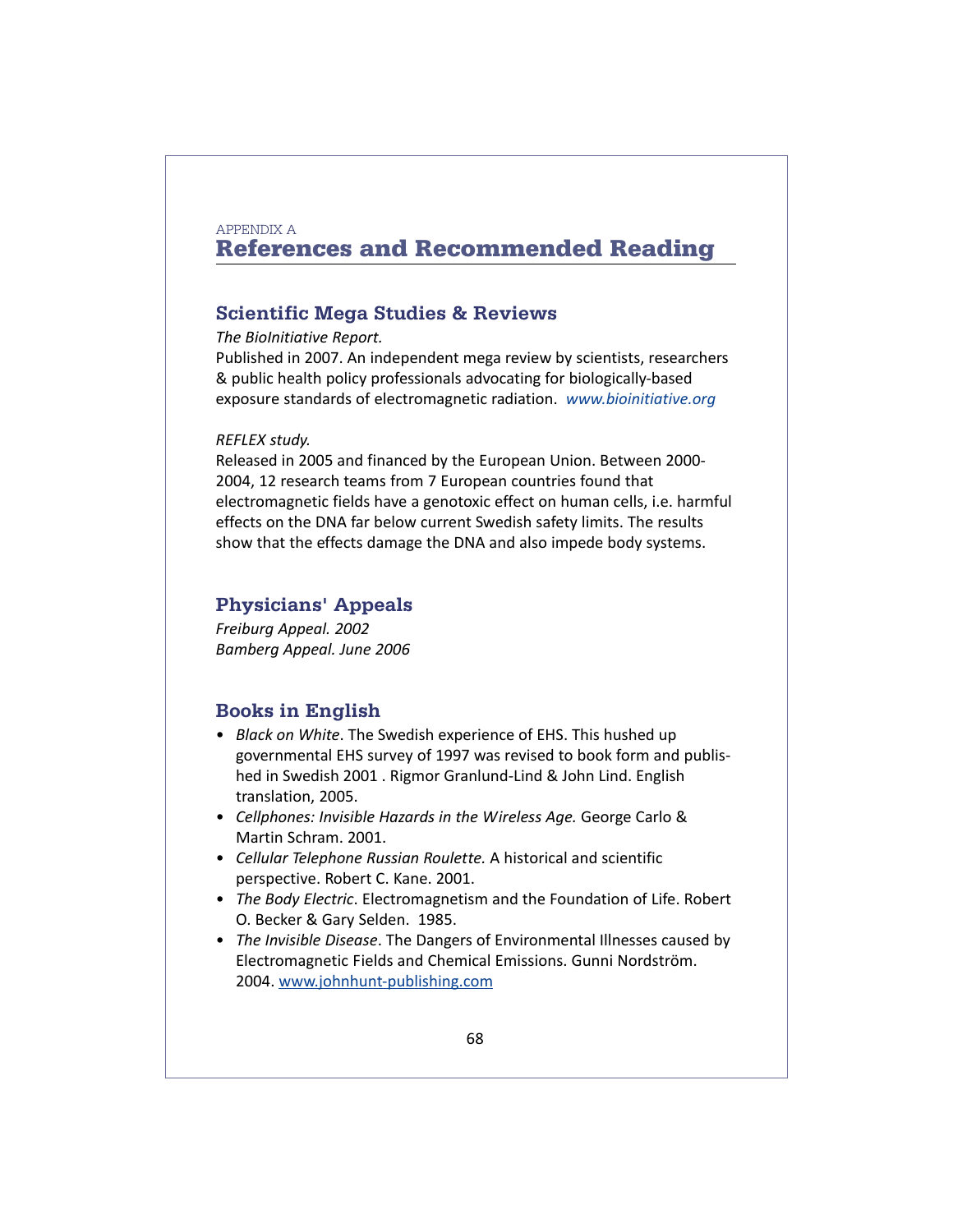APPENDIX A

# References and Recommended Reading

## Scientific Mega Studies & Reviews

*The BioInitiative Report.*

Published in 2007. An independent mega review by scientists, researchers & public health policy professionals advocating for biologically-based exposure standards of electromagnetic radiation. *www.bioinitiative.org*

*REFLEX study.*

Released in 2005 and financed by the European Union. Between 2000-2004, 12 research teams from 7 European countries found that electromagnetic fields have a genotoxic effect on human cells, i.e. harmful effects on the DNA far below current Swedish safety limits. The results show that the effects damage the DNA and also impede body systems.

## Physicians' Appeals

*Freiburg Appeal. 2002*
*Bamberg Appeal. June 2006*

## Books in English

- *Black on White*. The Swedish experience of EHS. This hushed up governmental EHS survey of 1997 was revised to book form and published in Swedish 2001 . Rigmor Granlund-Lind & John Lind. English translation, 2005.
- *Cellphones: Invisible Hazards in the Wireless Age.* George Carlo & Martin Schram. 2001.
- *Cellular Telephone Russian Roulette.* A historical and scientific perspective. Robert C. Kane. 2001.
- *The Body Electric*. Electromagnetism and the Foundation of Life. Robert O. Becker & Gary Selden. 1985.
- *The Invisible Disease*. The Dangers of Environmental Illnesses caused by Electromagnetic Fields and Chemical Emissions. Gunni Nordström. 2004. www.johnhunt-publishing.com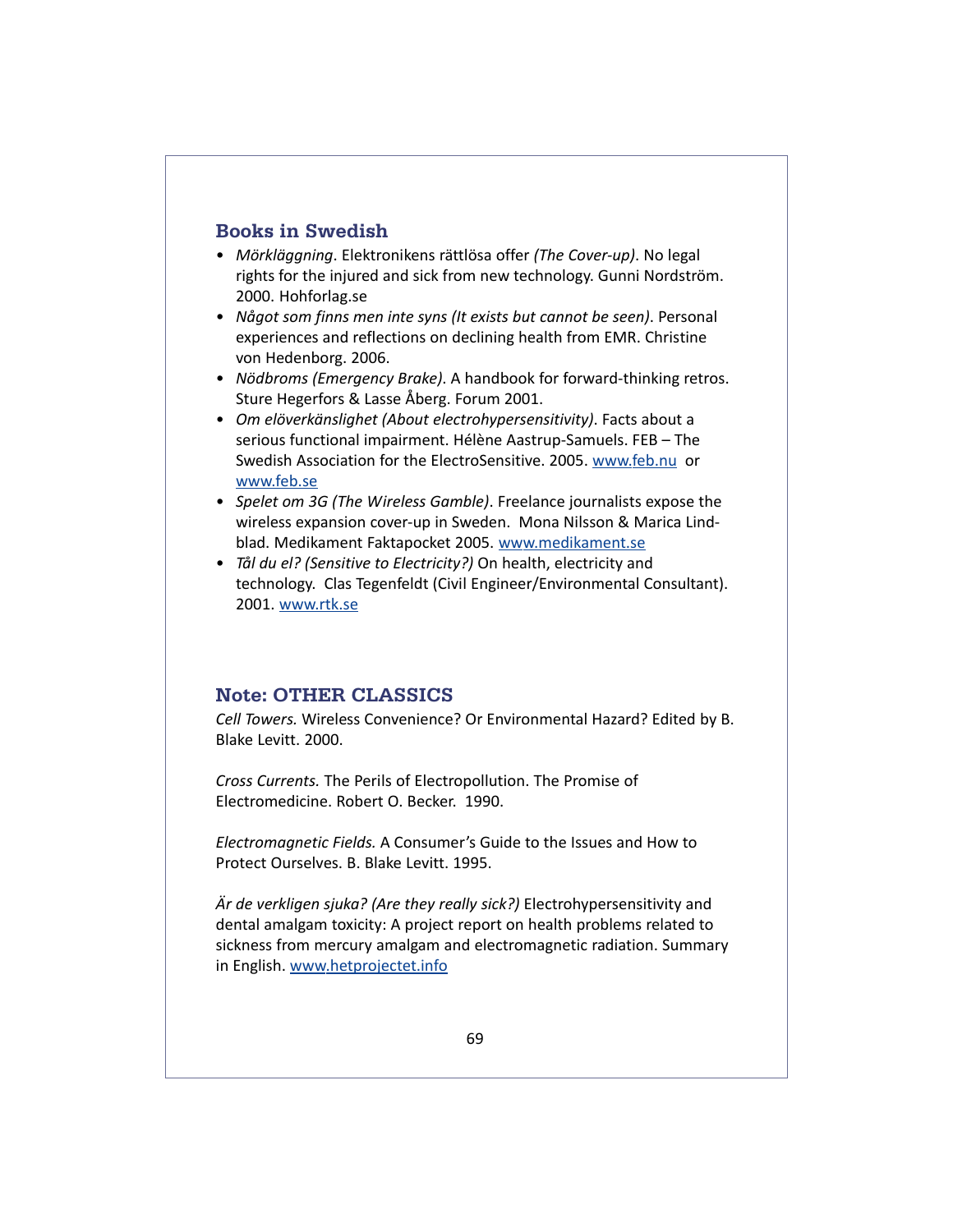## Books in Swedish

- *Mörkläggning*. Elektronikens rättslösa offer *(The Cover-up)*. No legal rights for the injured and sick from new technology. Gunni Nordström. 2000. Hohforlag.se
- *Något som finns men inte syns (It exists but cannot be seen)*. Personal experiences and reflections on declining health from EMR. Christine von Hedenborg. 2006.
- *Nödbroms (Emergency Brake)*. A handbook for forward-thinking retros. Sture Hegerfors & Lasse Åberg. Forum 2001.
- *Om elöverkänslighet (About electrohypersensitivity)*. Facts about a serious functional impairment. Hélène Aastrup-Samuels. FEB – The Swedish Association for the ElectroSensitive. 2005. www.feb.nu or www.feb.se
- *Spelet om 3G (The Wireless Gamble)*. Freelance journalists expose the wireless expansion cover-up in Sweden. Mona Nilsson & Marica Lindblad. Medikament Faktapocket 2005. www.medikament.se
- *Tål du el? (Sensitive to Electricity?)* On health, electricity and technology. Clas Tegenfeldt (Civil Engineer/Environmental Consultant). 2001. www.rtk.se

## Note: OTHER CLASSICS

*Cell Towers.* Wireless Convenience? Or Environmental Hazard? Edited by B. Blake Levitt. 2000.

*Cross Currents.* The Perils of Electropollution. The Promise of Electromedicine. Robert O. Becker. 1990.

*Electromagnetic Fields.* A Consumer's Guide to the Issues and How to Protect Ourselves. B. Blake Levitt. 1995.

*Är de verkligen sjuka? (Are they really sick?)* Electrohypersensitivity and dental amalgam toxicity: A project report on health problems related to sickness from mercury amalgam and electromagnetic radiation. Summary in English. www.hetprojectet.info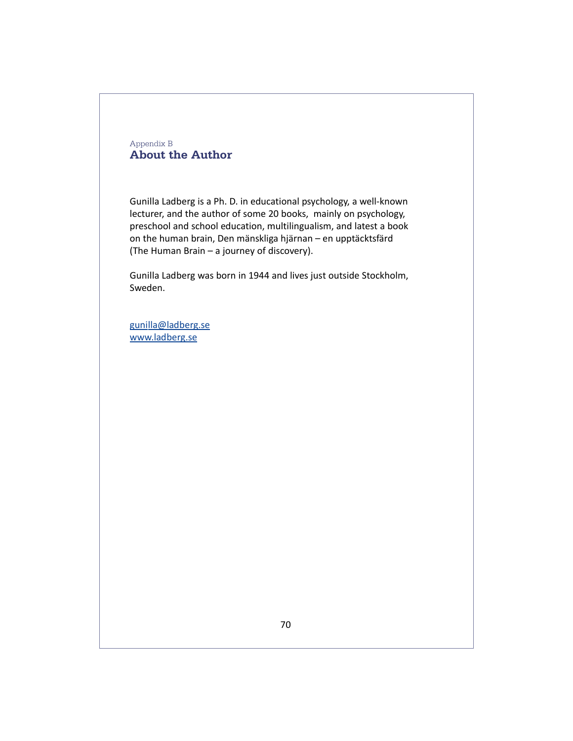Appendix B

# About the Author

Gunilla Ladberg is a Ph. D. in educational psychology, a well-known lecturer, and the author of some 20 books, mainly on psychology, preschool and school education, multilingualism, and latest a book on the human brain, Den mänskliga hjärnan – en upptäcktsfärd (The Human Brain – a journey of discovery).

Gunilla Ladberg was born in 1944 and lives just outside Stockholm, Sweden.

[gunilla@ladberg.se](mailto:gunilla@ladberg.se)
[www.ladberg.se](http://www.ladberg.se)